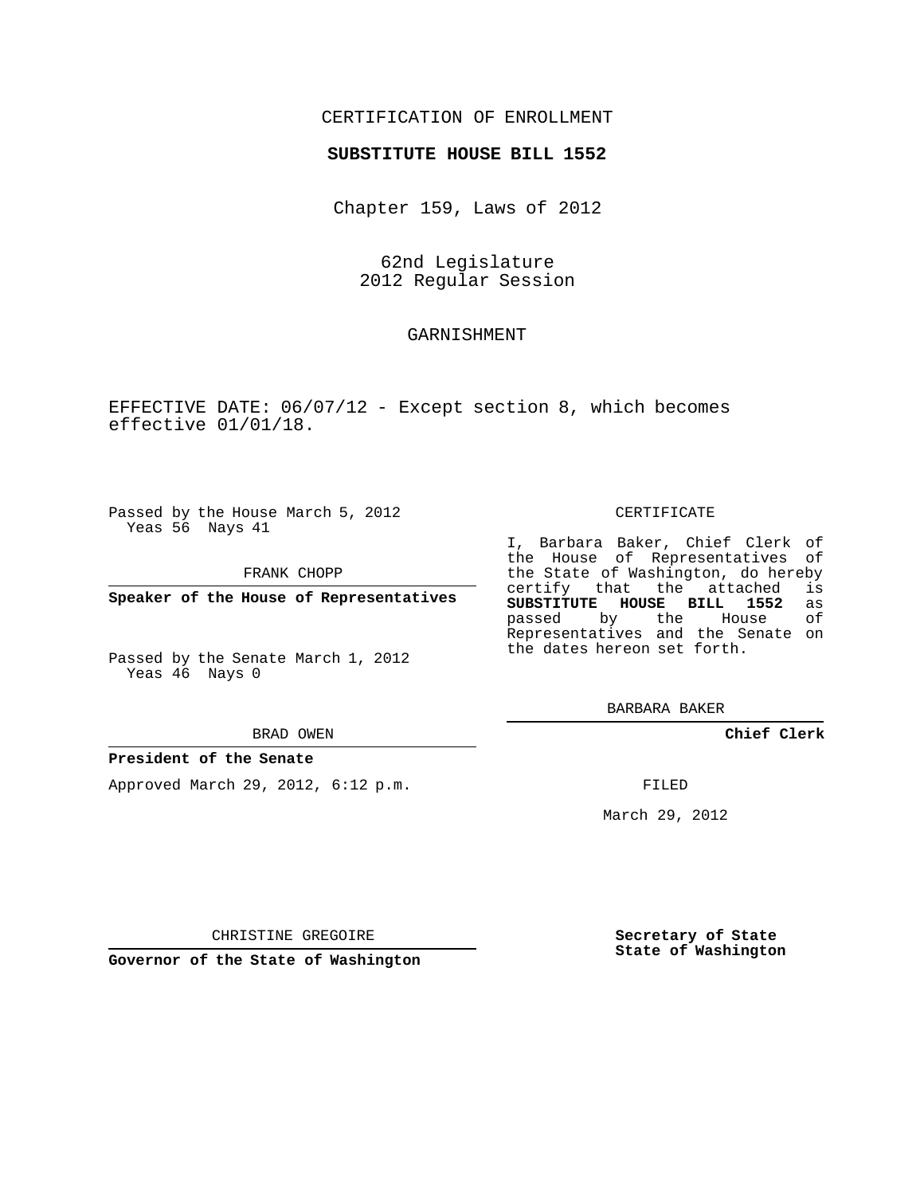CERTIFICATION OF ENROLLMENT

**SUBSTITUTE HOUSE BILL 1552**

Chapter 159, Laws of 2012

62nd Legislature
2012 Regular Session

GARNISHMENT

EFFECTIVE DATE: 06/07/12 - Except section 8, which becomes effective 01/01/18.

Passed by the House March 5, 2012
Yeas 56 Nays 41

FRANK CHOPP

**Speaker of the House of Representatives**

Passed by the Senate March 1, 2012
Yeas 46 Nays 0

BRAD OWEN

**President of the Senate**

Approved March 29, 2012, 6:12 p.m.

CHRISTINE GREGOIRE

**Governor of the State of Washington**

CERTIFICATE

I, Barbara Baker, Chief Clerk of the House of Representatives of the State of Washington, do hereby certify that the attached is **SUBSTITUTE HOUSE BILL 1552** as passed by the House of Representatives and the Senate on the dates hereon set forth.

BARBARA BAKER

**Chief Clerk**

FILED

March 29, 2012

**Secretary of State**
**State of Washington**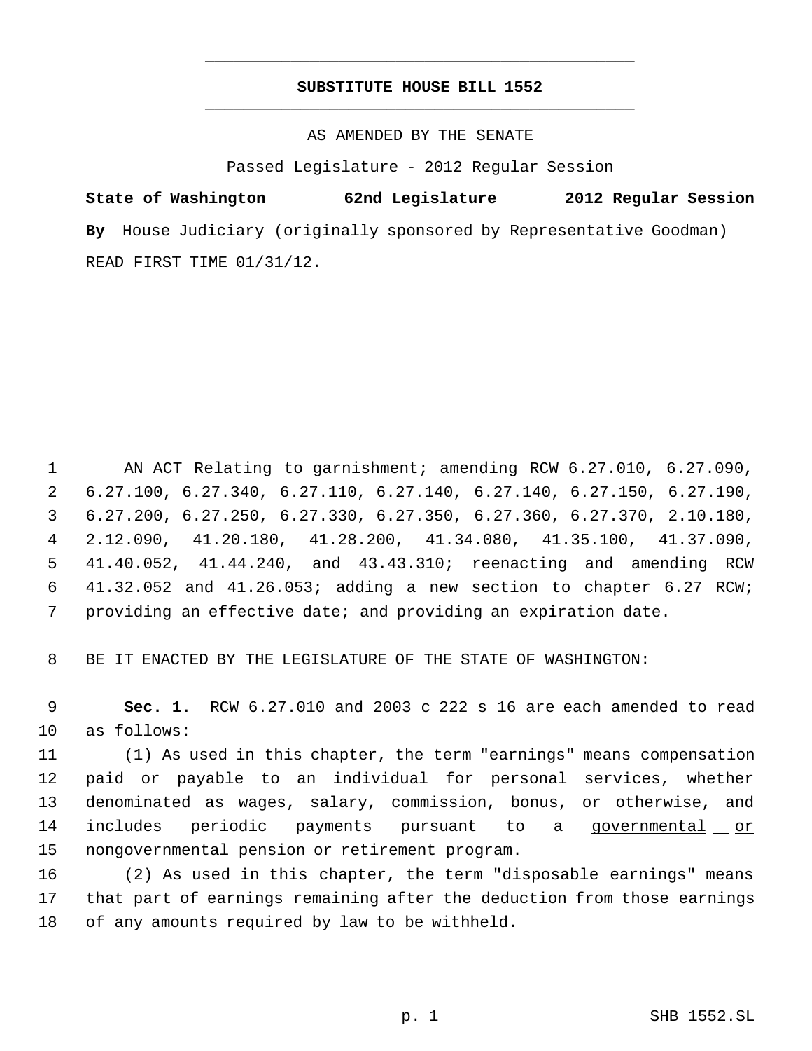# SUBSTITUTE HOUSE BILL 1552

AS AMENDED BY THE SENATE

Passed Legislature - 2012 Regular Session

**State of Washington 62nd Legislature 2012 Regular Session**

**By** House Judiciary (originally sponsored by Representative Goodman)

READ FIRST TIME 01/31/12.

AN ACT Relating to garnishment; amending RCW 6.27.010, 6.27.090, 6.27.100, 6.27.340, 6.27.110, 6.27.140, 6.27.140, 6.27.150, 6.27.190, 6.27.200, 6.27.250, 6.27.330, 6.27.350, 6.27.360, 6.27.370, 2.10.180, 2.12.090, 41.20.180, 41.28.200, 41.34.080, 41.35.100, 41.37.090, 41.40.052, 41.44.240, and 43.43.310; reenacting and amending RCW 41.32.052 and 41.26.053; adding a new section to chapter 6.27 RCW; providing an effective date; and providing an expiration date.

BE IT ENACTED BY THE LEGISLATURE OF THE STATE OF WASHINGTON:

**Sec. 1.** RCW 6.27.010 and 2003 c 222 s 16 are each amended to read as follows:

(1) As used in this chapter, the term "earnings" means compensation paid or payable to an individual for personal services, whether denominated as wages, salary, commission, bonus, or otherwise, and includes periodic payments pursuant to a governmental or nongovernmental pension or retirement program.

(2) As used in this chapter, the term "disposable earnings" means that part of earnings remaining after the deduction from those earnings of any amounts required by law to be withheld.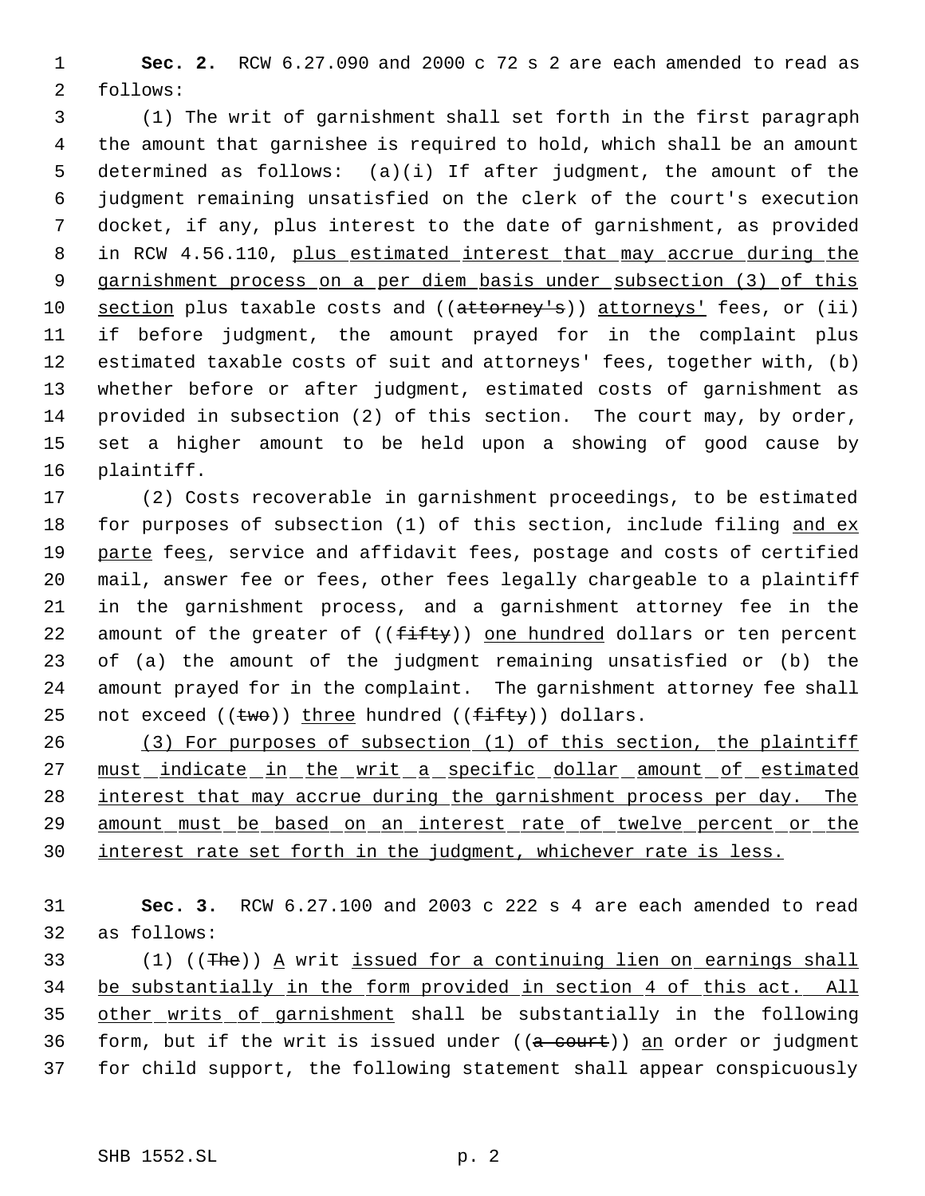**Sec. 2.** RCW 6.27.090 and 2000 c 72 s 2 are each amended to read as follows:

(1) The writ of garnishment shall set forth in the first paragraph the amount that garnishee is required to hold, which shall be an amount determined as follows: (a)(i) If after judgment, the amount of the judgment remaining unsatisfied on the clerk of the court's execution docket, if any, plus interest to the date of garnishment, as provided in RCW 4.56.110, plus estimated interest that may accrue during the garnishment process on a per diem basis under subsection (3) of this section plus taxable costs and ((~~attorney's~~)) attorneys' fees, or (ii) if before judgment, the amount prayed for in the complaint plus estimated taxable costs of suit and attorneys' fees, together with, (b) whether before or after judgment, estimated costs of garnishment as provided in subsection (2) of this section. The court may, by order, set a higher amount to be held upon a showing of good cause by plaintiff.

(2) Costs recoverable in garnishment proceedings, to be estimated for purposes of subsection (1) of this section, include filing and ex parte fees, service and affidavit fees, postage and costs of certified mail, answer fee or fees, other fees legally chargeable to a plaintiff in the garnishment process, and a garnishment attorney fee in the amount of the greater of ((~~fifty~~)) one hundred dollars or ten percent of (a) the amount of the judgment remaining unsatisfied or (b) the amount prayed for in the complaint. The garnishment attorney fee shall not exceed ((~~two~~)) three hundred ((~~fifty~~)) dollars.

(3) For purposes of subsection (1) of this section, the plaintiff must indicate in the writ a specific dollar amount of estimated interest that may accrue during the garnishment process per day. The amount must be based on an interest rate of twelve percent or the interest rate set forth in the judgment, whichever rate is less.

**Sec. 3.** RCW 6.27.100 and 2003 c 222 s 4 are each amended to read as follows:

(1) ((~~The~~)) A writ issued for a continuing lien on earnings shall be substantially in the form provided in section 4 of this act. All other writs of garnishment shall be substantially in the following form, but if the writ is issued under ((~~a court~~)) an order or judgment for child support, the following statement shall appear conspicuously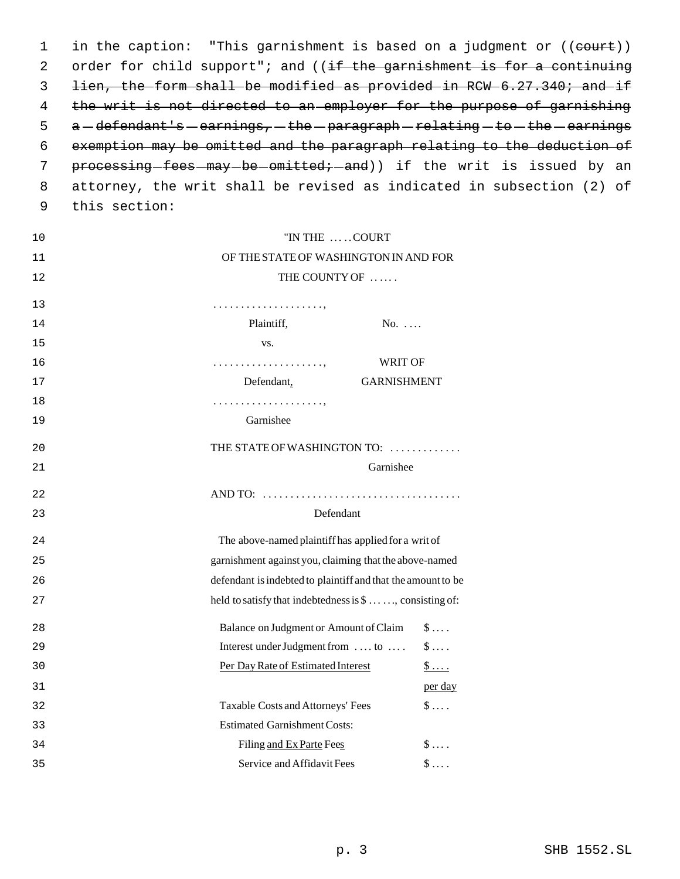in the caption: "This garnishment is based on a judgment or ((~~court~~)) order for child support"; and ((~~if the garnishment is for a continuing lien, the form shall be modified as provided in RCW 6.27.340; and if the writ is not directed to an employer for the purpose of garnishing a defendant's earnings, the paragraph relating to the earnings exemption may be omitted and the paragraph relating to the deduction of processing fees may be omitted; and~~)) if the writ is issued by an attorney, the writ shall be revised as indicated in subsection (2) of this section:

"IN THE . . . . . COURT
OF THE STATE OF WASHINGTON IN AND FOR
THE COUNTY OF . . . . . .

| | |
|---|---|
| . . . . . . . . . . . . . . . . . . . . , | |
| Plaintiff, | No. . . . . |
| vs. | |
| . . . . . . . . . . . . . . . . . . . . , | WRIT OF |
| Defendant<u>,</u> | GARNISHMENT |
| . . . . . . . . . . . . . . . . . . . . , | |
| Garnishee | |

THE STATE OF WASHINGTON TO: . . . . . . . . . . . . .
Garnishee

AND TO: . . . . . . . . . . . . . . . . . . . . . . . . . . . . . . . . . . .
Defendant

The above-named plaintiff has applied for a writ of garnishment against you, claiming that the above-named defendant is indebted to plaintiff and that the amount to be held to satisfy that indebtedness is $ . . . . . ., consisting of:

| | |
|---|---|
| Balance on Judgment or Amount of Claim | $ . . . . |
| Interest under Judgment from . . . . to . . . . | $ . . . . |
| <u>Per Day Rate of Estimated Interest</u> | <u>$ . . . . per day</u> |
| Taxable Costs and Attorneys' Fees | $ . . . . |
| Estimated Garnishment Costs: | |
| Filing <u>and Ex Parte</u> Fee<u>s</u> | $ . . . . |
| Service and Affidavit Fees | $ . . . . |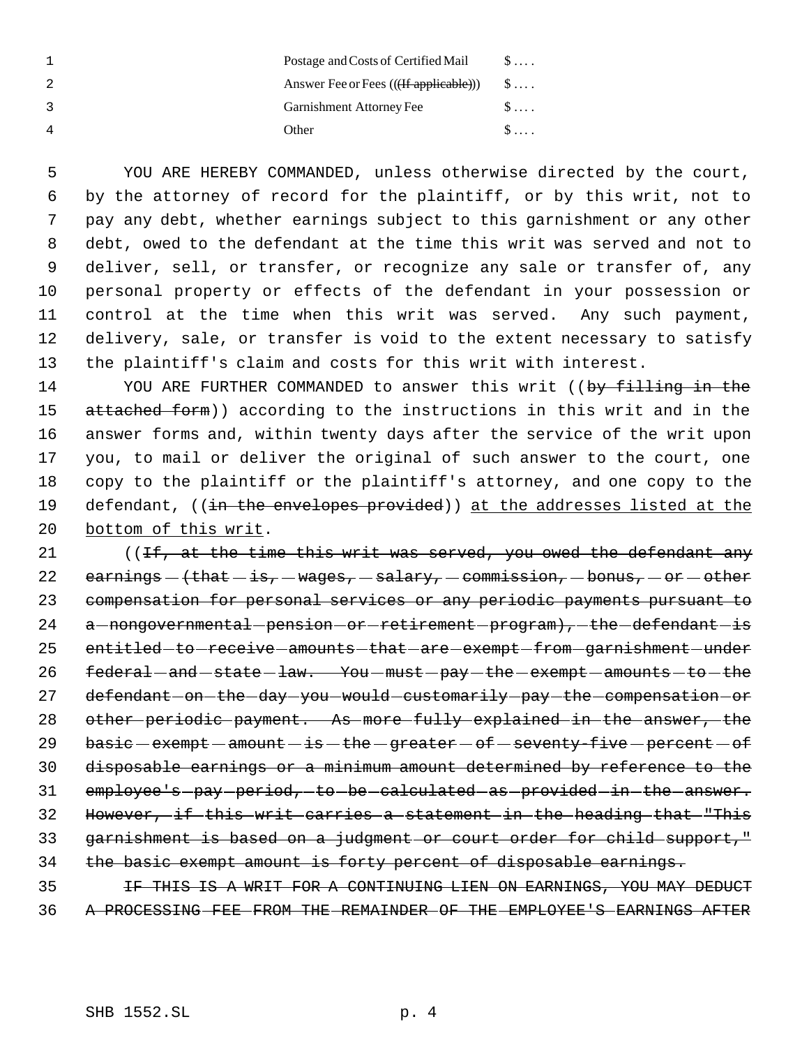| | |
|---|---|
| Postage and Costs of Certified Mail | $ . . . . |
| Answer Fee or Fees ((~~(If applicable)~~)) | $ . . . . |
| Garnishment Attorney Fee | $ . . . . |
| Other | $ . . . . |

YOU ARE HEREBY COMMANDED, unless otherwise directed by the court, by the attorney of record for the plaintiff, or by this writ, not to pay any debt, whether earnings subject to this garnishment or any other debt, owed to the defendant at the time this writ was served and not to deliver, sell, or transfer, or recognize any sale or transfer of, any personal property or effects of the defendant in your possession or control at the time when this writ was served. Any such payment, delivery, sale, or transfer is void to the extent necessary to satisfy the plaintiff's claim and costs for this writ with interest.

YOU ARE FURTHER COMMANDED to answer this writ ((~~by filling in the attached form~~)) according to the instructions in this writ and in the answer forms and, within twenty days after the service of the writ upon you, to mail or deliver the original of such answer to the court, one copy to the plaintiff or the plaintiff's attorney, and one copy to the defendant, ((~~in the envelopes provided~~)) <u>at the addresses listed at the bottom of this writ</u>.

((~~If, at the time this writ was served, you owed the defendant any earnings (that is, wages, salary, commission, bonus, or other compensation for personal services or any periodic payments pursuant to a nongovernmental pension or retirement program), the defendant is entitled to receive amounts that are exempt from garnishment under federal and state law. You must pay the exempt amounts to the defendant on the day you would customarily pay the compensation or other periodic payment. As more fully explained in the answer, the basic exempt amount is the greater of seventy-five percent of disposable earnings or a minimum amount determined by reference to the employee's pay period, to be calculated as provided in the answer. However, if this writ carries a statement in the heading that "This garnishment is based on a judgment or court order for child support," the basic exempt amount is forty percent of disposable earnings.~~

~~IF THIS IS A WRIT FOR A CONTINUING LIEN ON EARNINGS, YOU MAY DEDUCT A PROCESSING FEE FROM THE REMAINDER OF THE EMPLOYEE'S EARNINGS AFTER~~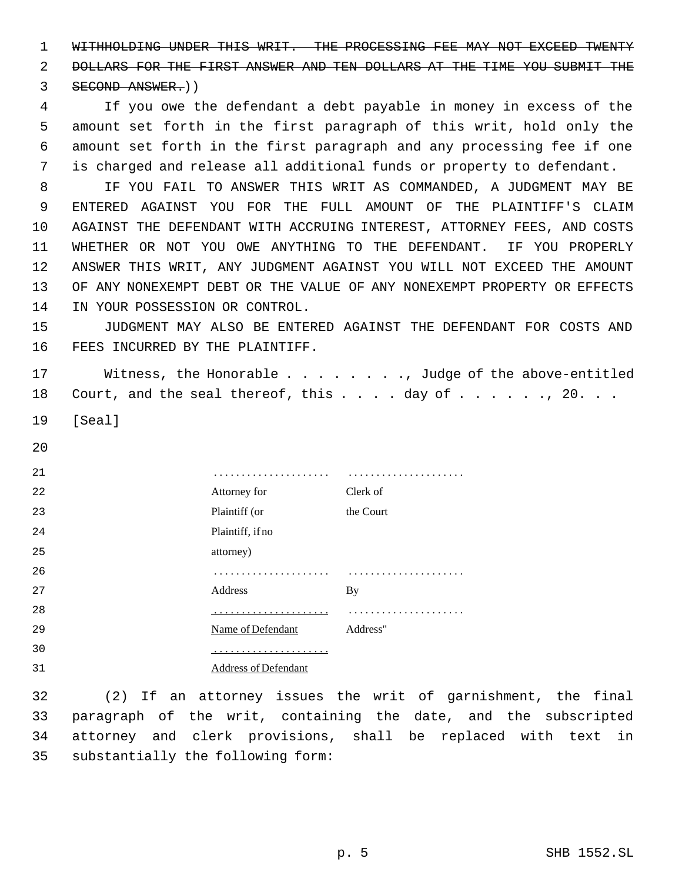~~WITHHOLDING UNDER THIS WRIT. THE PROCESSING FEE MAY NOT EXCEED TWENTY DOLLARS FOR THE FIRST ANSWER AND TEN DOLLARS AT THE TIME YOU SUBMIT THE SECOND ANSWER.~~))

If you owe the defendant a debt payable in money in excess of the amount set forth in the first paragraph of this writ, hold only the amount set forth in the first paragraph and any processing fee if one is charged and release all additional funds or property to defendant.

IF YOU FAIL TO ANSWER THIS WRIT AS COMMANDED, A JUDGMENT MAY BE ENTERED AGAINST YOU FOR THE FULL AMOUNT OF THE PLAINTIFF'S CLAIM AGAINST THE DEFENDANT WITH ACCRUING INTEREST, ATTORNEY FEES, AND COSTS WHETHER OR NOT YOU OWE ANYTHING TO THE DEFENDANT. IF YOU PROPERLY ANSWER THIS WRIT, ANY JUDGMENT AGAINST YOU WILL NOT EXCEED THE AMOUNT OF ANY NONEXEMPT DEBT OR THE VALUE OF ANY NONEXEMPT PROPERTY OR EFFECTS IN YOUR POSSESSION OR CONTROL.

JUDGMENT MAY ALSO BE ENTERED AGAINST THE DEFENDANT FOR COSTS AND FEES INCURRED BY THE PLAINTIFF.

Witness, the Honorable . . . . . . . . ., Judge of the above-entitled Court, and the seal thereof, this . . . . day of . . . . . . ., 20. . .

[Seal]

| | |
|---|---|
| ..................... | ..................... |
| Attorney for Plaintiff (or Plaintiff, if no attorney) | Clerk of the Court |
| ..................... | ..................... |
| Address | By |
| <u>.....................</u> | ..................... |
| <u>Name of Defendant</u> | Address" |
| <u>.....................</u> | |
| <u>Address of Defendant</u> | |

(2) If an attorney issues the writ of garnishment, the final paragraph of the writ, containing the date, and the subscripted attorney and clerk provisions, shall be replaced with text in substantially the following form: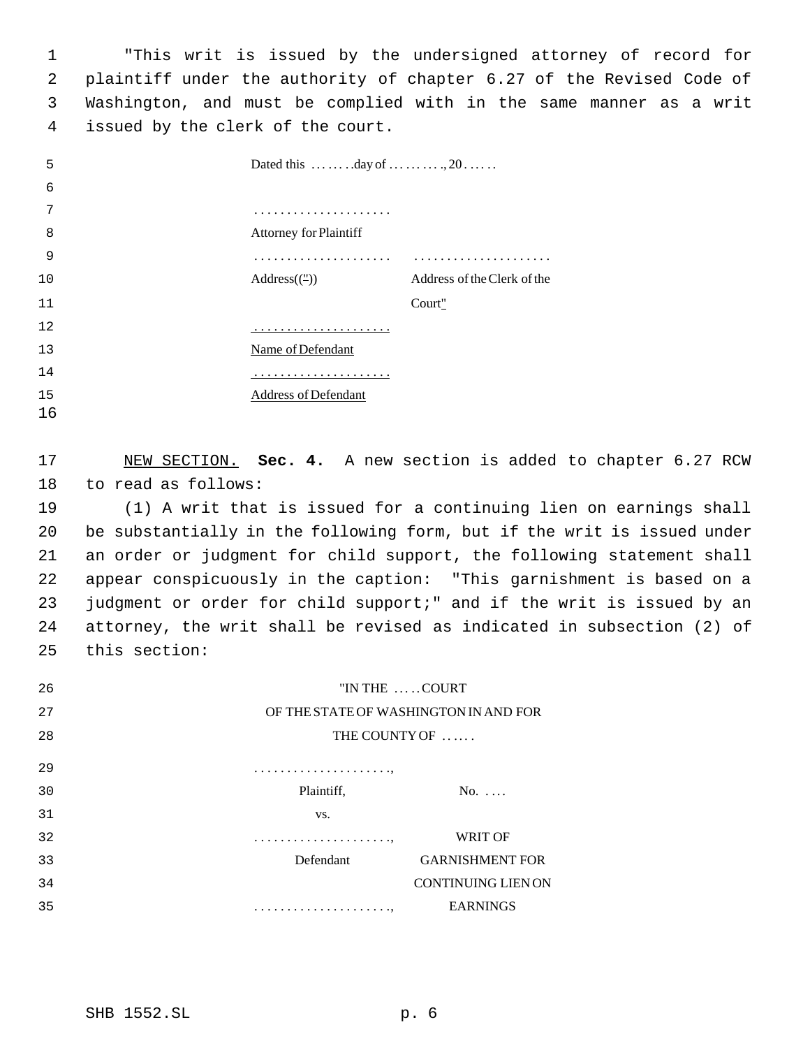"This writ is issued by the undersigned attorney of record for plaintiff under the authority of chapter 6.27 of the Revised Code of Washington, and must be complied with in the same manner as a writ issued by the clerk of the court.

Dated this . . . . . . .day of . . . . . . . . ., 20 . . . . .

. . . . . . . . . . . . . . . . . . . . .
Attorney for Plaintiff

| | |
|---|---|
| . . . . . . . . . . . . . . . . . . . . . | . . . . . . . . . . . . . . . . . . . . . |
| Address((")) | Address of the Clerk of the Court" |

. . . . . . . . . . . . . . . . . . . . .
Name of Defendant

. . . . . . . . . . . . . . . . . . . . .
Address of Defendant

NEW SECTION. **Sec. 4.** A new section is added to chapter 6.27 RCW to read as follows:

(1) A writ that is issued for a continuing lien on earnings shall be substantially in the following form, but if the writ is issued under an order or judgment for child support, the following statement shall appear conspicuously in the caption: "This garnishment is based on a judgment or order for child support;" and if the writ is issued by an attorney, the writ shall be revised as indicated in subsection (2) of this section:

"IN THE . . . . . COURT
OF THE STATE OF WASHINGTON IN AND FOR
THE COUNTY OF . . . . . .

| | |
|---|---|
| . . . . . . . . . . . . . . . . . . . . ., Plaintiff, | No. . . . . |
| vs. | |
| . . . . . . . . . . . . . . . . . . . . ., Defendant | WRIT OF GARNISHMENT FOR CONTINUING LIEN ON EARNINGS |
| . . . . . . . . . . . . . . . . . . . . ., | |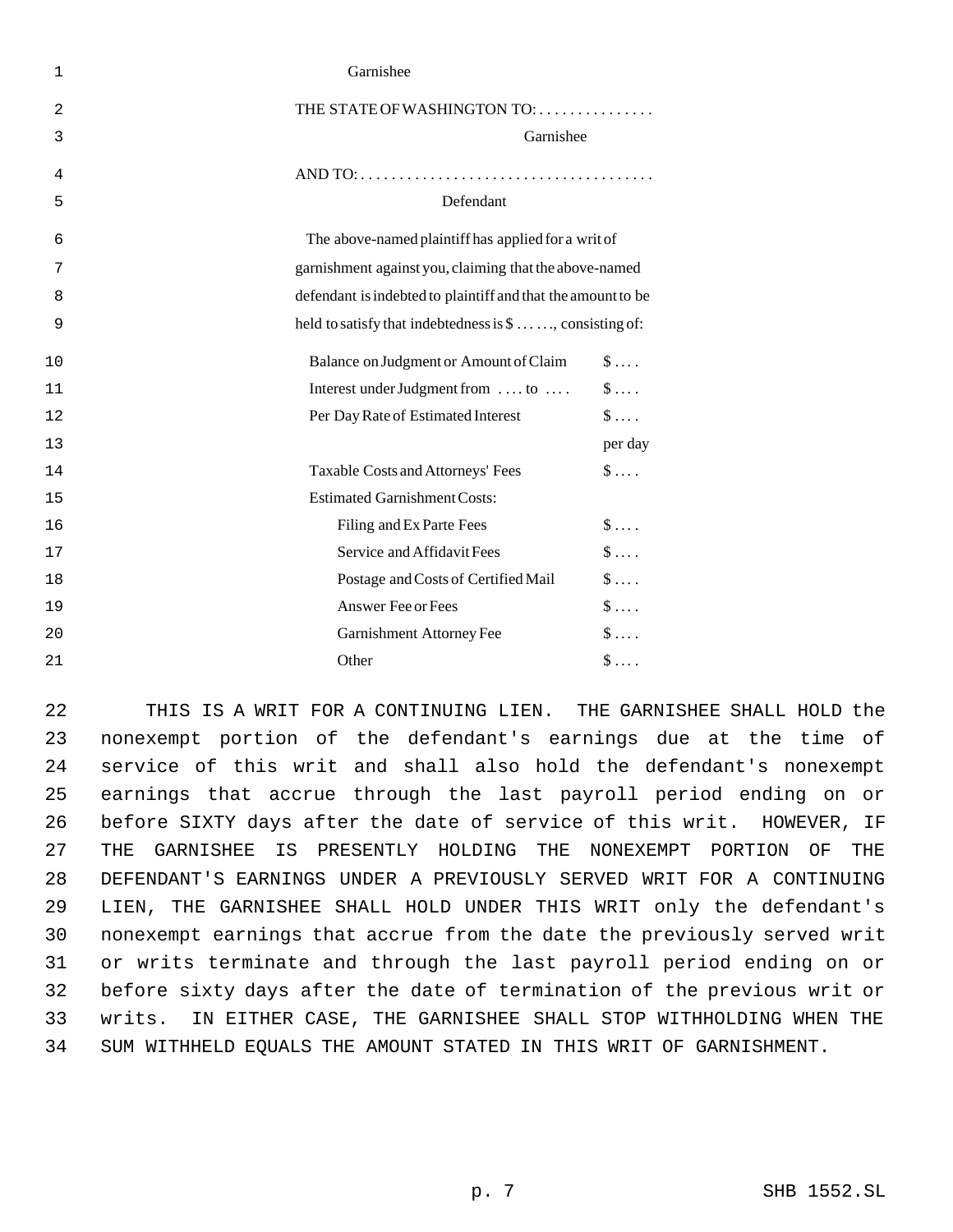Garnishee

THE STATE OF WASHINGTON TO: . . . . . . . . . . . . . . .

Garnishee

AND TO: . . . . . . . . . . . . . . . . . . . . . . . . . . . . . . . . . . . . .

Defendant

The above-named plaintiff has applied for a writ of garnishment against you, claiming that the above-named defendant is indebted to plaintiff and that the amount to be held to satisfy that indebtedness is $ . . . . . ., consisting of:

| | |
|---|---|
| Balance on Judgment or Amount of Claim | $ . . . . |
| Interest under Judgment from . . . . to . . . . | $ . . . . |
| Per Day Rate of Estimated Interest | $ . . . . per day |
| Taxable Costs and Attorneys' Fees | $ . . . . |
| Estimated Garnishment Costs: | |
| Filing and Ex Parte Fees | $ . . . . |
| Service and Affidavit Fees | $ . . . . |
| Postage and Costs of Certified Mail | $ . . . . |
| Answer Fee or Fees | $ . . . . |
| Garnishment Attorney Fee | $ . . . . |
| Other | $ . . . . |

THIS IS A WRIT FOR A CONTINUING LIEN. THE GARNISHEE SHALL HOLD the nonexempt portion of the defendant's earnings due at the time of service of this writ and shall also hold the defendant's nonexempt earnings that accrue through the last payroll period ending on or before SIXTY days after the date of service of this writ. HOWEVER, IF THE GARNISHEE IS PRESENTLY HOLDING THE NONEXEMPT PORTION OF THE DEFENDANT'S EARNINGS UNDER A PREVIOUSLY SERVED WRIT FOR A CONTINUING LIEN, THE GARNISHEE SHALL HOLD UNDER THIS WRIT only the defendant's nonexempt earnings that accrue from the date the previously served writ or writs terminate and through the last payroll period ending on or before sixty days after the date of termination of the previous writ or writs. IN EITHER CASE, THE GARNISHEE SHALL STOP WITHHOLDING WHEN THE SUM WITHHELD EQUALS THE AMOUNT STATED IN THIS WRIT OF GARNISHMENT.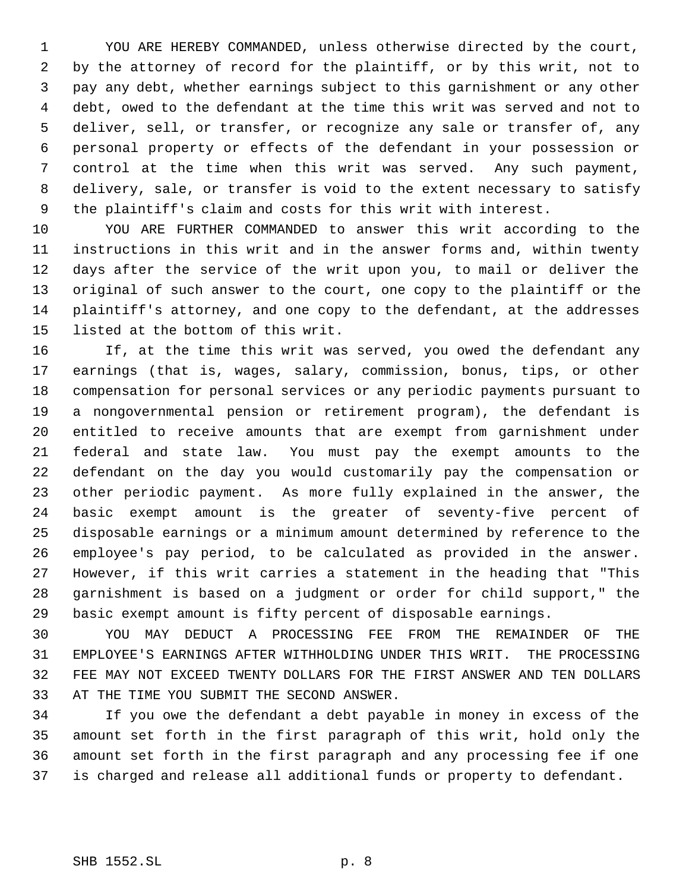YOU ARE HEREBY COMMANDED, unless otherwise directed by the court, by the attorney of record for the plaintiff, or by this writ, not to pay any debt, whether earnings subject to this garnishment or any other debt, owed to the defendant at the time this writ was served and not to deliver, sell, or transfer, or recognize any sale or transfer of, any personal property or effects of the defendant in your possession or control at the time when this writ was served. Any such payment, delivery, sale, or transfer is void to the extent necessary to satisfy the plaintiff's claim and costs for this writ with interest.

YOU ARE FURTHER COMMANDED to answer this writ according to the instructions in this writ and in the answer forms and, within twenty days after the service of the writ upon you, to mail or deliver the original of such answer to the court, one copy to the plaintiff or the plaintiff's attorney, and one copy to the defendant, at the addresses listed at the bottom of this writ.

If, at the time this writ was served, you owed the defendant any earnings (that is, wages, salary, commission, bonus, tips, or other compensation for personal services or any periodic payments pursuant to a nongovernmental pension or retirement program), the defendant is entitled to receive amounts that are exempt from garnishment under federal and state law. You must pay the exempt amounts to the defendant on the day you would customarily pay the compensation or other periodic payment. As more fully explained in the answer, the basic exempt amount is the greater of seventy-five percent of disposable earnings or a minimum amount determined by reference to the employee's pay period, to be calculated as provided in the answer. However, if this writ carries a statement in the heading that "This garnishment is based on a judgment or order for child support," the basic exempt amount is fifty percent of disposable earnings.

YOU MAY DEDUCT A PROCESSING FEE FROM THE REMAINDER OF THE EMPLOYEE'S EARNINGS AFTER WITHHOLDING UNDER THIS WRIT. THE PROCESSING FEE MAY NOT EXCEED TWENTY DOLLARS FOR THE FIRST ANSWER AND TEN DOLLARS AT THE TIME YOU SUBMIT THE SECOND ANSWER.

If you owe the defendant a debt payable in money in excess of the amount set forth in the first paragraph of this writ, hold only the amount set forth in the first paragraph and any processing fee if one is charged and release all additional funds or property to defendant.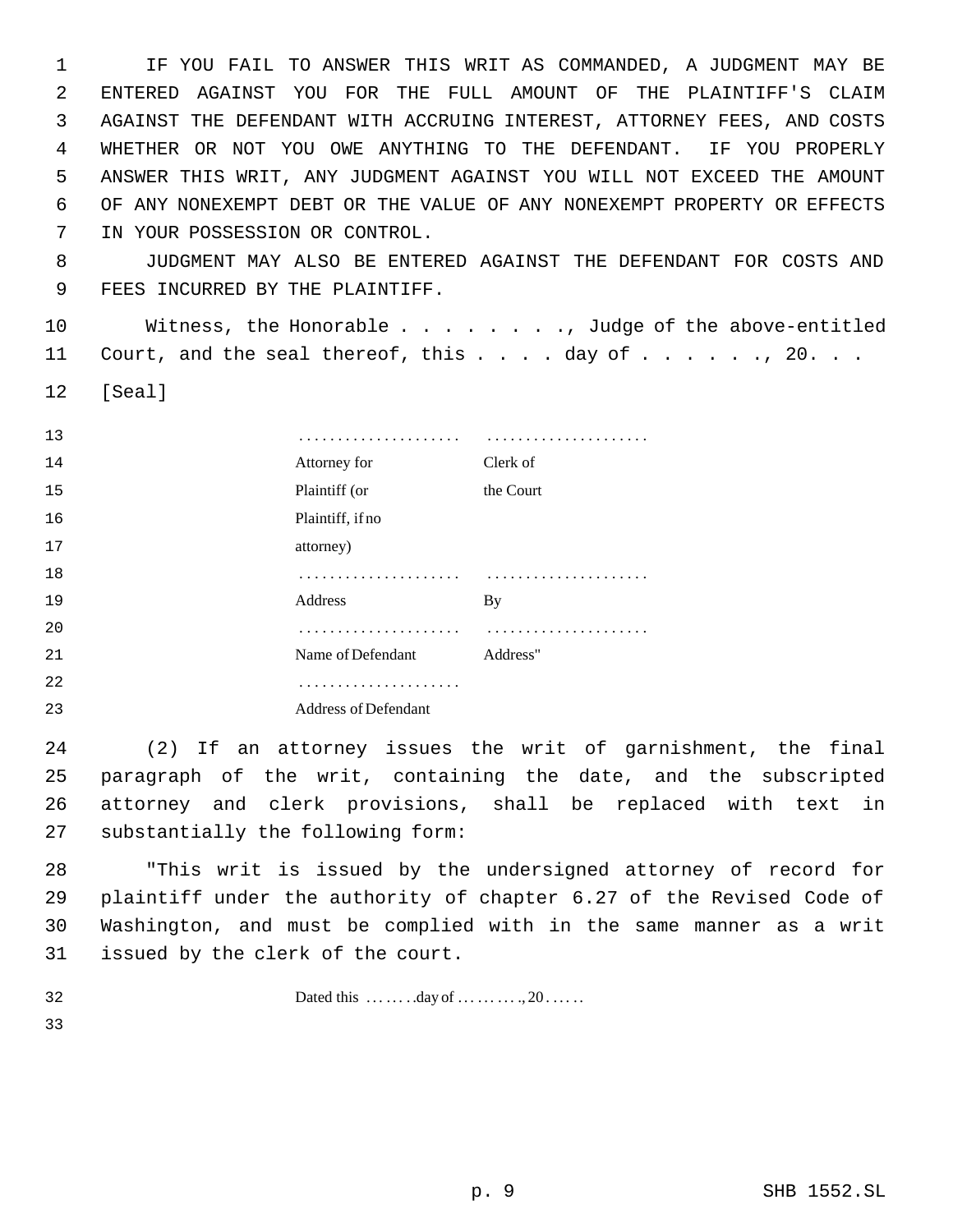IF YOU FAIL TO ANSWER THIS WRIT AS COMMANDED, A JUDGMENT MAY BE ENTERED AGAINST YOU FOR THE FULL AMOUNT OF THE PLAINTIFF'S CLAIM AGAINST THE DEFENDANT WITH ACCRUING INTEREST, ATTORNEY FEES, AND COSTS WHETHER OR NOT YOU OWE ANYTHING TO THE DEFENDANT. IF YOU PROPERLY ANSWER THIS WRIT, ANY JUDGMENT AGAINST YOU WILL NOT EXCEED THE AMOUNT OF ANY NONEXEMPT DEBT OR THE VALUE OF ANY NONEXEMPT PROPERTY OR EFFECTS IN YOUR POSSESSION OR CONTROL.

JUDGMENT MAY ALSO BE ENTERED AGAINST THE DEFENDANT FOR COSTS AND FEES INCURRED BY THE PLAINTIFF.

Witness, the Honorable . . . . . . . . ., Judge of the above-entitled Court, and the seal thereof, this . . . . day of . . . . . . ., 20. . .

[Seal]

| | |
|---|---|
| . . . . . . . . . . . . . . . . . . . . . | . . . . . . . . . . . . . . . . . . . . . |
| Attorney for Plaintiff (or Plaintiff, if no attorney) | Clerk of the Court |
| . . . . . . . . . . . . . . . . . . . . . | . . . . . . . . . . . . . . . . . . . . . |
| Address | By |
| . . . . . . . . . . . . . . . . . . . . . | . . . . . . . . . . . . . . . . . . . . . |
| Name of Defendant | Address" |
| . . . . . . . . . . . . . . . . . . . . . | |
| Address of Defendant | |

(2) If an attorney issues the writ of garnishment, the final paragraph of the writ, containing the date, and the subscripted attorney and clerk provisions, shall be replaced with text in substantially the following form:

"This writ is issued by the undersigned attorney of record for plaintiff under the authority of chapter 6.27 of the Revised Code of Washington, and must be complied with in the same manner as a writ issued by the clerk of the court.

Dated this . . . . . . . day of . . . . . . . . ., 20 . . . . .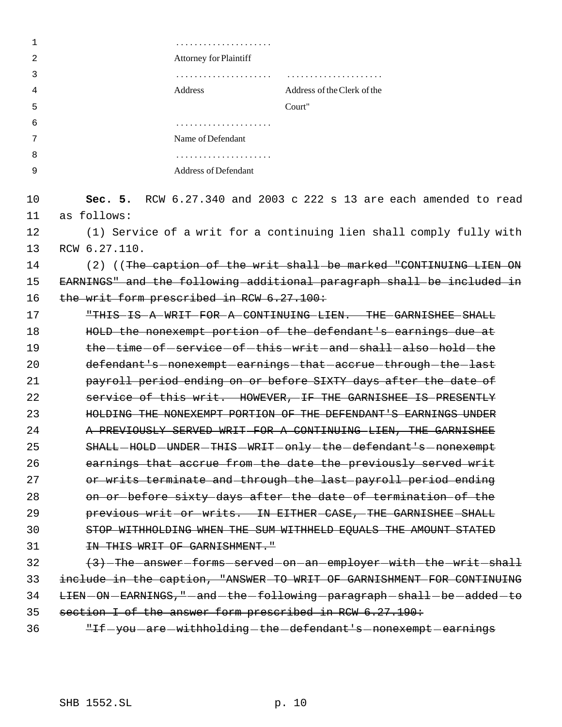.....................
Attorney for Plaintiff

| | |
|---|---|
| ..................... | ..................... |
| Address | Address of the Clerk of the Court" |

.....................
Name of Defendant

.....................
Address of Defendant

**Sec. 5.** RCW 6.27.340 and 2003 c 222 s 13 are each amended to read as follows:

(1) Service of a writ for a continuing lien shall comply fully with RCW 6.27.110.

(2) ((~~The caption of the writ shall be marked "CONTINUING LIEN ON EARNINGS" and the following additional paragraph shall be included in the writ form prescribed in RCW 6.27.100:~~

~~"THIS IS A WRIT FOR A CONTINUING LIEN. THE GARNISHEE SHALL HOLD the nonexempt portion of the defendant's earnings due at the time of service of this writ and shall also hold the defendant's nonexempt earnings that accrue through the last payroll period ending on or before SIXTY days after the date of service of this writ. HOWEVER, IF THE GARNISHEE IS PRESENTLY HOLDING THE NONEXEMPT PORTION OF THE DEFENDANT'S EARNINGS UNDER A PREVIOUSLY SERVED WRIT FOR A CONTINUING LIEN, THE GARNISHEE SHALL HOLD UNDER THIS WRIT only the defendant's nonexempt earnings that accrue from the date the previously served writ or writs terminate and through the last payroll period ending on or before sixty days after the date of termination of the previous writ or writs. IN EITHER CASE, THE GARNISHEE SHALL STOP WITHHOLDING WHEN THE SUM WITHHELD EQUALS THE AMOUNT STATED IN THIS WRIT OF GARNISHMENT."~~

~~(3) The answer forms served on an employer with the writ shall include in the caption, "ANSWER TO WRIT OF GARNISHMENT FOR CONTINUING LIEN ON EARNINGS," and the following paragraph shall be added to section I of the answer form prescribed in RCW 6.27.190:~~

~~"If you are withholding the defendant's nonexempt earnings~~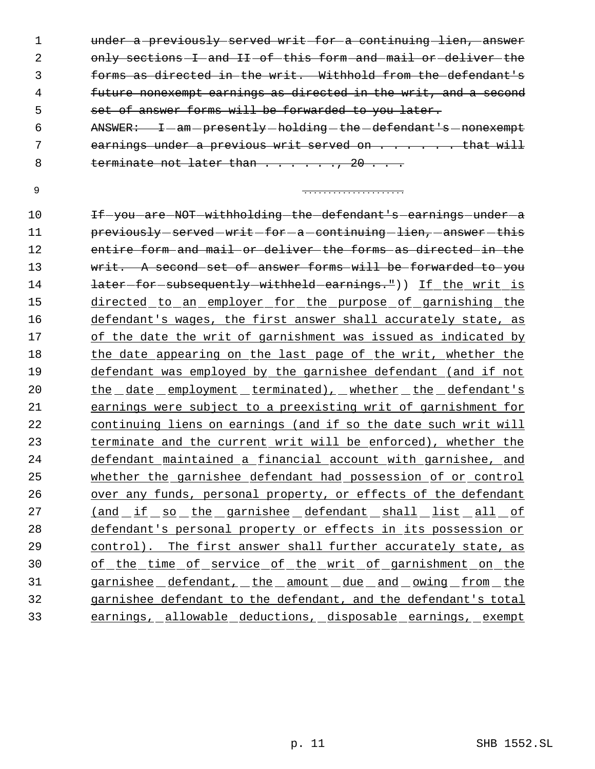~~under a previously served writ for a continuing lien, answer only sections I and II of this form and mail or deliver the forms as directed in the writ. Withhold from the defendant's future nonexempt earnings as directed in the writ, and a second set of answer forms will be forwarded to you later.~~

~~ANSWER: I am presently holding the defendant's nonexempt earnings under a previous writ served on . . . . . . . that will terminate not later than . . . . . . ., 20 . . .~~

~~. . . . . . . . . . . . . . . . . . . .~~

~~If you are NOT withholding the defendant's earnings under a previously served writ for a continuing lien, answer this entire form and mail or deliver the forms as directed in the writ. A second set of answer forms will be forwarded to you later for subsequently withheld earnings."~~)) <u>If the writ is directed to an employer for the purpose of garnishing the defendant's wages, the first answer shall accurately state, as of the date the writ of garnishment was issued as indicated by the date appearing on the last page of the writ, whether the defendant was employed by the garnishee defendant (and if not the date employment terminated), whether the defendant's earnings were subject to a preexisting writ of garnishment for continuing liens on earnings (and if so the date such writ will terminate and the current writ will be enforced), whether the defendant maintained a financial account with garnishee, and whether the garnishee defendant had possession of or control over any funds, personal property, or effects of the defendant (and if so the garnishee defendant shall list all of defendant's personal property or effects in its possession or control). The first answer shall further accurately state, as of the time of service of the writ of garnishment on the garnishee defendant, the amount due and owing from the garnishee defendant to the defendant, and the defendant's total earnings, allowable deductions, disposable earnings, exempt</u>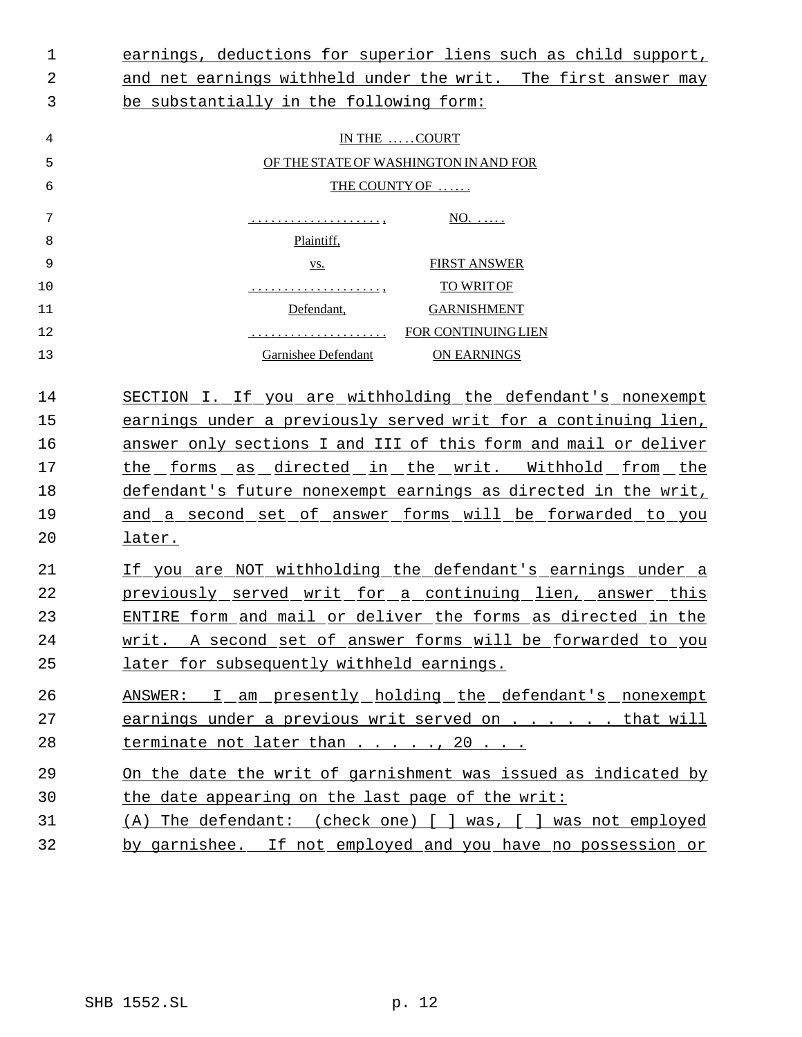earnings, deductions for superior liens such as child support, and net earnings withheld under the writ. The first answer may be substantially in the following form:

IN THE . . . . . COURT
OF THE STATE OF WASHINGTON IN AND FOR
THE COUNTY OF . . . . . .

| | |
|---|---|
| . . . . . . . . . . . . . . . . . . . . , | NO. . . . . . |
| Plaintiff, | |
| vs. | FIRST ANSWER |
| . . . . . . . . . . . . . . . . . . . . , | TO WRIT OF |
| Defendant, | GARNISHMENT |
| . . . . . . . . . . . . . . . . . . . . . | FOR CONTINUING LIEN |
| Garnishee Defendant | ON EARNINGS |

SECTION I. If you are withholding the defendant's nonexempt earnings under a previously served writ for a continuing lien, answer only sections I and III of this form and mail or deliver the forms as directed in the writ. Withhold from the defendant's future nonexempt earnings as directed in the writ, and a second set of answer forms will be forwarded to you later.

If you are NOT withholding the defendant's earnings under a previously served writ for a continuing lien, answer this ENTIRE form and mail or deliver the forms as directed in the writ. A second set of answer forms will be forwarded to you later for subsequently withheld earnings.

ANSWER: I am presently holding the defendant's nonexempt earnings under a previous writ served on . . . . . . . that will terminate not later than . . . . . ., 20 . . .

On the date the writ of garnishment was issued as indicated by the date appearing on the last page of the writ:

(A) The defendant: (check one) [ ] was, [ ] was not employed by garnishee. If not employed and you have no possession or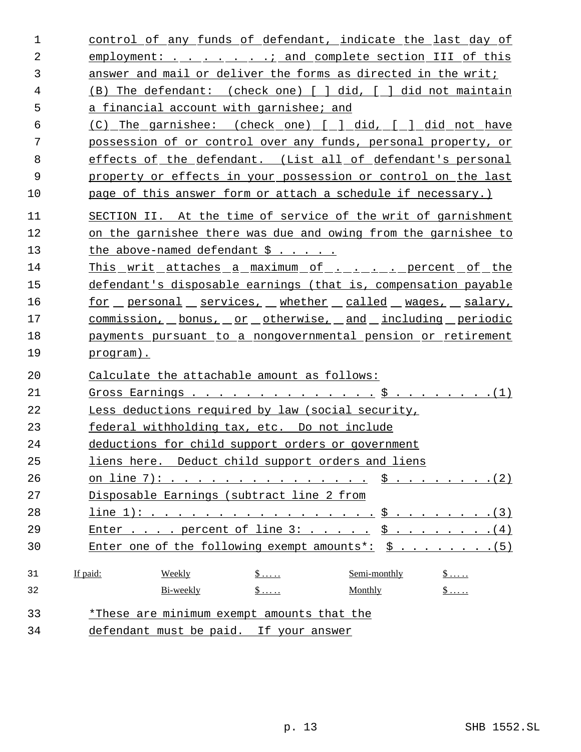control of any funds of defendant, indicate the last day of employment: . . . . . . . .; and complete section III of this answer and mail or deliver the forms as directed in the writ;

(B) The defendant: (check one) [ ] did, [ ] did not maintain a financial account with garnishee; and

(C) The garnishee: (check one) [ ] did, [ ] did not have possession of or control over any funds, personal property, or effects of the defendant. (List all of defendant's personal property or effects in your possession or control on the last page of this answer form or attach a schedule if necessary.)

SECTION II. At the time of service of the writ of garnishment on the garnishee there was due and owing from the garnishee to the above-named defendant $ . . . . .

This writ attaches a maximum of . . . . . percent of the defendant's disposable earnings (that is, compensation payable for personal services, whether called wages, salary, commission, bonus, or otherwise, and including periodic payments pursuant to a nongovernmental pension or retirement program).

Calculate the attachable amount as follows:

Gross Earnings . . . . . . . . . . . . . . . $ . . . . . . . . .(1)

Less deductions required by law (social security, federal withholding tax, etc. Do not include deductions for child support orders or government liens here. Deduct child support orders and liens on line 7): . . . . . . . . . . . . . . . . $ . . . . . . . . .(2)

Disposable Earnings (subtract line 2 from line 1): . . . . . . . . . . . . . . . . . . $ . . . . . . . . .(3)

Enter . . . . percent of line 3: . . . . . . $ . . . . . . . . .(4)

Enter one of the following exempt amounts*: $ . . . . . . . . .(5)

| If paid: | Weekly | $ . . . . | Semi-monthly | $ . . . . |
|---|---|---|---|---|
| | Bi-weekly | $ . . . . | Monthly | $ . . . . |

*These are minimum exempt amounts that the defendant must be paid. If your answer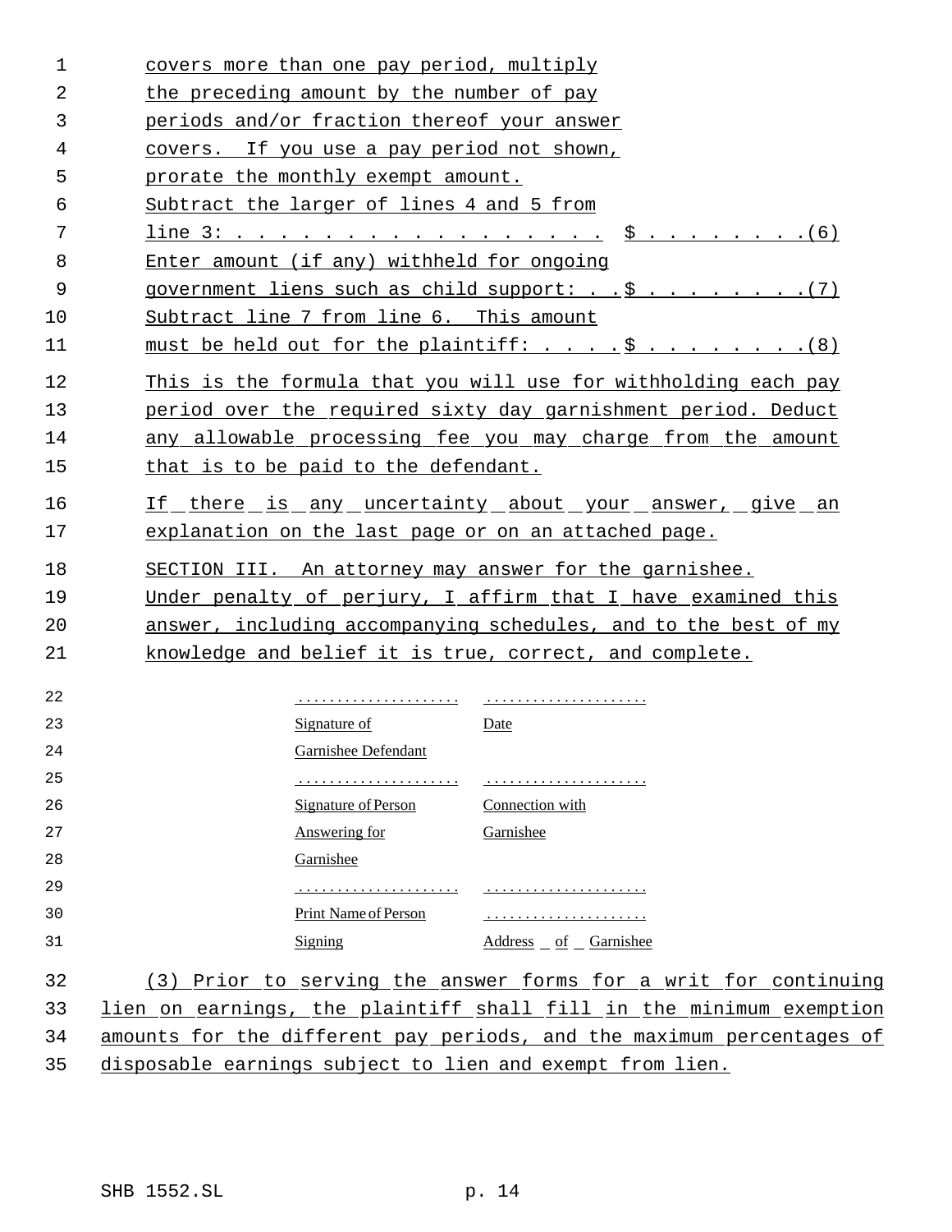covers more than one pay period, multiply the preceding amount by the number of pay periods and/or fraction thereof your answer covers. If you use a pay period not shown, prorate the monthly exempt amount.

Subtract the larger of lines 4 and 5 from line 3: . . . . . . . . . . . . . . . . . . $ . . . . . . . . .(6)

Enter amount (if any) withheld for ongoing government liens such as child support: . . $ . . . . . . . . .(7)

Subtract line 7 from line 6. This amount must be held out for the plaintiff: . . . . $ . . . . . . . . .(8)

This is the formula that you will use for withholding each pay period over the required sixty day garnishment period. Deduct any allowable processing fee you may charge from the amount that is to be paid to the defendant.

If there is any uncertainty about your answer, give an explanation on the last page or on an attached page.

SECTION III. An attorney may answer for the garnishee.

Under penalty of perjury, I affirm that I have examined this answer, including accompanying schedules, and to the best of my knowledge and belief it is true, correct, and complete.

| | |
|---|---|
| . . . . . . . . . . . . . . . . . . . . | . . . . . . . . . . . . . . . . . . . . |
| Signature of Garnishee Defendant | Date |
| . . . . . . . . . . . . . . . . . . . . | . . . . . . . . . . . . . . . . . . . . |
| Signature of Person Answering for Garnishee | Connection with Garnishee |
| . . . . . . . . . . . . . . . . . . . . | . . . . . . . . . . . . . . . . . . . . |
| Print Name of Person Signing | . . . . . . . . . . . . . . . . . . . . Address of Garnishee |

(3) Prior to serving the answer forms for a writ for continuing lien on earnings, the plaintiff shall fill in the minimum exemption amounts for the different pay periods, and the maximum percentages of disposable earnings subject to lien and exempt from lien.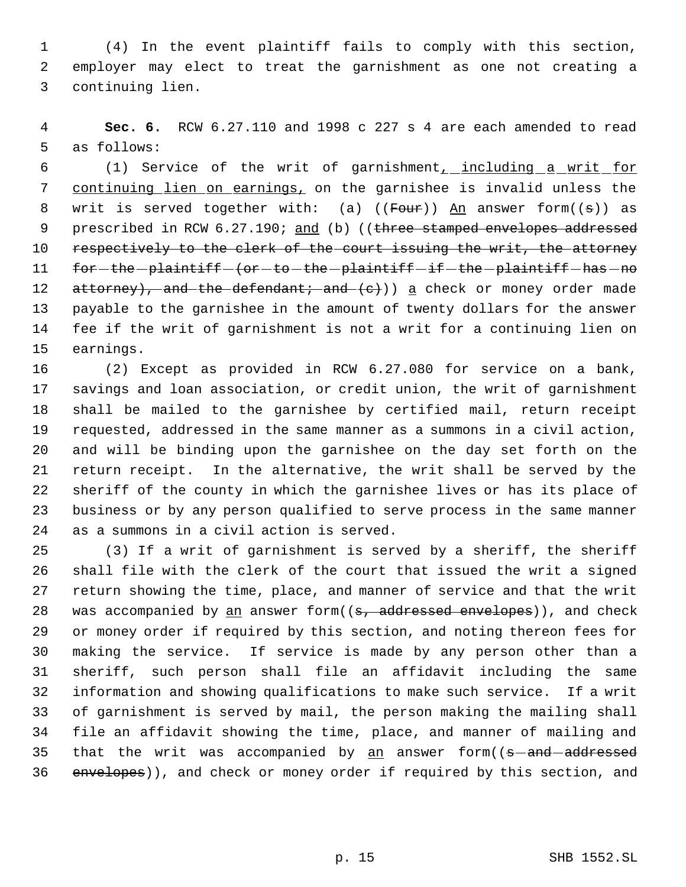(4) In the event plaintiff fails to comply with this section, employer may elect to treat the garnishment as one not creating a continuing lien.

**Sec. 6.** RCW 6.27.110 and 1998 c 227 s 4 are each amended to read as follows:

(1) Service of the writ of garnishment, including a writ for continuing lien on earnings, on the garnishee is invalid unless the writ is served together with: (a) ((~~Four~~)) An answer form((~~s~~)) as prescribed in RCW 6.27.190; and (b) ((~~three stamped envelopes addressed respectively to the clerk of the court issuing the writ, the attorney for the plaintiff (or to the plaintiff if the plaintiff has no attorney), and the defendant; and (c)~~)) a check or money order made payable to the garnishee in the amount of twenty dollars for the answer fee if the writ of garnishment is not a writ for a continuing lien on earnings.

(2) Except as provided in RCW 6.27.080 for service on a bank, savings and loan association, or credit union, the writ of garnishment shall be mailed to the garnishee by certified mail, return receipt requested, addressed in the same manner as a summons in a civil action, and will be binding upon the garnishee on the day set forth on the return receipt. In the alternative, the writ shall be served by the sheriff of the county in which the garnishee lives or has its place of business or by any person qualified to serve process in the same manner as a summons in a civil action is served.

(3) If a writ of garnishment is served by a sheriff, the sheriff shall file with the clerk of the court that issued the writ a signed return showing the time, place, and manner of service and that the writ was accompanied by an answer form((~~s, addressed envelopes~~)), and check or money order if required by this section, and noting thereon fees for making the service. If service is made by any person other than a sheriff, such person shall file an affidavit including the same information and showing qualifications to make such service. If a writ of garnishment is served by mail, the person making the mailing shall file an affidavit showing the time, place, and manner of mailing and that the writ was accompanied by an answer form((~~s and addressed envelopes~~)), and check or money order if required by this section, and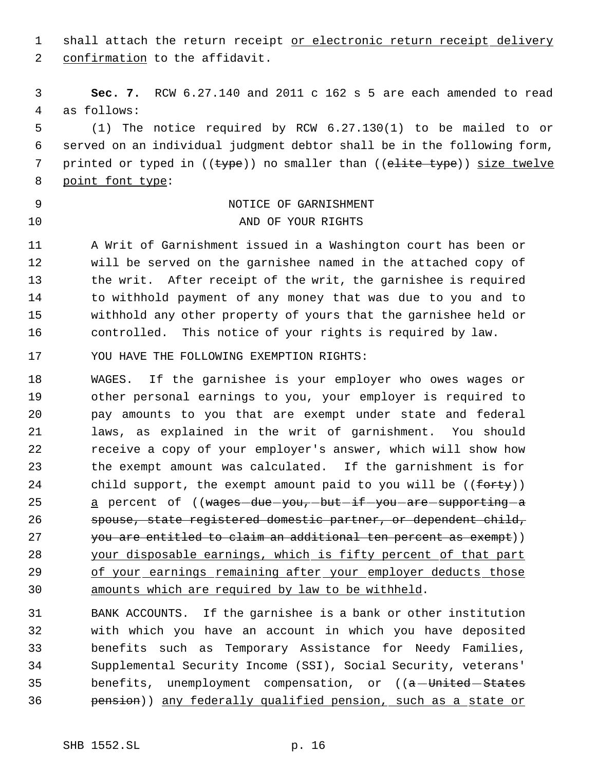shall attach the return receipt <u>or electronic return receipt delivery confirmation</u> to the affidavit.

**Sec. 7.** RCW 6.27.140 and 2011 c 162 s 5 are each amended to read as follows:

(1) The notice required by RCW 6.27.130(1) to be mailed to or served on an individual judgment debtor shall be in the following form, printed or typed in ((~~type~~)) no smaller than ((~~elite type~~)) <u>size twelve point font type</u>:

NOTICE OF GARNISHMENT
AND OF YOUR RIGHTS

A Writ of Garnishment issued in a Washington court has been or will be served on the garnishee named in the attached copy of the writ. After receipt of the writ, the garnishee is required to withhold payment of any money that was due to you and to withhold any other property of yours that the garnishee held or controlled. This notice of your rights is required by law.

YOU HAVE THE FOLLOWING EXEMPTION RIGHTS:

WAGES. If the garnishee is your employer who owes wages or other personal earnings to you, your employer is required to pay amounts to you that are exempt under state and federal laws, as explained in the writ of garnishment. You should receive a copy of your employer's answer, which will show how the exempt amount was calculated. If the garnishment is for child support, the exempt amount paid to you will be ((~~forty~~)) <u>a</u> percent of ((~~wages due you, but if you are supporting a spouse, state registered domestic partner, or dependent child, you are entitled to claim an additional ten percent as exempt~~)) <u>your disposable earnings, which is fifty percent of that part of your earnings remaining after your employer deducts those amounts which are required by law to be withheld</u>.

BANK ACCOUNTS. If the garnishee is a bank or other institution with which you have an account in which you have deposited benefits such as Temporary Assistance for Needy Families, Supplemental Security Income (SSI), Social Security, veterans' benefits, unemployment compensation, or ((~~a United States pension~~)) <u>any federally qualified pension, such as a state or</u>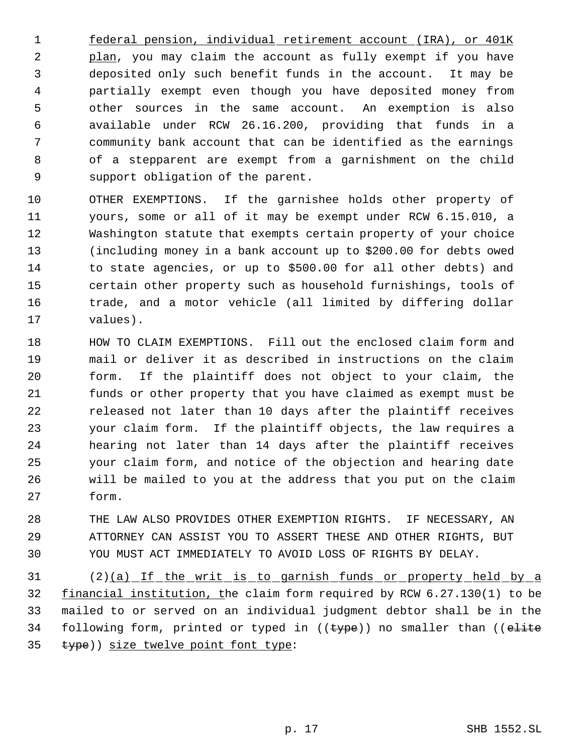federal pension, individual retirement account (IRA), or 401K plan, you may claim the account as fully exempt if you have deposited only such benefit funds in the account. It may be partially exempt even though you have deposited money from other sources in the same account. An exemption is also available under RCW 26.16.200, providing that funds in a community bank account that can be identified as the earnings of a stepparent are exempt from a garnishment on the child support obligation of the parent.

OTHER EXEMPTIONS. If the garnishee holds other property of yours, some or all of it may be exempt under RCW 6.15.010, a Washington statute that exempts certain property of your choice (including money in a bank account up to $200.00 for debts owed to state agencies, or up to $500.00 for all other debts) and certain other property such as household furnishings, tools of trade, and a motor vehicle (all limited by differing dollar values).

HOW TO CLAIM EXEMPTIONS. Fill out the enclosed claim form and mail or deliver it as described in instructions on the claim form. If the plaintiff does not object to your claim, the funds or other property that you have claimed as exempt must be released not later than 10 days after the plaintiff receives your claim form. If the plaintiff objects, the law requires a hearing not later than 14 days after the plaintiff receives your claim form, and notice of the objection and hearing date will be mailed to you at the address that you put on the claim form.

THE LAW ALSO PROVIDES OTHER EXEMPTION RIGHTS. IF NECESSARY, AN ATTORNEY CAN ASSIST YOU TO ASSERT THESE AND OTHER RIGHTS, BUT YOU MUST ACT IMMEDIATELY TO AVOID LOSS OF RIGHTS BY DELAY.

(2)(a) If the writ is to garnish funds or property held by a financial institution, the claim form required by RCW 6.27.130(1) to be mailed to or served on an individual judgment debtor shall be in the following form, printed or typed in ((~~type~~)) no smaller than ((~~elite type~~)) size twelve point font type: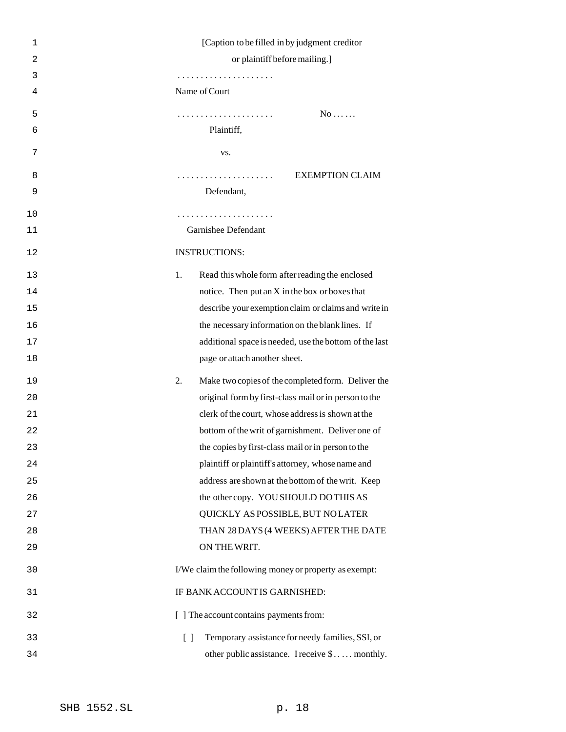[Caption to be filled in by judgment creditor or plaintiff before mailing.]

. . . . . . . . . . . . . . . . . . . . .
Name of Court

. . . . . . . . . . . . . . . . . . . . . No . . . . . .
Plaintiff,

vs.

. . . . . . . . . . . . . . . . . . . . . EXEMPTION CLAIM
Defendant,

. . . . . . . . . . . . . . . . . . . . .
Garnishee Defendant

INSTRUCTIONS:

1. Read this whole form after reading the enclosed notice. Then put an X in the box or boxes that describe your exemption claim or claims and write in the necessary information on the blank lines. If additional space is needed, use the bottom of the last page or attach another sheet.

2. Make two copies of the completed form. Deliver the original form by first-class mail or in person to the clerk of the court, whose address is shown at the bottom of the writ of garnishment. Deliver one of the copies by first-class mail or in person to the plaintiff or plaintiff's attorney, whose name and address are shown at the bottom of the writ. Keep the other copy. YOU SHOULD DO THIS AS QUICKLY AS POSSIBLE, BUT NO LATER THAN 28 DAYS (4 WEEKS) AFTER THE DATE ON THE WRIT.

I/We claim the following money or property as exempt:

IF BANK ACCOUNT IS GARNISHED:

[ ] The account contains payments from:

[ ] Temporary assistance for needy families, SSI, or other public assistance. I receive $ . . . . . monthly.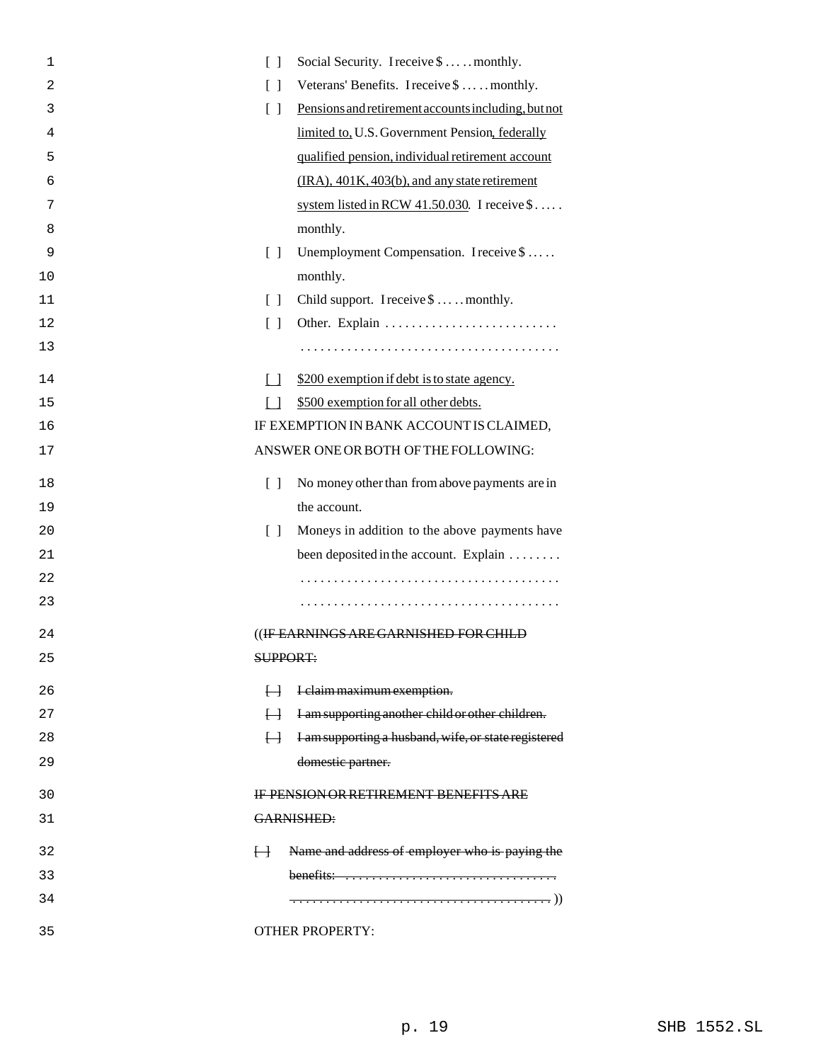[ ] Social Security. I receive $ . . . . . monthly.

[ ] Veterans' Benefits. I receive $ . . . . . monthly.

[ ] Pensions and retirement accounts including, but not limited to, U.S. Government Pension, federally qualified pension, individual retirement account (IRA), 401K, 403(b), and any state retirement system listed in RCW 41.50.030. I receive $ . . . . . monthly.

[ ] Unemployment Compensation. I receive $ . . . . . monthly.

[ ] Child support. I receive $ . . . . . monthly.

[ ] Other. Explain . . . . . . . . . . . . . . . . . . . . . . . . . .
. . . . . . . . . . . . . . . . . . . . . . . . . . . . . . . . . . . . . .

[ ] $200 exemption if debt is to state agency.

[ ] $500 exemption for all other debts.

IF EXEMPTION IN BANK ACCOUNT IS CLAIMED, ANSWER ONE OR BOTH OF THE FOLLOWING:

[ ] No money other than from above payments are in the account.

[ ] Moneys in addition to the above payments have been deposited in the account. Explain . . . . . . . .
. . . . . . . . . . . . . . . . . . . . . . . . . . . . . . . . . . . . . .
. . . . . . . . . . . . . . . . . . . . . . . . . . . . . . . . . . . . . .

((~~IF EARNINGS ARE GARNISHED FOR CHILD SUPPORT:~~

~~[ ] I claim maximum exemption.~~

~~[ ] I am supporting another child or other children.~~

~~[ ] I am supporting a husband, wife, or state registered domestic partner.~~

~~IF PENSION OR RETIREMENT BENEFITS ARE GARNISHED:~~

~~[ ] Name and address of employer who is paying the benefits: . . . . . . . . . . . . . . . . . . . . . . . . . . . . . . . . .~~
~~. . . . . . . . . . . . . . . . . . . . . . . . . . . . . . . . . . . . . .~~ ))

OTHER PROPERTY: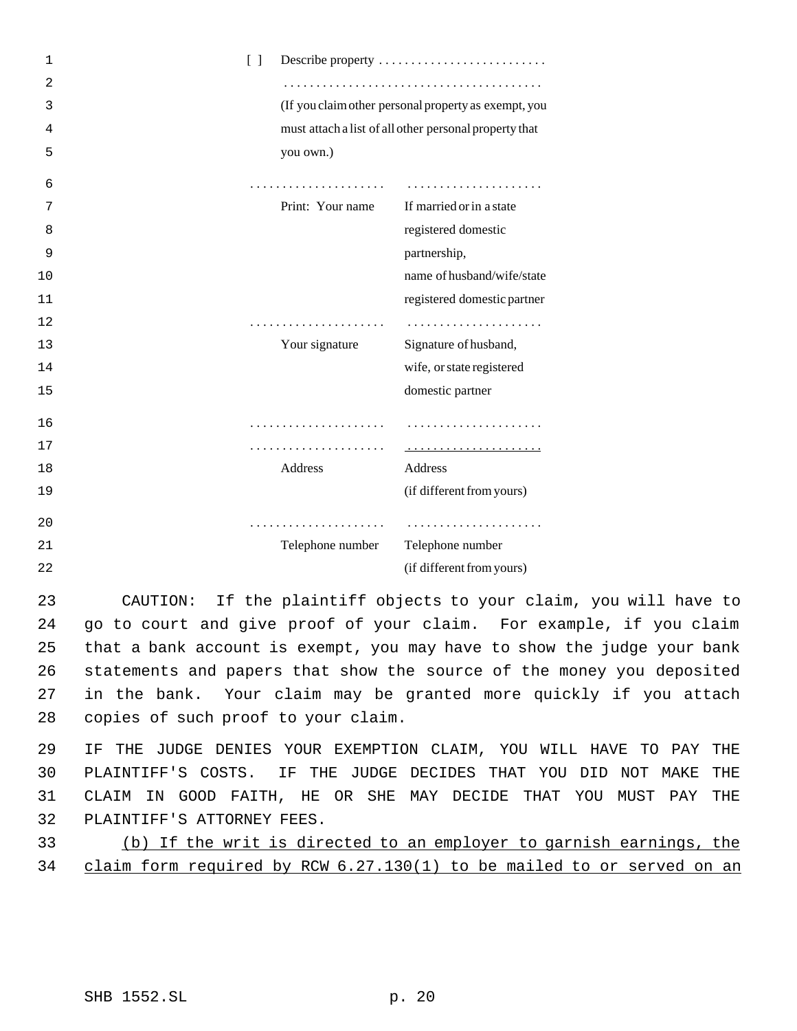[ ] Describe property ..........................
.......................................
(If you claim other personal property as exempt, you must attach a list of all other personal property that you own.)

| ..................... | ..................... |
|---|---|
| Print: Your name | If married or in a state registered domestic partnership, name of husband/wife/state registered domestic partner |
| ..................... | ..................... |
| Your signature | Signature of husband, wife, or state registered domestic partner |
| ..................... | ..................... |
| ..................... | ..................... |
| Address | Address (if different from yours) |
| ..................... | ..................... |
| Telephone number | Telephone number (if different from yours) |

CAUTION: If the plaintiff objects to your claim, you will have to go to court and give proof of your claim. For example, if you claim that a bank account is exempt, you may have to show the judge your bank statements and papers that show the source of the money you deposited in the bank. Your claim may be granted more quickly if you attach copies of such proof to your claim.

IF THE JUDGE DENIES YOUR EXEMPTION CLAIM, YOU WILL HAVE TO PAY THE PLAINTIFF'S COSTS. IF THE JUDGE DECIDES THAT YOU DID NOT MAKE THE CLAIM IN GOOD FAITH, HE OR SHE MAY DECIDE THAT YOU MUST PAY THE PLAINTIFF'S ATTORNEY FEES.

<u>(b) If the writ is directed to an employer to garnish earnings, the claim form required by RCW 6.27.130(1) to be mailed to or served on an</u>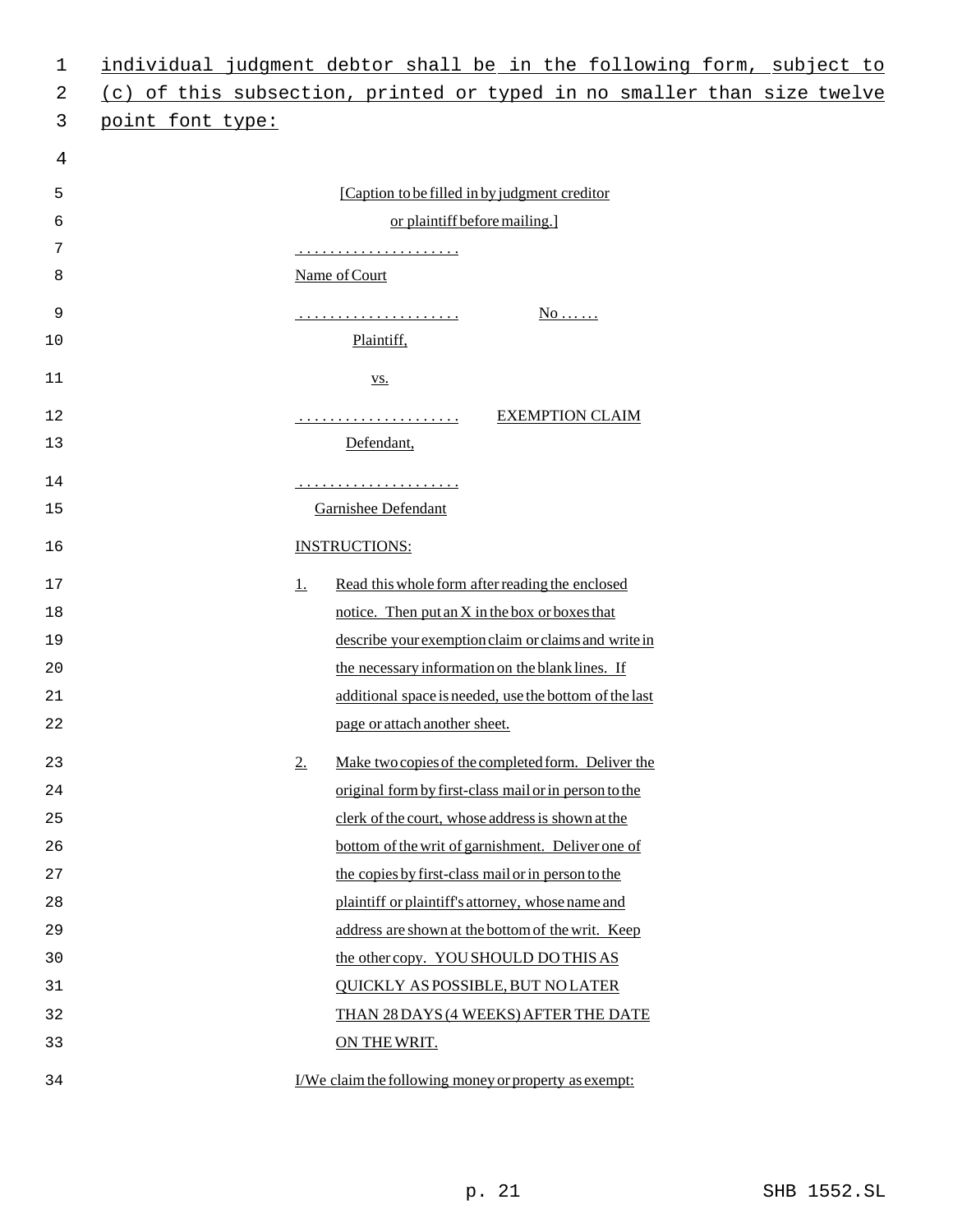individual judgment debtor shall be in the following form, subject to (c) of this subsection, printed or typed in no smaller than size twelve point font type:

[Caption to be filled in by judgment creditor or plaintiff before mailing.]

. . . . . . . . . . . . . . . . . . . . .
Name of Court

. . . . . . . . . . . . . . . . . . . . .      No . . . . .
Plaintiff,

vs.

. . . . . . . . . . . . . . . . . . . . .      EXEMPTION CLAIM
Defendant,

. . . . . . . . . . . . . . . . . . . . .
Garnishee Defendant

INSTRUCTIONS:

1. Read this whole form after reading the enclosed notice. Then put an X in the box or boxes that describe your exemption claim or claims and write in the necessary information on the blank lines. If additional space is needed, use the bottom of the last page or attach another sheet.

2. Make two copies of the completed form. Deliver the original form by first-class mail or in person to the clerk of the court, whose address is shown at the bottom of the writ of garnishment. Deliver one of the copies by first-class mail or in person to the plaintiff or plaintiff's attorney, whose name and address are shown at the bottom of the writ. Keep the other copy. YOU SHOULD DO THIS AS QUICKLY AS POSSIBLE, BUT NO LATER THAN 28 DAYS (4 WEEKS) AFTER THE DATE ON THE WRIT.

I/We claim the following money or property as exempt: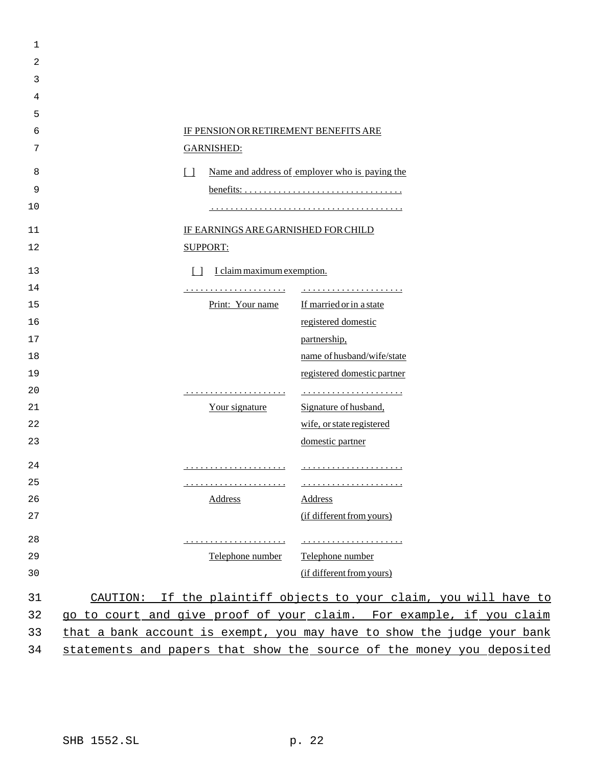IF PENSION OR RETIREMENT BENEFITS ARE GARNISHED:

[ ] Name and address of employer who is paying the benefits: . . . . . . . . . . . . . . . . . . . . . . . . . . . . . . . . .
. . . . . . . . . . . . . . . . . . . . . . . . . . . . . . . . . . . . . . .

IF EARNINGS ARE GARNISHED FOR CHILD SUPPORT:

[ ] I claim maximum exemption.

| . . . . . . . . . . . . . . . . . . . . . | . . . . . . . . . . . . . . . . . . . . . |
|---|---|
| Print: Your name | If married or in a state registered domestic partnership, name of husband/wife/state registered domestic partner |
| . . . . . . . . . . . . . . . . . . . . . | . . . . . . . . . . . . . . . . . . . . . |
| Your signature | Signature of husband, wife, or state registered domestic partner |
| . . . . . . . . . . . . . . . . . . . . . | . . . . . . . . . . . . . . . . . . . . . |
| . . . . . . . . . . . . . . . . . . . . . | . . . . . . . . . . . . . . . . . . . . . |
| Address | Address (if different from yours) |
| . . . . . . . . . . . . . . . . . . . . . | . . . . . . . . . . . . . . . . . . . . . |
| Telephone number | Telephone number (if different from yours) |

CAUTION: If the plaintiff objects to your claim, you will have to go to court and give proof of your claim. For example, if you claim that a bank account is exempt, you may have to show the judge your bank statements and papers that show the source of the money you deposited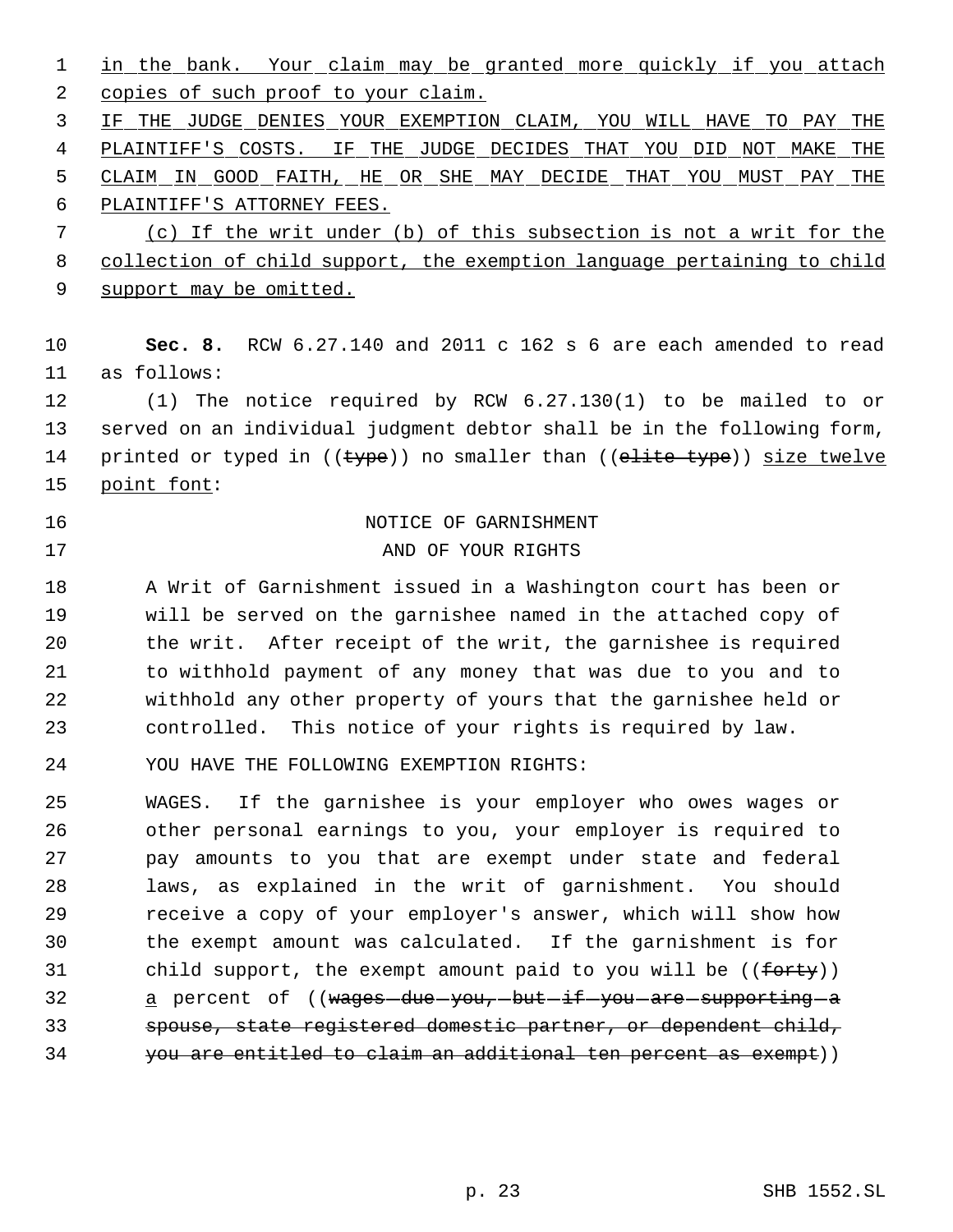in the bank. Your claim may be granted more quickly if you attach copies of such proof to your claim.

IF THE JUDGE DENIES YOUR EXEMPTION CLAIM, YOU WILL HAVE TO PAY THE PLAINTIFF'S COSTS. IF THE JUDGE DECIDES THAT YOU DID NOT MAKE THE CLAIM IN GOOD FAITH, HE OR SHE MAY DECIDE THAT YOU MUST PAY THE PLAINTIFF'S ATTORNEY FEES.

(c) If the writ under (b) of this subsection is not a writ for the collection of child support, the exemption language pertaining to child support may be omitted.

**Sec. 8.** RCW 6.27.140 and 2011 c 162 s 6 are each amended to read as follows:

(1) The notice required by RCW 6.27.130(1) to be mailed to or served on an individual judgment debtor shall be in the following form, printed or typed in ((~~type~~)) no smaller than ((~~elite type~~)) size twelve point font:

NOTICE OF GARNISHMENT
AND OF YOUR RIGHTS

A Writ of Garnishment issued in a Washington court has been or will be served on the garnishee named in the attached copy of the writ. After receipt of the writ, the garnishee is required to withhold payment of any money that was due to you and to withhold any other property of yours that the garnishee held or controlled. This notice of your rights is required by law.

YOU HAVE THE FOLLOWING EXEMPTION RIGHTS:

WAGES. If the garnishee is your employer who owes wages or other personal earnings to you, your employer is required to pay amounts to you that are exempt under state and federal laws, as explained in the writ of garnishment. You should receive a copy of your employer's answer, which will show how the exempt amount was calculated. If the garnishment is for child support, the exempt amount paid to you will be ((~~forty~~)) a percent of ((~~wages due you, but if you are supporting a spouse, state registered domestic partner, or dependent child, you are entitled to claim an additional ten percent as exempt~~))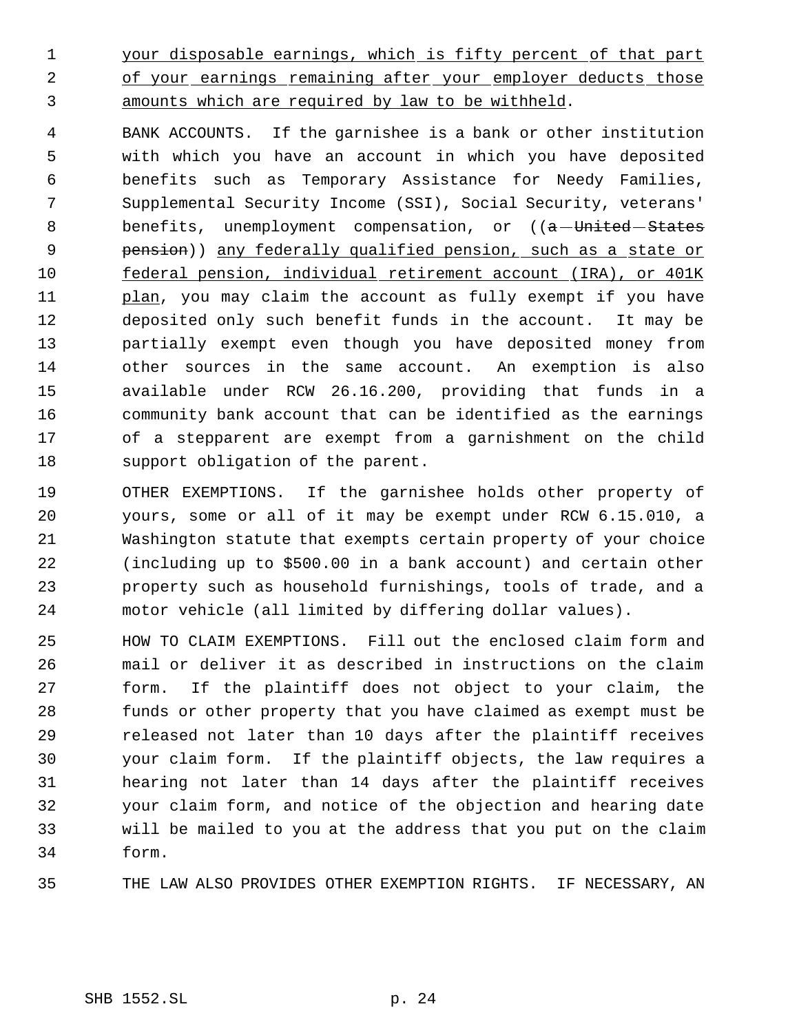your disposable earnings, which is fifty percent of that part of your earnings remaining after your employer deducts those amounts which are required by law to be withheld.

BANK ACCOUNTS. If the garnishee is a bank or other institution with which you have an account in which you have deposited benefits such as Temporary Assistance for Needy Families, Supplemental Security Income (SSI), Social Security, veterans' benefits, unemployment compensation, or ((~~a United States pension~~)) any federally qualified pension, such as a state or federal pension, individual retirement account (IRA), or 401K plan, you may claim the account as fully exempt if you have deposited only such benefit funds in the account. It may be partially exempt even though you have deposited money from other sources in the same account. An exemption is also available under RCW 26.16.200, providing that funds in a community bank account that can be identified as the earnings of a stepparent are exempt from a garnishment on the child support obligation of the parent.

OTHER EXEMPTIONS. If the garnishee holds other property of yours, some or all of it may be exempt under RCW 6.15.010, a Washington statute that exempts certain property of your choice (including up to $500.00 in a bank account) and certain other property such as household furnishings, tools of trade, and a motor vehicle (all limited by differing dollar values).

HOW TO CLAIM EXEMPTIONS. Fill out the enclosed claim form and mail or deliver it as described in instructions on the claim form. If the plaintiff does not object to your claim, the funds or other property that you have claimed as exempt must be released not later than 10 days after the plaintiff receives your claim form. If the plaintiff objects, the law requires a hearing not later than 14 days after the plaintiff receives your claim form, and notice of the objection and hearing date will be mailed to you at the address that you put on the claim form.

THE LAW ALSO PROVIDES OTHER EXEMPTION RIGHTS. IF NECESSARY, AN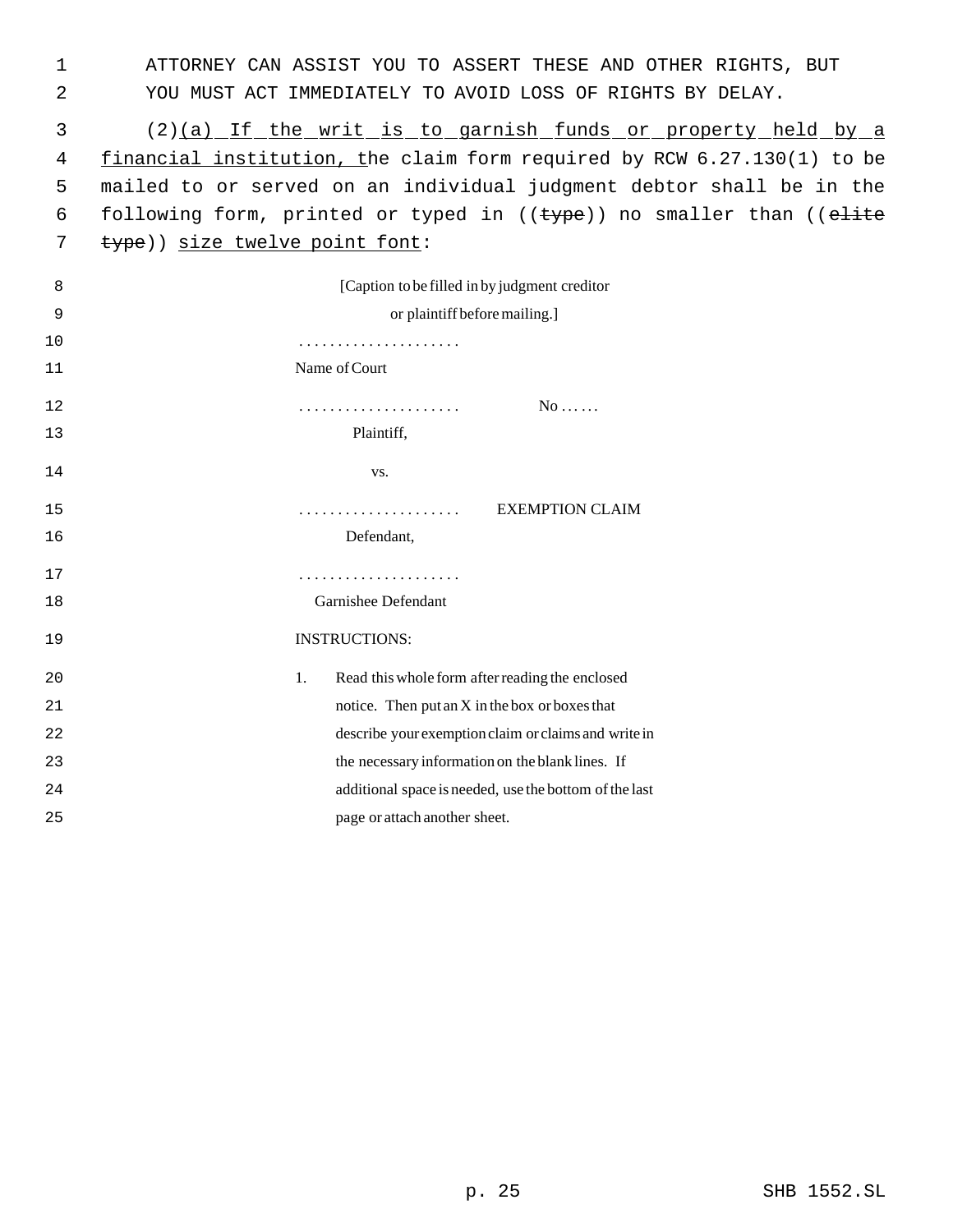ATTORNEY CAN ASSIST YOU TO ASSERT THESE AND OTHER RIGHTS, BUT YOU MUST ACT IMMEDIATELY TO AVOID LOSS OF RIGHTS BY DELAY.

(2)<u>(a) If the writ is to garnish funds or property held by a financial institution, t</u>he claim form required by RCW 6.27.130(1) to be mailed to or served on an individual judgment debtor shall be in the following form, printed or typed in ((~~type~~)) no smaller than ((~~elite type~~)) <u>size twelve point font</u>:

[Caption to be filled in by judgment creditor or plaintiff before mailing.]

.....................
Name of Court

..................... No ......
Plaintiff,

vs.

..................... EXEMPTION CLAIM
Defendant,

.....................
Garnishee Defendant

INSTRUCTIONS:

1. Read this whole form after reading the enclosed notice. Then put an X in the box or boxes that describe your exemption claim or claims and write in the necessary information on the blank lines. If additional space is needed, use the bottom of the last page or attach another sheet.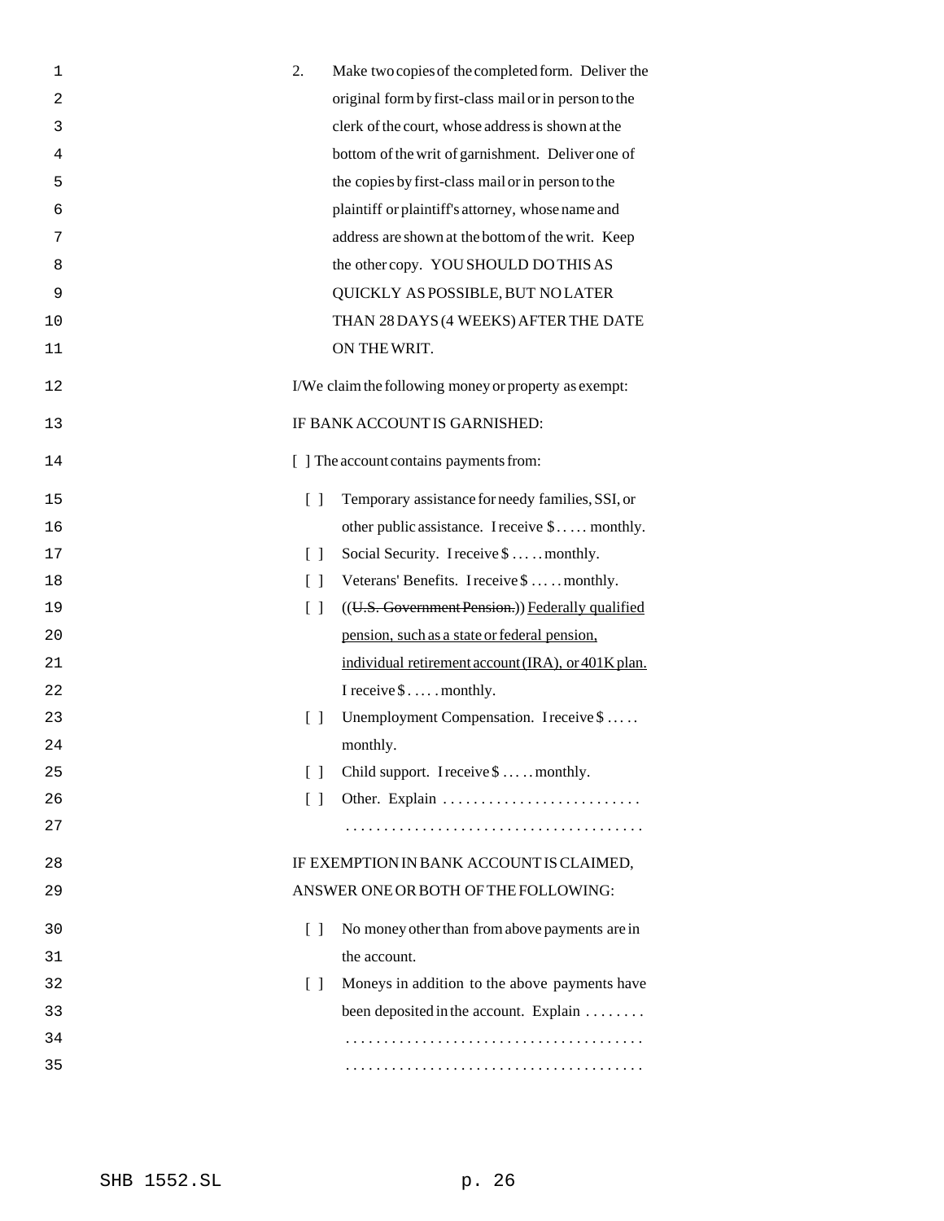2. Make two copies of the completed form. Deliver the original form by first-class mail or in person to the clerk of the court, whose address is shown at the bottom of the writ of garnishment. Deliver one of the copies by first-class mail or in person to the plaintiff or plaintiff's attorney, whose name and address are shown at the bottom of the writ. Keep the other copy. YOU SHOULD DO THIS AS QUICKLY AS POSSIBLE, BUT NO LATER THAN 28 DAYS (4 WEEKS) AFTER THE DATE ON THE WRIT.

I/We claim the following money or property as exempt:

IF BANK ACCOUNT IS GARNISHED:

[ ] The account contains payments from:

- [ ] Temporary assistance for needy families, SSI, or other public assistance. I receive $. . . . . monthly.
- [ ] Social Security. I receive $ . . . . . monthly.
- [ ] Veterans' Benefits. I receive $ . . . . . monthly.
- [ ] ((~~U.S. Government Pension.~~)) <u>Federally qualified pension, such as a state or federal pension, individual retirement account (IRA), or 401K plan.</u> I receive $ . . . . . monthly.
- [ ] Unemployment Compensation. I receive $ . . . . . monthly.
- [ ] Child support. I receive $ . . . . . monthly.
- [ ] Other. Explain . . . . . . . . . . . . . . . . . . . . . . . . . . . . . . . . . . . . . . . . . . . . . . . . . . . . . . . . . . . . . . . . .

IF EXEMPTION IN BANK ACCOUNT IS CLAIMED, ANSWER ONE OR BOTH OF THE FOLLOWING:

- [ ] No money other than from above payments are in the account.
- [ ] Moneys in addition to the above payments have been deposited in the account. Explain . . . . . . . . . . . . . . . . . . . . . . . . . . . . . . . . . . . . . . . . . . . . . . . . . . . . . . . . . . . . . . . . . . . . . . . . . . . . . . . . . . . . . . .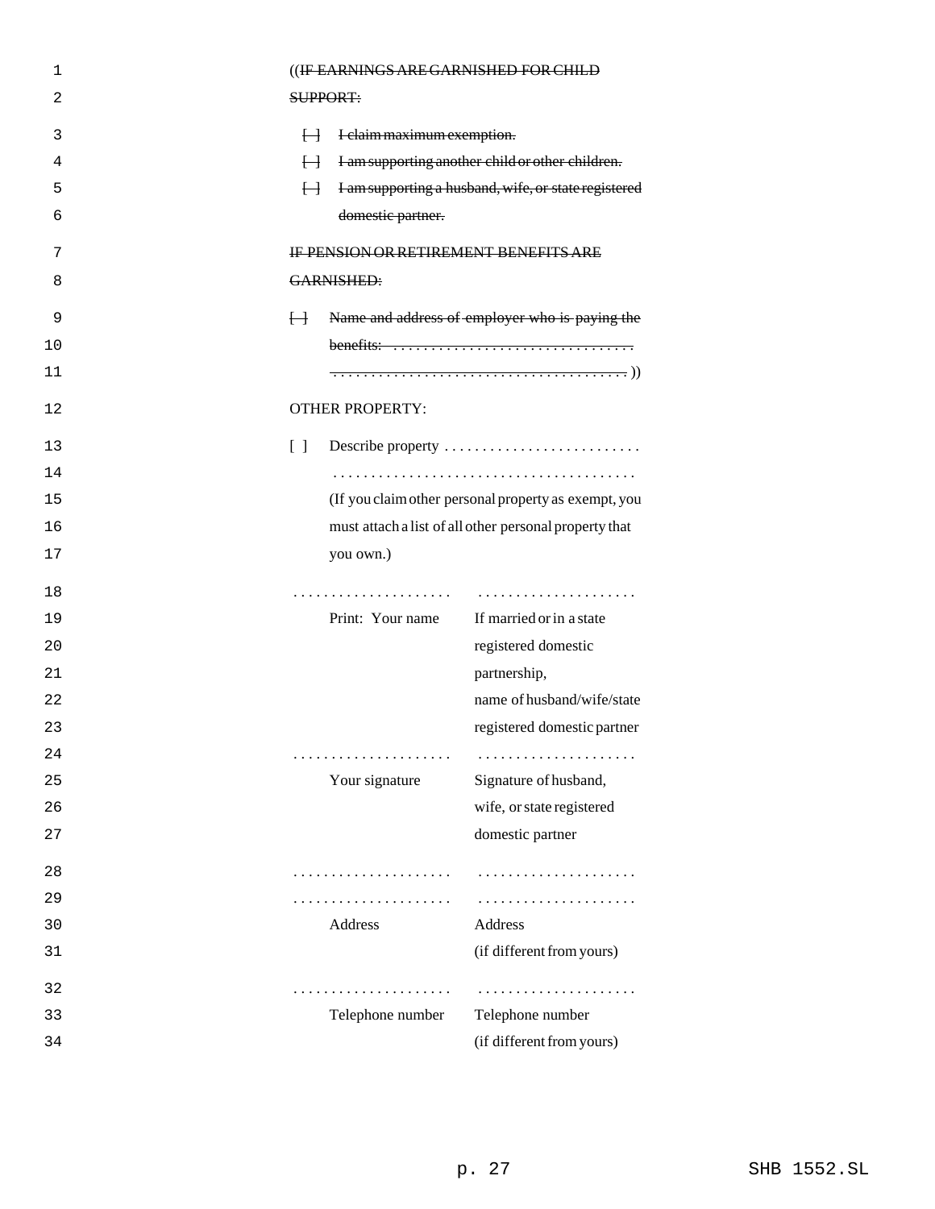((~~IF EARNINGS ARE GARNISHED FOR CHILD SUPPORT:~~

~~[ ] I claim maximum exemption.~~
~~[ ] I am supporting another child or other children.~~
~~[ ] I am supporting a husband, wife, or state registered domestic partner.~~

~~IF PENSION OR RETIREMENT BENEFITS ARE GARNISHED:~~

~~[ ] Name and address of employer who is paying the benefits: . . . . . . . . . . . . . . . . . . . . . . . . . . . . . . . . . . . . . . . . . . . . . . . . . . . . . . . . . . . . . . . . . . . . . . . . .~~ ))

OTHER PROPERTY:

[ ] Describe property . . . . . . . . . . . . . . . . . . . . . . . . . .
. . . . . . . . . . . . . . . . . . . . . . . . . . . . . . . . . . . . . . . .
(If you claim other personal property as exempt, you must attach a list of all other personal property that you own.)

| . . . . . . . . . . . . . . . . . . . . . | . . . . . . . . . . . . . . . . . . . . . |
|---|---|
| Print: Your name | If married or in a state registered domestic partnership, name of husband/wife/state registered domestic partner |
| . . . . . . . . . . . . . . . . . . . . . | . . . . . . . . . . . . . . . . . . . . . |
| Your signature | Signature of husband, wife, or state registered domestic partner |
| . . . . . . . . . . . . . . . . . . . . . | . . . . . . . . . . . . . . . . . . . . . |
| . . . . . . . . . . . . . . . . . . . . . | . . . . . . . . . . . . . . . . . . . . . |
| Address | Address (if different from yours) |
| . . . . . . . . . . . . . . . . . . . . . | . . . . . . . . . . . . . . . . . . . . . |
| Telephone number | Telephone number (if different from yours) |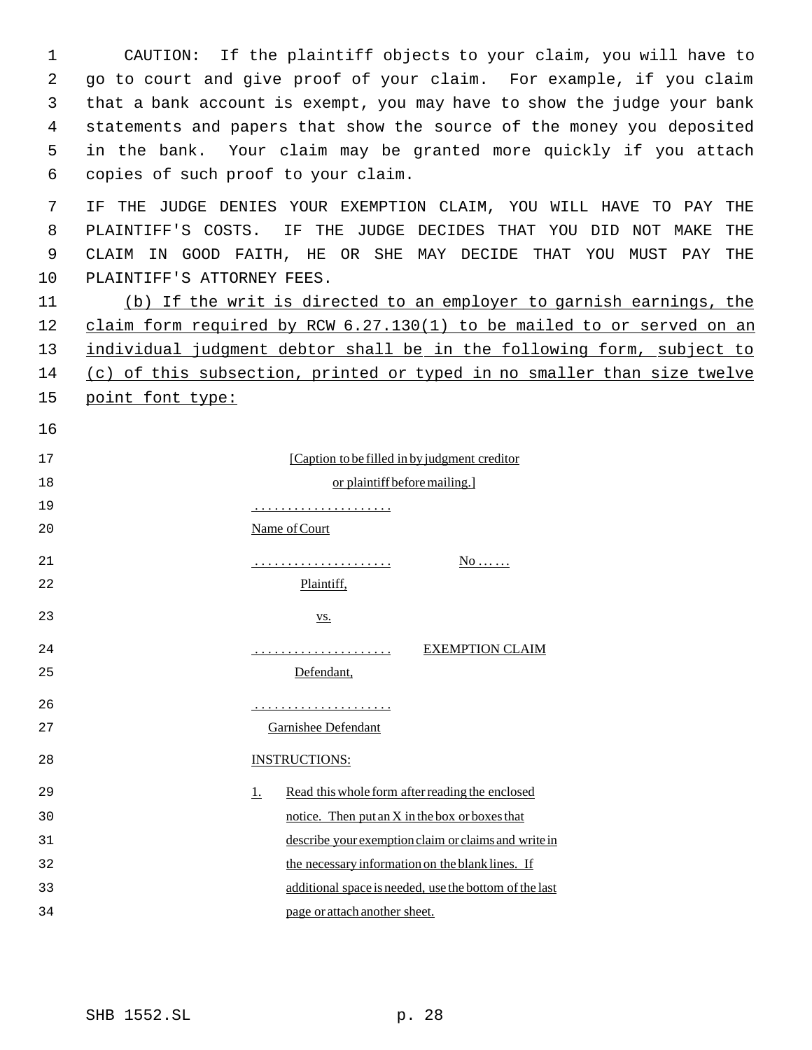CAUTION: If the plaintiff objects to your claim, you will have to go to court and give proof of your claim. For example, if you claim that a bank account is exempt, you may have to show the judge your bank statements and papers that show the source of the money you deposited in the bank. Your claim may be granted more quickly if you attach copies of such proof to your claim.

IF THE JUDGE DENIES YOUR EXEMPTION CLAIM, YOU WILL HAVE TO PAY THE PLAINTIFF'S COSTS. IF THE JUDGE DECIDES THAT YOU DID NOT MAKE THE CLAIM IN GOOD FAITH, HE OR SHE MAY DECIDE THAT YOU MUST PAY THE PLAINTIFF'S ATTORNEY FEES.

(b) If the writ is directed to an employer to garnish earnings, the claim form required by RCW 6.27.130(1) to be mailed to or served on an individual judgment debtor shall be in the following form, subject to (c) of this subsection, printed or typed in no smaller than size twelve point font type:

[Caption to be filled in by judgment creditor or plaintiff before mailing.]

.....................
Name of Court

..................... No ......
Plaintiff,

vs.

..................... EXEMPTION CLAIM
Defendant,

.....................
Garnishee Defendant

INSTRUCTIONS:

1. Read this whole form after reading the enclosed notice. Then put an X in the box or boxes that describe your exemption claim or claims and write in the necessary information on the blank lines. If additional space is needed, use the bottom of the last page or attach another sheet.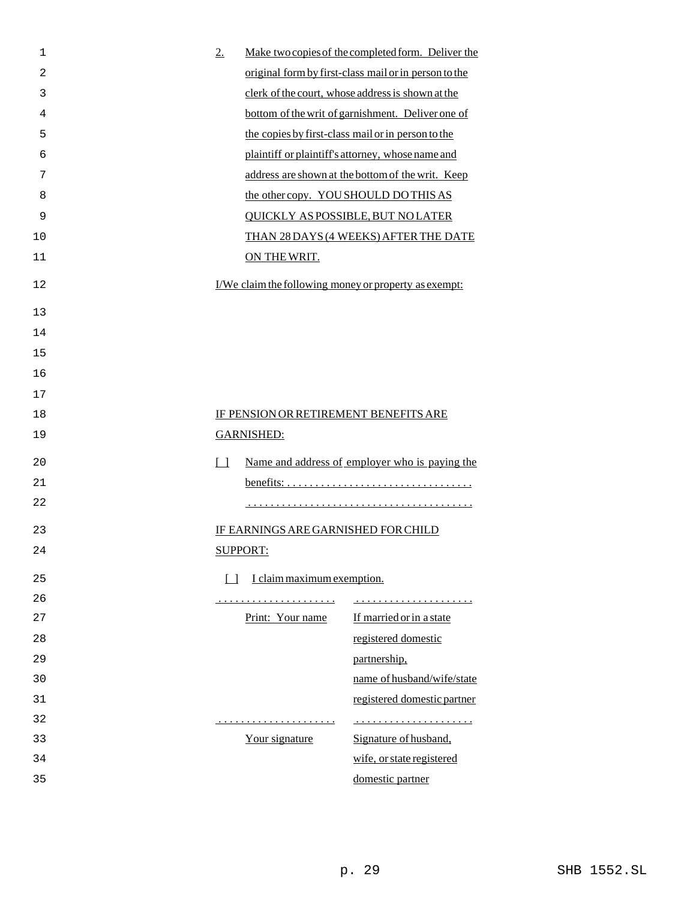2. Make two copies of the completed form. Deliver the original form by first-class mail or in person to the clerk of the court, whose address is shown at the bottom of the writ of garnishment. Deliver one of the copies by first-class mail or in person to the plaintiff or plaintiff's attorney, whose name and address are shown at the bottom of the writ. Keep the other copy. YOU SHOULD DO THIS AS QUICKLY AS POSSIBLE, BUT NO LATER THAN 28 DAYS (4 WEEKS) AFTER THE DATE ON THE WRIT.

I/We claim the following money or property as exempt:

IF PENSION OR RETIREMENT BENEFITS ARE GARNISHED:

[ ] Name and address of employer who is paying the benefits: . . . . . . . . . . . . . . . . . . . . . . . . . . . . . . . . . .
. . . . . . . . . . . . . . . . . . . . . . . . . . . . . . . . . . . . . . .

IF EARNINGS ARE GARNISHED FOR CHILD SUPPORT:

[ ] I claim maximum exemption.

| . . . . . . . . . . . . . . . . . . . . . | . . . . . . . . . . . . . . . . . . . . . |
|---|---|
| Print: Your name | If married or in a state registered domestic partnership, name of husband/wife/state registered domestic partner |
| . . . . . . . . . . . . . . . . . . . . . | . . . . . . . . . . . . . . . . . . . . . |
| Your signature | Signature of husband, wife, or state registered domestic partner |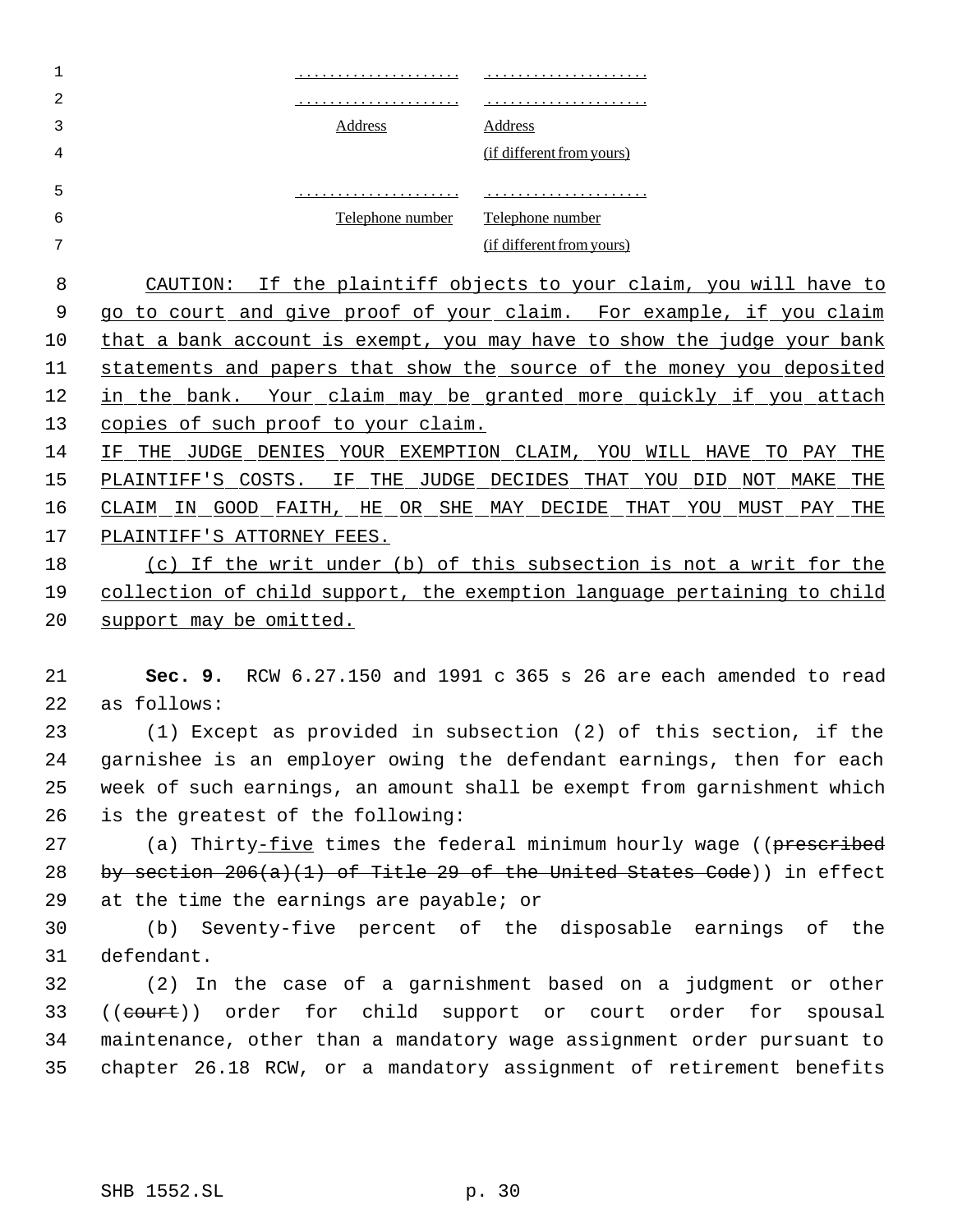| .................... | .................... |
|---|---|
| .................... | .................... |
| Address | Address (if different from yours) |
| .................... | .................... |
| Telephone number | Telephone number (if different from yours) |

CAUTION: If the plaintiff objects to your claim, you will have to go to court and give proof of your claim. For example, if you claim that a bank account is exempt, you may have to show the judge your bank statements and papers that show the source of the money you deposited in the bank. Your claim may be granted more quickly if you attach copies of such proof to your claim.

IF THE JUDGE DENIES YOUR EXEMPTION CLAIM, YOU WILL HAVE TO PAY THE PLAINTIFF'S COSTS. IF THE JUDGE DECIDES THAT YOU DID NOT MAKE THE CLAIM IN GOOD FAITH, HE OR SHE MAY DECIDE THAT YOU MUST PAY THE PLAINTIFF'S ATTORNEY FEES.

(c) If the writ under (b) of this subsection is not a writ for the collection of child support, the exemption language pertaining to child support may be omitted.

**Sec. 9.** RCW 6.27.150 and 1991 c 365 s 26 are each amended to read as follows:

(1) Except as provided in subsection (2) of this section, if the garnishee is an employer owing the defendant earnings, then for each week of such earnings, an amount shall be exempt from garnishment which is the greatest of the following:

(a) Thirty-five times the federal minimum hourly wage ((~~prescribed by section 206(a)(1) of Title 29 of the United States Code~~)) in effect at the time the earnings are payable; or

(b) Seventy-five percent of the disposable earnings of the defendant.

(2) In the case of a garnishment based on a judgment or other ((~~court~~)) order for child support or court order for spousal maintenance, other than a mandatory wage assignment order pursuant to chapter 26.18 RCW, or a mandatory assignment of retirement benefits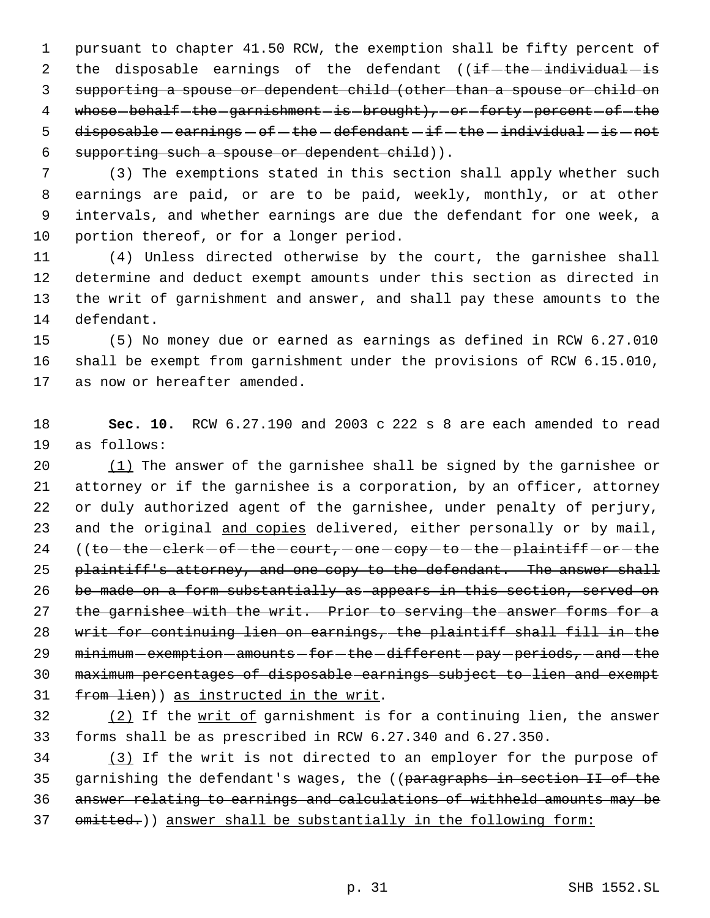pursuant to chapter 41.50 RCW, the exemption shall be fifty percent of the disposable earnings of the defendant ((~~if the individual is supporting a spouse or dependent child (other than a spouse or child on whose behalf the garnishment is brought), or forty percent of the disposable earnings of the defendant if the individual is not supporting such a spouse or dependent child~~)).

(3) The exemptions stated in this section shall apply whether such earnings are paid, or are to be paid, weekly, monthly, or at other intervals, and whether earnings are due the defendant for one week, a portion thereof, or for a longer period.

(4) Unless directed otherwise by the court, the garnishee shall determine and deduct exempt amounts under this section as directed in the writ of garnishment and answer, and shall pay these amounts to the defendant.

(5) No money due or earned as earnings as defined in RCW 6.27.010 shall be exempt from garnishment under the provisions of RCW 6.15.010, as now or hereafter amended.

**Sec. 10.** RCW 6.27.190 and 2003 c 222 s 8 are each amended to read as follows:

<u>(1)</u> The answer of the garnishee shall be signed by the garnishee or attorney or if the garnishee is a corporation, by an officer, attorney or duly authorized agent of the garnishee, under penalty of perjury, and the original <u>and copies</u> delivered, either personally or by mail, ((~~to the clerk of the court, one copy to the plaintiff or the plaintiff's attorney, and one copy to the defendant. The answer shall be made on a form substantially as appears in this section, served on the garnishee with the writ. Prior to serving the answer forms for a writ for continuing lien on earnings, the plaintiff shall fill in the minimum exemption amounts for the different pay periods, and the maximum percentages of disposable earnings subject to lien and exempt from lien~~)) <u>as instructed in the writ</u>.

<u>(2)</u> If the <u>writ of</u> garnishment is for a continuing lien, the answer forms shall be as prescribed in RCW 6.27.340 and 6.27.350.

<u>(3)</u> If the writ is not directed to an employer for the purpose of garnishing the defendant's wages, the ((~~paragraphs in section II of the answer relating to earnings and calculations of withheld amounts may be omitted.~~)) <u>answer shall be substantially in the following form:</u>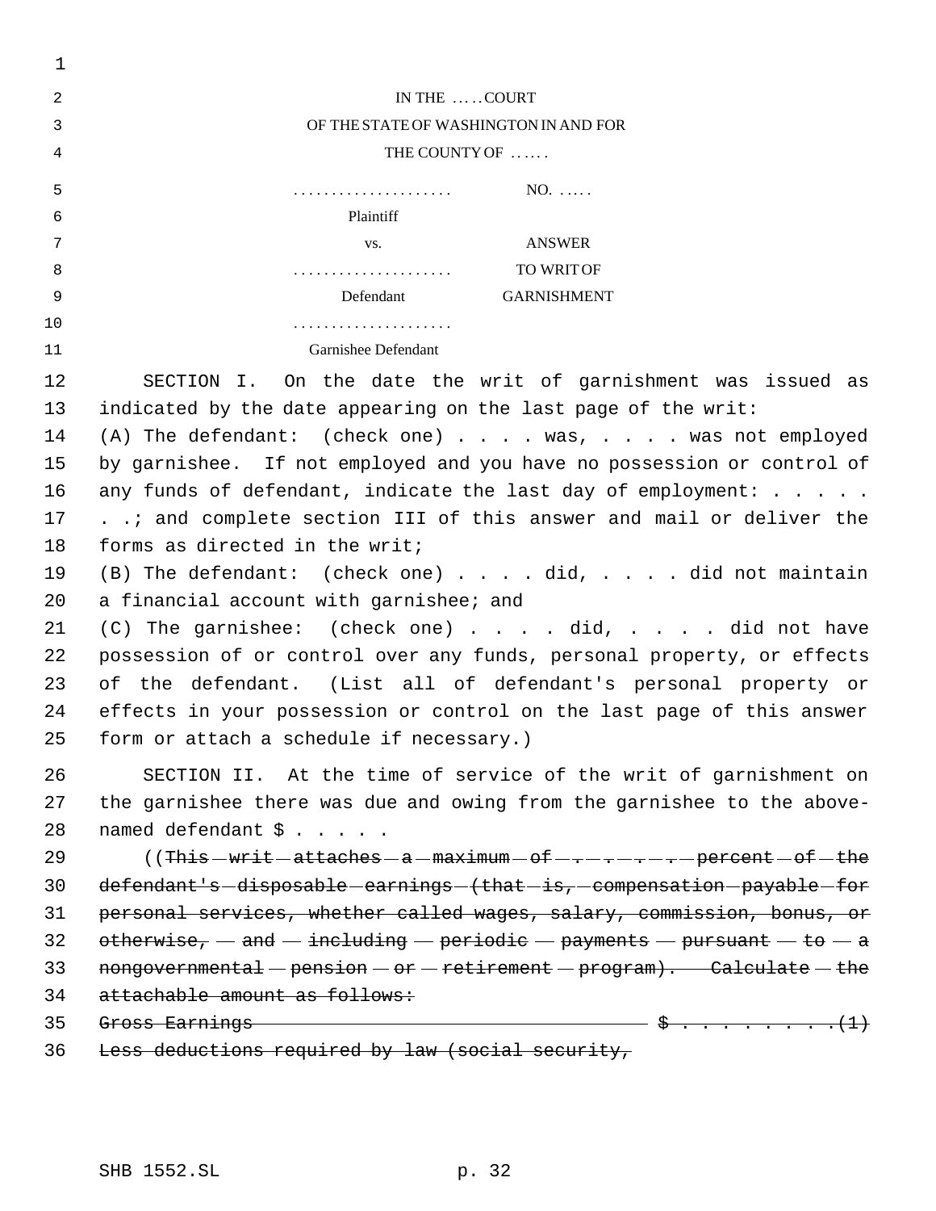IN THE . . . . COURT
OF THE STATE OF WASHINGTON IN AND FOR
THE COUNTY OF . . . . .

| | |
|---|---|
| . . . . . . . . . . . . . . . . . . . . | NO. . . . . . |
| Plaintiff | |
| vs. | ANSWER |
| . . . . . . . . . . . . . . . . . . . . | TO WRIT OF |
| Defendant | GARNISHMENT |
| . . . . . . . . . . . . . . . . . . . . | |
| Garnishee Defendant | |

SECTION I. On the date the writ of garnishment was issued as indicated by the date appearing on the last page of the writ:

(A) The defendant: (check one) . . . . was, . . . . was not employed by garnishee. If not employed and you have no possession or control of any funds of defendant, indicate the last day of employment: . . . . . . .; and complete section III of this answer and mail or deliver the forms as directed in the writ;

(B) The defendant: (check one) . . . . did, . . . . did not maintain a financial account with garnishee; and

(C) The garnishee: (check one) . . . . did, . . . . did not have possession of or control over any funds, personal property, or effects of the defendant. (List all of defendant's personal property or effects in your possession or control on the last page of this answer form or attach a schedule if necessary.)

SECTION II. At the time of service of the writ of garnishment on the garnishee there was due and owing from the garnishee to the above-named defendant $ . . . . .

((~~This writ attaches a maximum of . . . . percent of the defendant's disposable earnings (that is, compensation payable for personal services, whether called wages, salary, commission, bonus, or otherwise, and including periodic payments pursuant to a nongovernmental pension or retirement program). Calculate the attachable amount as follows:~~

~~Gross Earnings $ . . . . . . . . .(1)~~

~~Less deductions required by law (social security,~~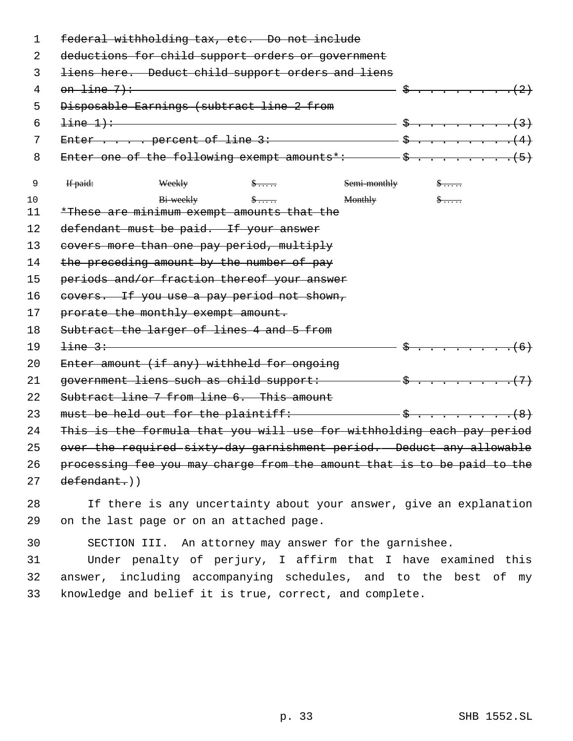~~federal withholding tax, etc. Do not include deductions for child support orders or government liens here. Deduct child support orders and liens on line 7): $ . . . . . . . . .(2)~~

~~Disposable Earnings (subtract line 2 from line 1): $ . . . . . . . . .(3)~~

~~Enter . . . . percent of line 3: $ . . . . . . . . .(4)~~

~~Enter one of the following exempt amounts*: $ . . . . . . . . .(5)~~

| ~~If paid:~~ | ~~Weekly~~ | ~~$ . . . . .~~ | ~~Semi-monthly~~ | ~~$ . . . . .~~ |
|---|---|---|---|---|
| | ~~Bi-weekly~~ | ~~$ . . . . .~~ | ~~Monthly~~ | ~~$ . . . . .~~ |

~~*These are minimum exempt amounts that the defendant must be paid. If your answer covers more than one pay period, multiply the preceding amount by the number of pay periods and/or fraction thereof your answer covers. If you use a pay period not shown, prorate the monthly exempt amount.~~

~~Subtract the larger of lines 4 and 5 from line 3: $ . . . . . . . . .(6)~~

~~Enter amount (if any) withheld for ongoing government liens such as child support: $ . . . . . . . . .(7)~~

~~Subtract line 7 from line 6. This amount must be held out for the plaintiff: $ . . . . . . . . .(8)~~

~~This is the formula that you will use for withholding each pay period over the required sixty-day garnishment period. Deduct any allowable processing fee you may charge from the amount that is to be paid to the defendant.~~))

If there is any uncertainty about your answer, give an explanation on the last page or on an attached page.

SECTION III. An attorney may answer for the garnishee.

Under penalty of perjury, I affirm that I have examined this answer, including accompanying schedules, and to the best of my knowledge and belief it is true, correct, and complete.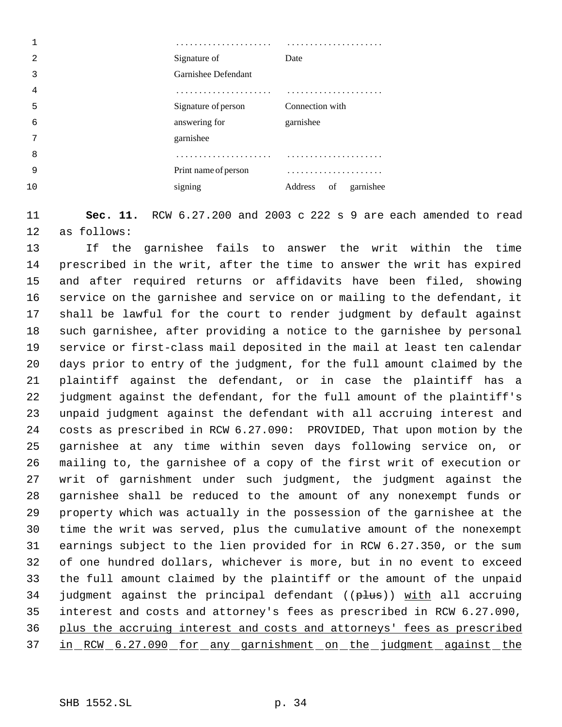| | |
|---|---|
| .................... | .................... |
| Signature of Garnishee Defendant | Date |
| .................... | .................... |
| Signature of person answering for garnishee | Connection with garnishee |
| .................... | .................... |
| Print name of person signing | .................... Address of garnishee |

**Sec. 11.** RCW 6.27.200 and 2003 c 222 s 9 are each amended to read as follows:

If the garnishee fails to answer the writ within the time prescribed in the writ, after the time to answer the writ has expired and after required returns or affidavits have been filed, showing service on the garnishee and service on or mailing to the defendant, it shall be lawful for the court to render judgment by default against such garnishee, after providing a notice to the garnishee by personal service or first-class mail deposited in the mail at least ten calendar days prior to entry of the judgment, for the full amount claimed by the plaintiff against the defendant, or in case the plaintiff has a judgment against the defendant, for the full amount of the plaintiff's unpaid judgment against the defendant with all accruing interest and costs as prescribed in RCW 6.27.090: PROVIDED, That upon motion by the garnishee at any time within seven days following service on, or mailing to, the garnishee of a copy of the first writ of execution or writ of garnishment under such judgment, the judgment against the garnishee shall be reduced to the amount of any nonexempt funds or property which was actually in the possession of the garnishee at the time the writ was served, plus the cumulative amount of the nonexempt earnings subject to the lien provided for in RCW 6.27.350, or the sum of one hundred dollars, whichever is more, but in no event to exceed the full amount claimed by the plaintiff or the amount of the unpaid judgment against the principal defendant ((~~plus~~)) <u>with</u> all accruing interest and costs and attorney's fees as prescribed in RCW 6.27.090, <u>plus the accruing interest and costs and attorneys' fees as prescribed in RCW 6.27.090 for any garnishment on the judgment against the</u>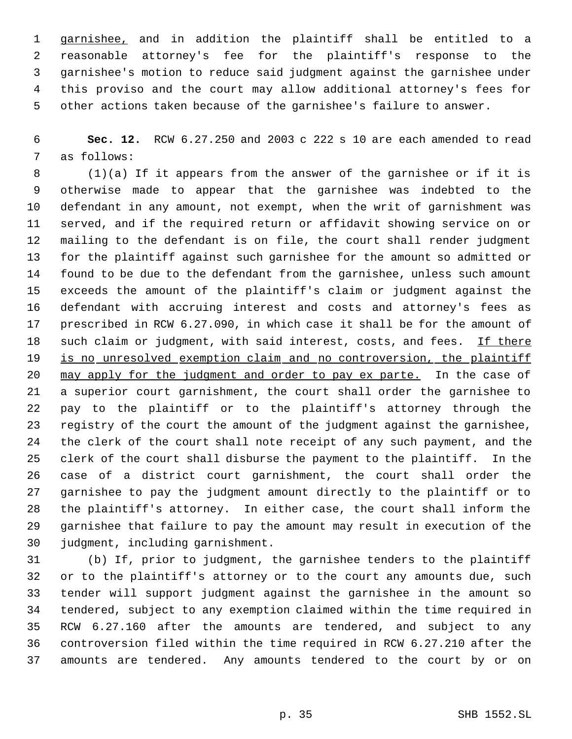garnishee, and in addition the plaintiff shall be entitled to a reasonable attorney's fee for the plaintiff's response to the garnishee's motion to reduce said judgment against the garnishee under this proviso and the court may allow additional attorney's fees for other actions taken because of the garnishee's failure to answer.

**Sec. 12.** RCW 6.27.250 and 2003 c 222 s 10 are each amended to read as follows:

(1)(a) If it appears from the answer of the garnishee or if it is otherwise made to appear that the garnishee was indebted to the defendant in any amount, not exempt, when the writ of garnishment was served, and if the required return or affidavit showing service on or mailing to the defendant is on file, the court shall render judgment for the plaintiff against such garnishee for the amount so admitted or found to be due to the defendant from the garnishee, unless such amount exceeds the amount of the plaintiff's claim or judgment against the defendant with accruing interest and costs and attorney's fees as prescribed in RCW 6.27.090, in which case it shall be for the amount of such claim or judgment, with said interest, costs, and fees. <u>If there is no unresolved exemption claim and no controversion, the plaintiff may apply for the judgment and order to pay ex parte.</u> In the case of a superior court garnishment, the court shall order the garnishee to pay to the plaintiff or to the plaintiff's attorney through the registry of the court the amount of the judgment against the garnishee, the clerk of the court shall note receipt of any such payment, and the clerk of the court shall disburse the payment to the plaintiff. In the case of a district court garnishment, the court shall order the garnishee to pay the judgment amount directly to the plaintiff or to the plaintiff's attorney. In either case, the court shall inform the garnishee that failure to pay the amount may result in execution of the judgment, including garnishment.

(b) If, prior to judgment, the garnishee tenders to the plaintiff or to the plaintiff's attorney or to the court any amounts due, such tender will support judgment against the garnishee in the amount so tendered, subject to any exemption claimed within the time required in RCW 6.27.160 after the amounts are tendered, and subject to any controversion filed within the time required in RCW 6.27.210 after the amounts are tendered. Any amounts tendered to the court by or on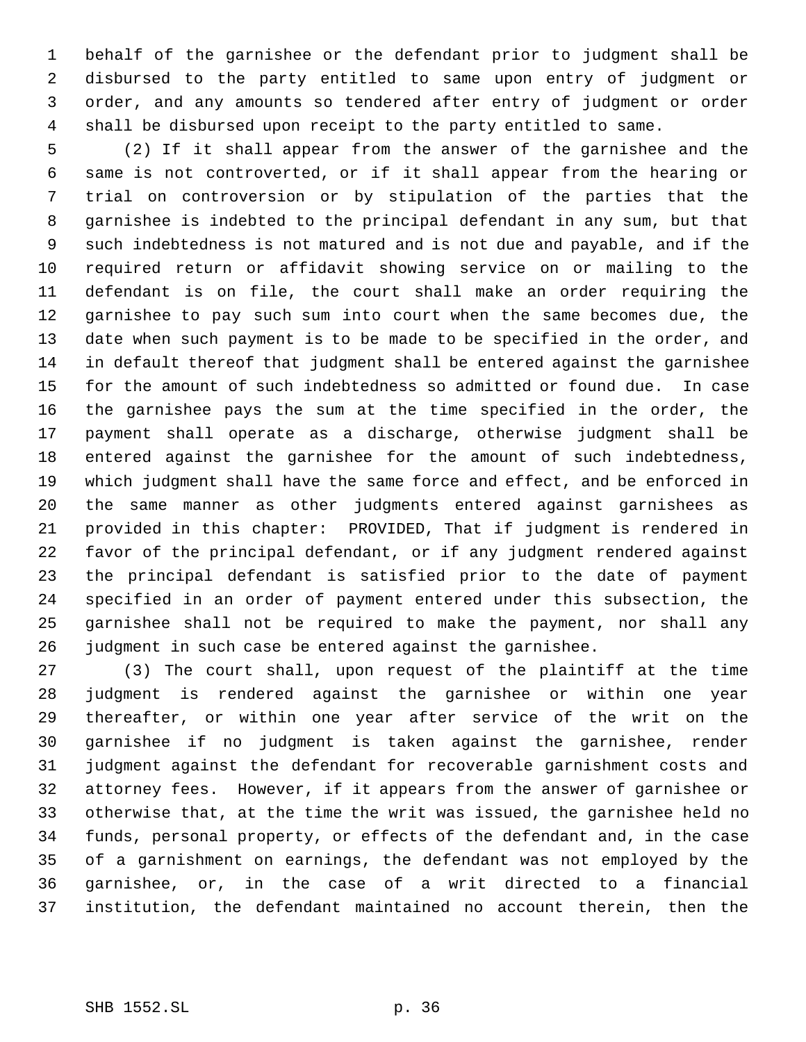behalf of the garnishee or the defendant prior to judgment shall be disbursed to the party entitled to same upon entry of judgment or order, and any amounts so tendered after entry of judgment or order shall be disbursed upon receipt to the party entitled to same.

(2) If it shall appear from the answer of the garnishee and the same is not controverted, or if it shall appear from the hearing or trial on controversion or by stipulation of the parties that the garnishee is indebted to the principal defendant in any sum, but that such indebtedness is not matured and is not due and payable, and if the required return or affidavit showing service on or mailing to the defendant is on file, the court shall make an order requiring the garnishee to pay such sum into court when the same becomes due, the date when such payment is to be made to be specified in the order, and in default thereof that judgment shall be entered against the garnishee for the amount of such indebtedness so admitted or found due. In case the garnishee pays the sum at the time specified in the order, the payment shall operate as a discharge, otherwise judgment shall be entered against the garnishee for the amount of such indebtedness, which judgment shall have the same force and effect, and be enforced in the same manner as other judgments entered against garnishees as provided in this chapter: PROVIDED, That if judgment is rendered in favor of the principal defendant, or if any judgment rendered against the principal defendant is satisfied prior to the date of payment specified in an order of payment entered under this subsection, the garnishee shall not be required to make the payment, nor shall any judgment in such case be entered against the garnishee.

(3) The court shall, upon request of the plaintiff at the time judgment is rendered against the garnishee or within one year thereafter, or within one year after service of the writ on the garnishee if no judgment is taken against the garnishee, render judgment against the defendant for recoverable garnishment costs and attorney fees. However, if it appears from the answer of garnishee or otherwise that, at the time the writ was issued, the garnishee held no funds, personal property, or effects of the defendant and, in the case of a garnishment on earnings, the defendant was not employed by the garnishee, or, in the case of a writ directed to a financial institution, the defendant maintained no account therein, then the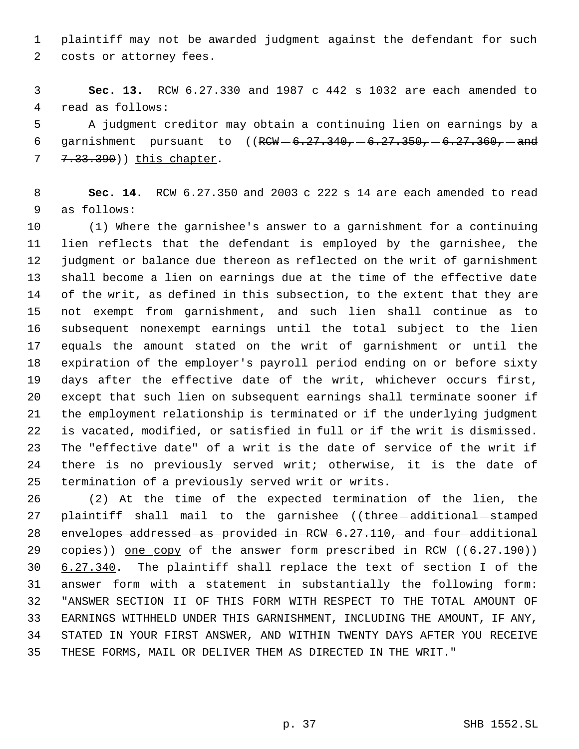plaintiff may not be awarded judgment against the defendant for such costs or attorney fees.

**Sec. 13.** RCW 6.27.330 and 1987 c 442 s 1032 are each amended to read as follows:

A judgment creditor may obtain a continuing lien on earnings by a garnishment pursuant to ((~~RCW 6.27.340, 6.27.350, 6.27.360, and 7.33.390~~)) <u>this chapter</u>.

**Sec. 14.** RCW 6.27.350 and 2003 c 222 s 14 are each amended to read as follows:

(1) Where the garnishee's answer to a garnishment for a continuing lien reflects that the defendant is employed by the garnishee, the judgment or balance due thereon as reflected on the writ of garnishment shall become a lien on earnings due at the time of the effective date of the writ, as defined in this subsection, to the extent that they are not exempt from garnishment, and such lien shall continue as to subsequent nonexempt earnings until the total subject to the lien equals the amount stated on the writ of garnishment or until the expiration of the employer's payroll period ending on or before sixty days after the effective date of the writ, whichever occurs first, except that such lien on subsequent earnings shall terminate sooner if the employment relationship is terminated or if the underlying judgment is vacated, modified, or satisfied in full or if the writ is dismissed. The "effective date" of a writ is the date of service of the writ if there is no previously served writ; otherwise, it is the date of termination of a previously served writ or writs.

(2) At the time of the expected termination of the lien, the plaintiff shall mail to the garnishee ((~~three additional stamped envelopes addressed as provided in RCW 6.27.110, and four additional copies~~)) <u>one copy</u> of the answer form prescribed in RCW ((~~6.27.190~~)) <u>6.27.340</u>. The plaintiff shall replace the text of section I of the answer form with a statement in substantially the following form: "ANSWER SECTION II OF THIS FORM WITH RESPECT TO THE TOTAL AMOUNT OF EARNINGS WITHHELD UNDER THIS GARNISHMENT, INCLUDING THE AMOUNT, IF ANY, STATED IN YOUR FIRST ANSWER, AND WITHIN TWENTY DAYS AFTER YOU RECEIVE THESE FORMS, MAIL OR DELIVER THEM AS DIRECTED IN THE WRIT."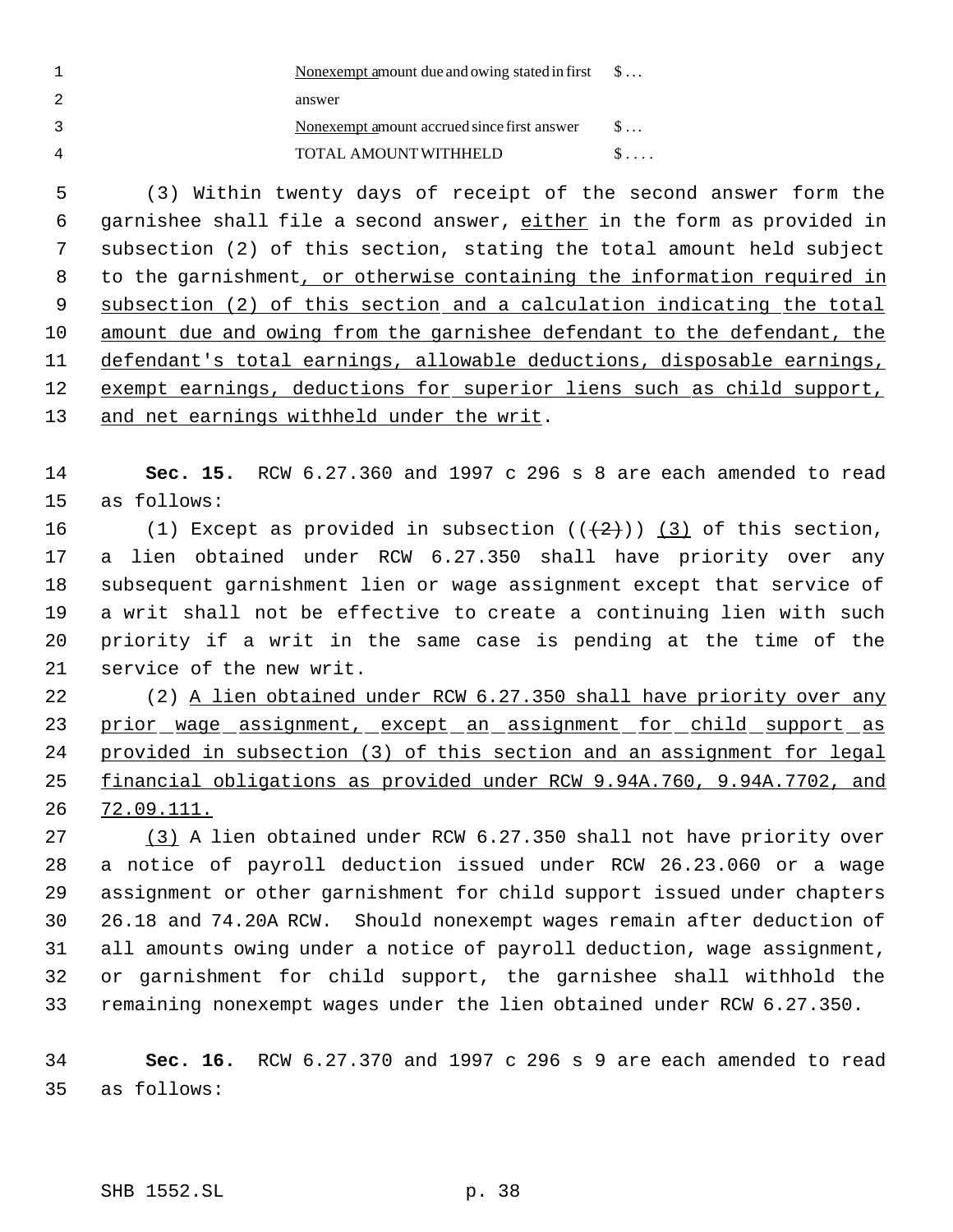| | |
|---|---|
| Nonexempt amount due and owing stated in first answer | $ . . . |
| Nonexempt amount accrued since first answer | $ . . . |
| TOTAL AMOUNT WITHHELD | $ . . . . |

(3) Within twenty days of receipt of the second answer form the garnishee shall file a second answer, either in the form as provided in subsection (2) of this section, stating the total amount held subject to the garnishment, or otherwise containing the information required in subsection (2) of this section and a calculation indicating the total amount due and owing from the garnishee defendant to the defendant, the defendant's total earnings, allowable deductions, disposable earnings, exempt earnings, deductions for superior liens such as child support, and net earnings withheld under the writ.

**Sec. 15.** RCW 6.27.360 and 1997 c 296 s 8 are each amended to read as follows:

(1) Except as provided in subsection ((~~(2)~~)) (3) of this section, a lien obtained under RCW 6.27.350 shall have priority over any subsequent garnishment lien or wage assignment except that service of a writ shall not be effective to create a continuing lien with such priority if a writ in the same case is pending at the time of the service of the new writ.

(2) A lien obtained under RCW 6.27.350 shall have priority over any prior wage assignment, except an assignment for child support as provided in subsection (3) of this section and an assignment for legal financial obligations as provided under RCW 9.94A.760, 9.94A.7702, and 72.09.111.

(3) A lien obtained under RCW 6.27.350 shall not have priority over a notice of payroll deduction issued under RCW 26.23.060 or a wage assignment or other garnishment for child support issued under chapters 26.18 and 74.20A RCW. Should nonexempt wages remain after deduction of all amounts owing under a notice of payroll deduction, wage assignment, or garnishment for child support, the garnishee shall withhold the remaining nonexempt wages under the lien obtained under RCW 6.27.350.

**Sec. 16.** RCW 6.27.370 and 1997 c 296 s 9 are each amended to read as follows: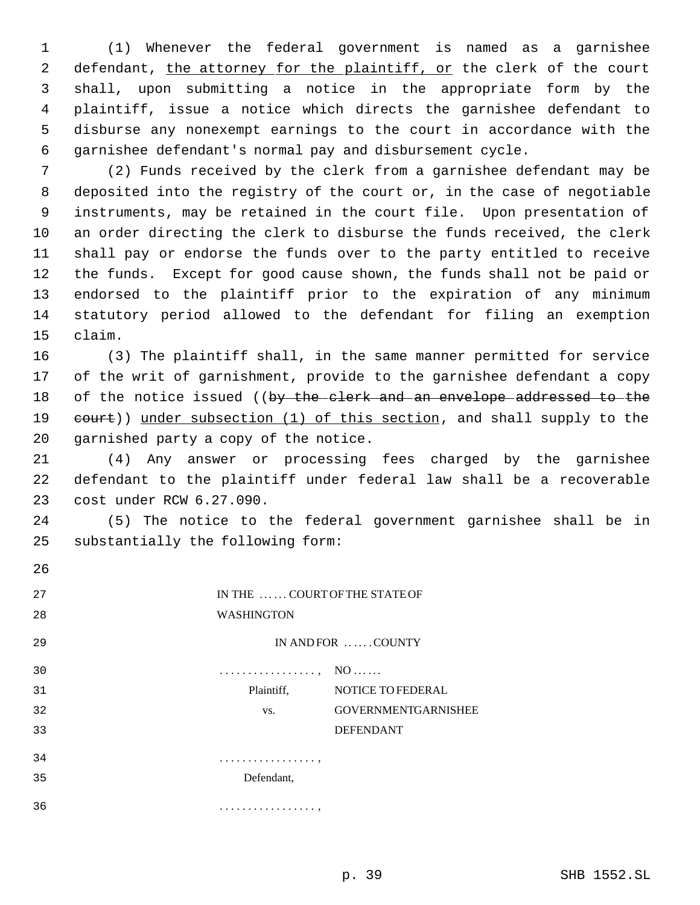(1) Whenever the federal government is named as a garnishee defendant, the attorney for the plaintiff, or the clerk of the court shall, upon submitting a notice in the appropriate form by the plaintiff, issue a notice which directs the garnishee defendant to disburse any nonexempt earnings to the court in accordance with the garnishee defendant's normal pay and disbursement cycle.

(2) Funds received by the clerk from a garnishee defendant may be deposited into the registry of the court or, in the case of negotiable instruments, may be retained in the court file. Upon presentation of an order directing the clerk to disburse the funds received, the clerk shall pay or endorse the funds over to the party entitled to receive the funds. Except for good cause shown, the funds shall not be paid or endorsed to the plaintiff prior to the expiration of any minimum statutory period allowed to the defendant for filing an exemption claim.

(3) The plaintiff shall, in the same manner permitted for service of the writ of garnishment, provide to the garnishee defendant a copy of the notice issued ((~~by the clerk and an envelope addressed to the court~~)) under subsection (1) of this section, and shall supply to the garnished party a copy of the notice.

(4) Any answer or processing fees charged by the garnishee defendant to the plaintiff under federal law shall be a recoverable cost under RCW 6.27.090.

(5) The notice to the federal government garnishee shall be in substantially the following form:

IN THE . . . . . . COURT OF THE STATE OF WASHINGTON

IN AND FOR . . . . . . COUNTY

| | |
|---|---|
| . . . . . . . . . . . . . . . . . , | NO . . . . . . |
| Plaintiff, | NOTICE TO FEDERAL |
| vs. | GOVERNMENT GARNISHEE |
| | DEFENDANT |
| . . . . . . . . . . . . . . . . . , | |
| Defendant, | |
| . . . . . . . . . . . . . . . . . , | |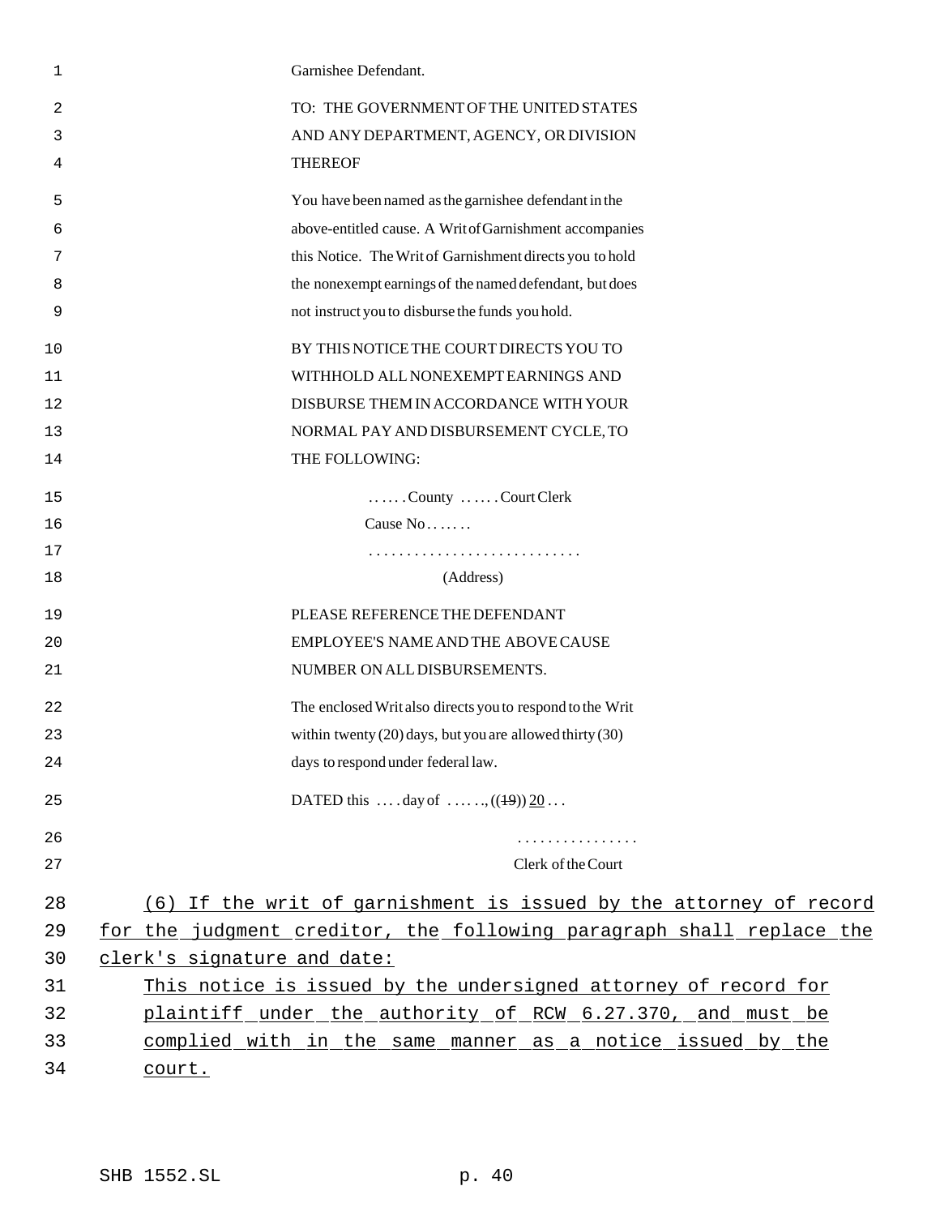Garnishee Defendant.

TO: THE GOVERNMENT OF THE UNITED STATES AND ANY DEPARTMENT, AGENCY, OR DIVISION THEREOF

You have been named as the garnishee defendant in the above-entitled cause. A Writ of Garnishment accompanies this Notice. The Writ of Garnishment directs you to hold the nonexempt earnings of the named defendant, but does not instruct you to disburse the funds you hold.

BY THIS NOTICE THE COURT DIRECTS YOU TO WITHHOLD ALL NONEXEMPT EARNINGS AND DISBURSE THEM IN ACCORDANCE WITH YOUR NORMAL PAY AND DISBURSEMENT CYCLE, TO THE FOLLOWING:

. . . . . . County . . . . . . Court Clerk
Cause No . . . . . .
. . . . . . . . . . . . . . . . . . . . . . . . . . . .
(Address)

PLEASE REFERENCE THE DEFENDANT EMPLOYEE'S NAME AND THE ABOVE CAUSE NUMBER ON ALL DISBURSEMENTS.

The enclosed Writ also directs you to respond to the Writ within twenty (20) days, but you are allowed thirty (30) days to respond under federal law.

DATED this . . . . day of . . . . . ., ((~~19~~)) 20 . . .

. . . . . . . . . . . . . . . .
Clerk of the Court

(6) If the writ of garnishment is issued by the attorney of record for the judgment creditor, the following paragraph shall replace the clerk's signature and date:

This notice is issued by the undersigned attorney of record for plaintiff under the authority of RCW 6.27.370, and must be complied with in the same manner as a notice issued by the court.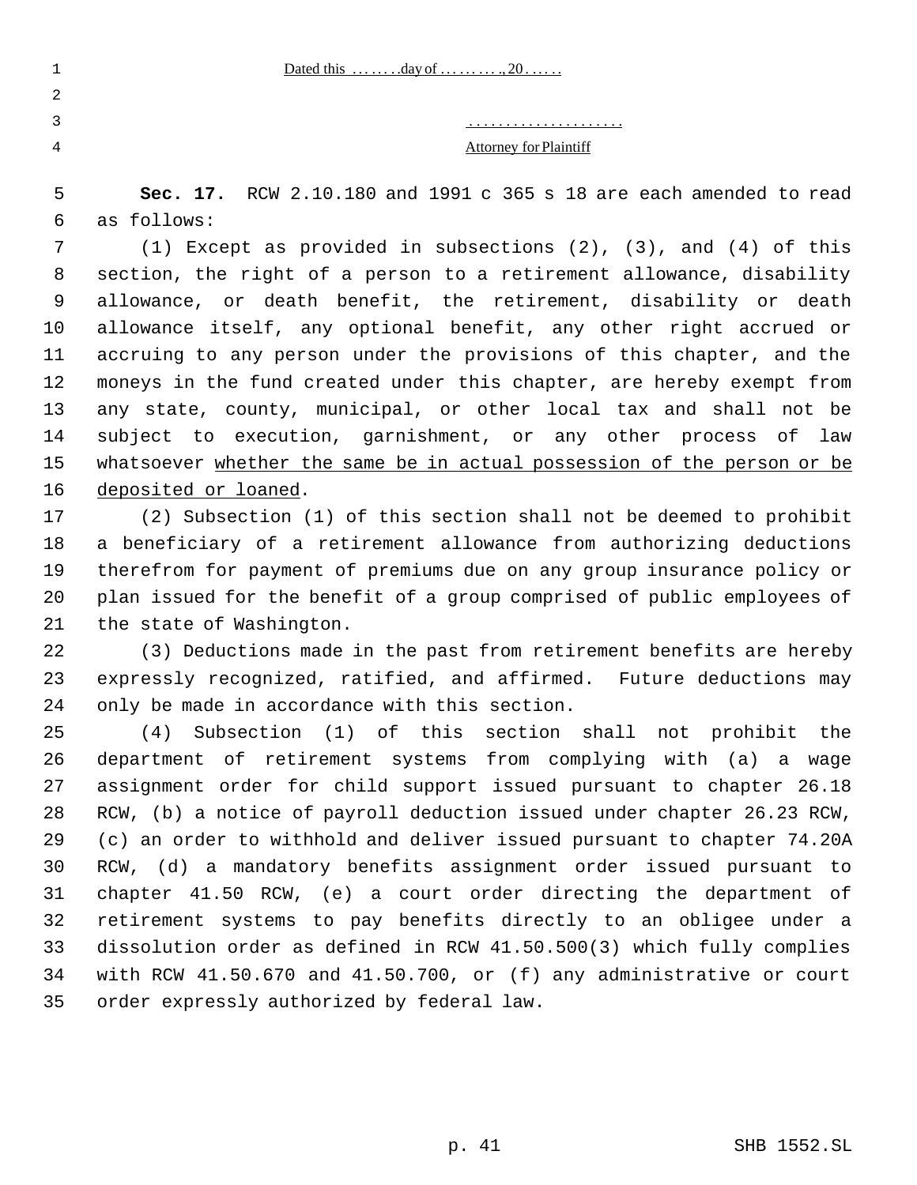Dated this . . . . . . . day of . . . . . . . . ., 20 . . . . .

. . . . . . . . . . . . . . . . . . . . .

Attorney for Plaintiff

**Sec. 17.** RCW 2.10.180 and 1991 c 365 s 18 are each amended to read as follows:

(1) Except as provided in subsections (2), (3), and (4) of this section, the right of a person to a retirement allowance, disability allowance, or death benefit, the retirement, disability or death allowance itself, any optional benefit, any other right accrued or accruing to any person under the provisions of this chapter, and the moneys in the fund created under this chapter, are hereby exempt from any state, county, municipal, or other local tax and shall not be subject to execution, garnishment, or any other process of law whatsoever whether the same be in actual possession of the person or be deposited or loaned.

(2) Subsection (1) of this section shall not be deemed to prohibit a beneficiary of a retirement allowance from authorizing deductions therefrom for payment of premiums due on any group insurance policy or plan issued for the benefit of a group comprised of public employees of the state of Washington.

(3) Deductions made in the past from retirement benefits are hereby expressly recognized, ratified, and affirmed. Future deductions may only be made in accordance with this section.

(4) Subsection (1) of this section shall not prohibit the department of retirement systems from complying with (a) a wage assignment order for child support issued pursuant to chapter 26.18 RCW, (b) a notice of payroll deduction issued under chapter 26.23 RCW, (c) an order to withhold and deliver issued pursuant to chapter 74.20A RCW, (d) a mandatory benefits assignment order issued pursuant to chapter 41.50 RCW, (e) a court order directing the department of retirement systems to pay benefits directly to an obligee under a dissolution order as defined in RCW 41.50.500(3) which fully complies with RCW 41.50.670 and 41.50.700, or (f) any administrative or court order expressly authorized by federal law.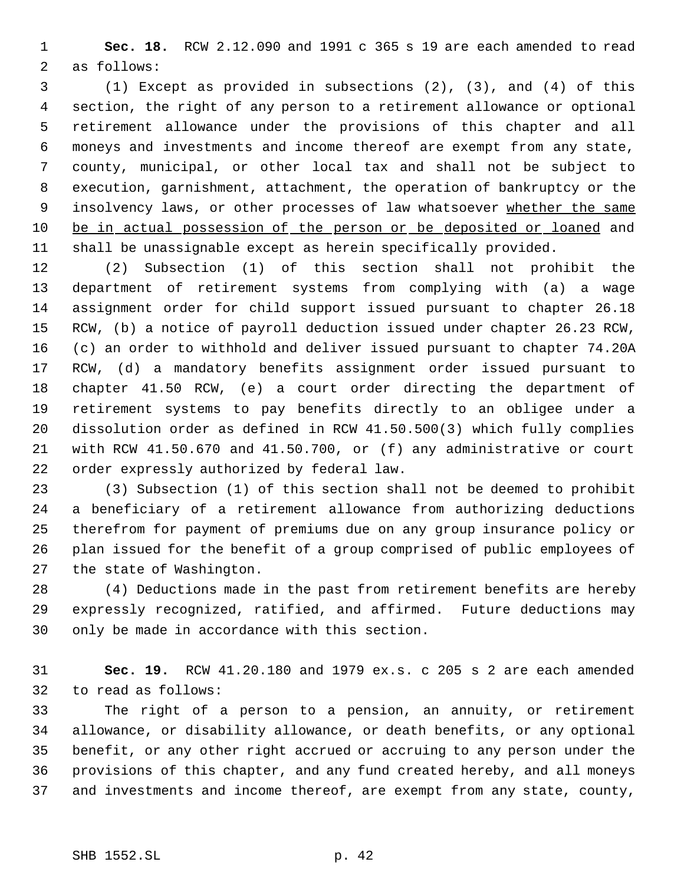**Sec. 18.** RCW 2.12.090 and 1991 c 365 s 19 are each amended to read as follows:

(1) Except as provided in subsections (2), (3), and (4) of this section, the right of any person to a retirement allowance or optional retirement allowance under the provisions of this chapter and all moneys and investments and income thereof are exempt from any state, county, municipal, or other local tax and shall not be subject to execution, garnishment, attachment, the operation of bankruptcy or the insolvency laws, or other processes of law whatsoever <u>whether the same be in actual possession of the person or be deposited or loaned</u> and shall be unassignable except as herein specifically provided.

(2) Subsection (1) of this section shall not prohibit the department of retirement systems from complying with (a) a wage assignment order for child support issued pursuant to chapter 26.18 RCW, (b) a notice of payroll deduction issued under chapter 26.23 RCW, (c) an order to withhold and deliver issued pursuant to chapter 74.20A RCW, (d) a mandatory benefits assignment order issued pursuant to chapter 41.50 RCW, (e) a court order directing the department of retirement systems to pay benefits directly to an obligee under a dissolution order as defined in RCW 41.50.500(3) which fully complies with RCW 41.50.670 and 41.50.700, or (f) any administrative or court order expressly authorized by federal law.

(3) Subsection (1) of this section shall not be deemed to prohibit a beneficiary of a retirement allowance from authorizing deductions therefrom for payment of premiums due on any group insurance policy or plan issued for the benefit of a group comprised of public employees of the state of Washington.

(4) Deductions made in the past from retirement benefits are hereby expressly recognized, ratified, and affirmed. Future deductions may only be made in accordance with this section.

**Sec. 19.** RCW 41.20.180 and 1979 ex.s. c 205 s 2 are each amended to read as follows:

The right of a person to a pension, an annuity, or retirement allowance, or disability allowance, or death benefits, or any optional benefit, or any other right accrued or accruing to any person under the provisions of this chapter, and any fund created hereby, and all moneys and investments and income thereof, are exempt from any state, county,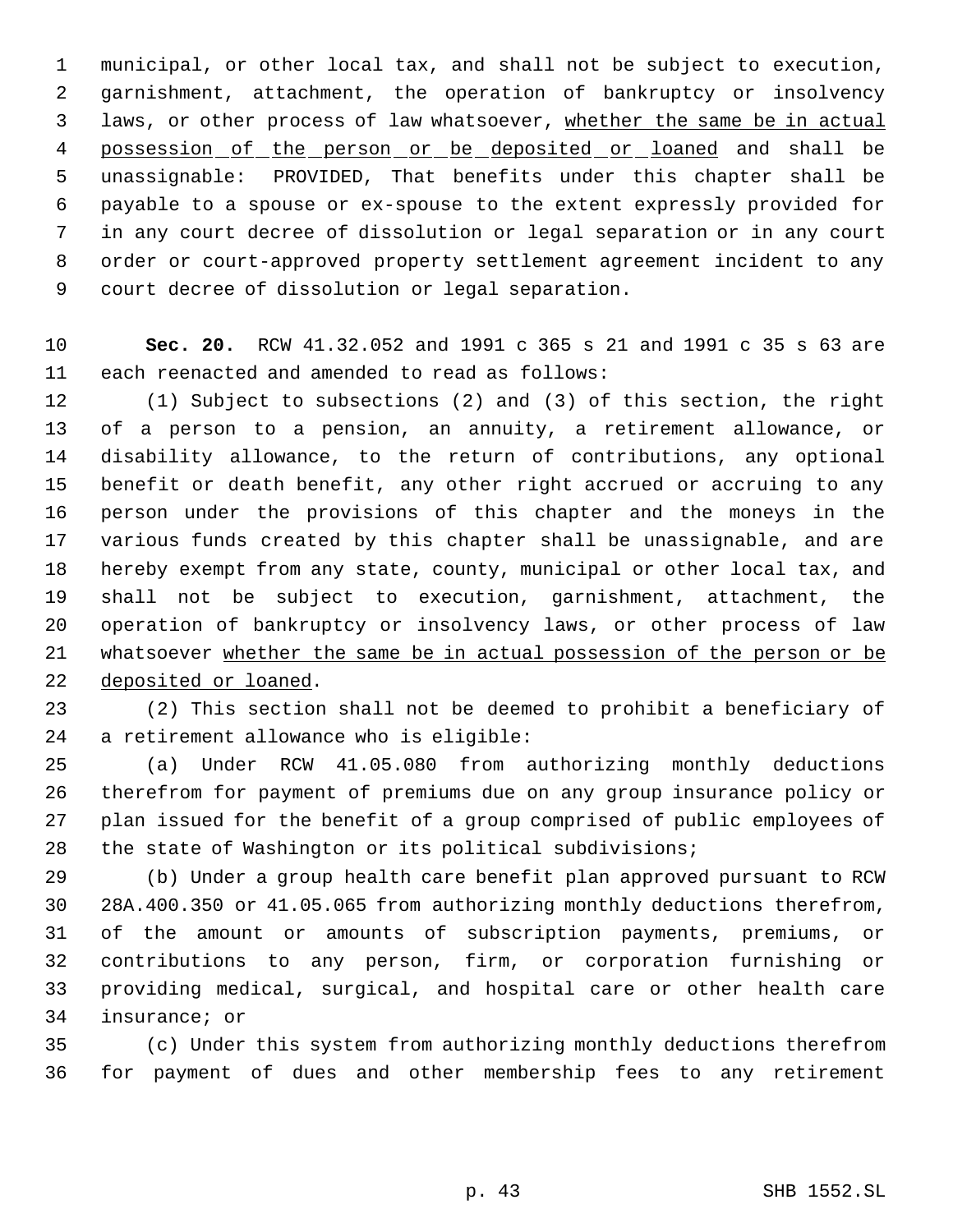municipal, or other local tax, and shall not be subject to execution, garnishment, attachment, the operation of bankruptcy or insolvency laws, or other process of law whatsoever, <u>whether the same be in actual possession of the person or be deposited or loaned</u> and shall be unassignable: PROVIDED, That benefits under this chapter shall be payable to a spouse or ex-spouse to the extent expressly provided for in any court decree of dissolution or legal separation or in any court order or court-approved property settlement agreement incident to any court decree of dissolution or legal separation.

**Sec. 20.** RCW 41.32.052 and 1991 c 365 s 21 and 1991 c 35 s 63 are each reenacted and amended to read as follows:

(1) Subject to subsections (2) and (3) of this section, the right of a person to a pension, an annuity, a retirement allowance, or disability allowance, to the return of contributions, any optional benefit or death benefit, any other right accrued or accruing to any person under the provisions of this chapter and the moneys in the various funds created by this chapter shall be unassignable, and are hereby exempt from any state, county, municipal or other local tax, and shall not be subject to execution, garnishment, attachment, the operation of bankruptcy or insolvency laws, or other process of law whatsoever <u>whether the same be in actual possession of the person or be deposited or loaned</u>.

(2) This section shall not be deemed to prohibit a beneficiary of a retirement allowance who is eligible:

(a) Under RCW 41.05.080 from authorizing monthly deductions therefrom for payment of premiums due on any group insurance policy or plan issued for the benefit of a group comprised of public employees of the state of Washington or its political subdivisions;

(b) Under a group health care benefit plan approved pursuant to RCW 28A.400.350 or 41.05.065 from authorizing monthly deductions therefrom, of the amount or amounts of subscription payments, premiums, or contributions to any person, firm, or corporation furnishing or providing medical, surgical, and hospital care or other health care insurance; or

(c) Under this system from authorizing monthly deductions therefrom for payment of dues and other membership fees to any retirement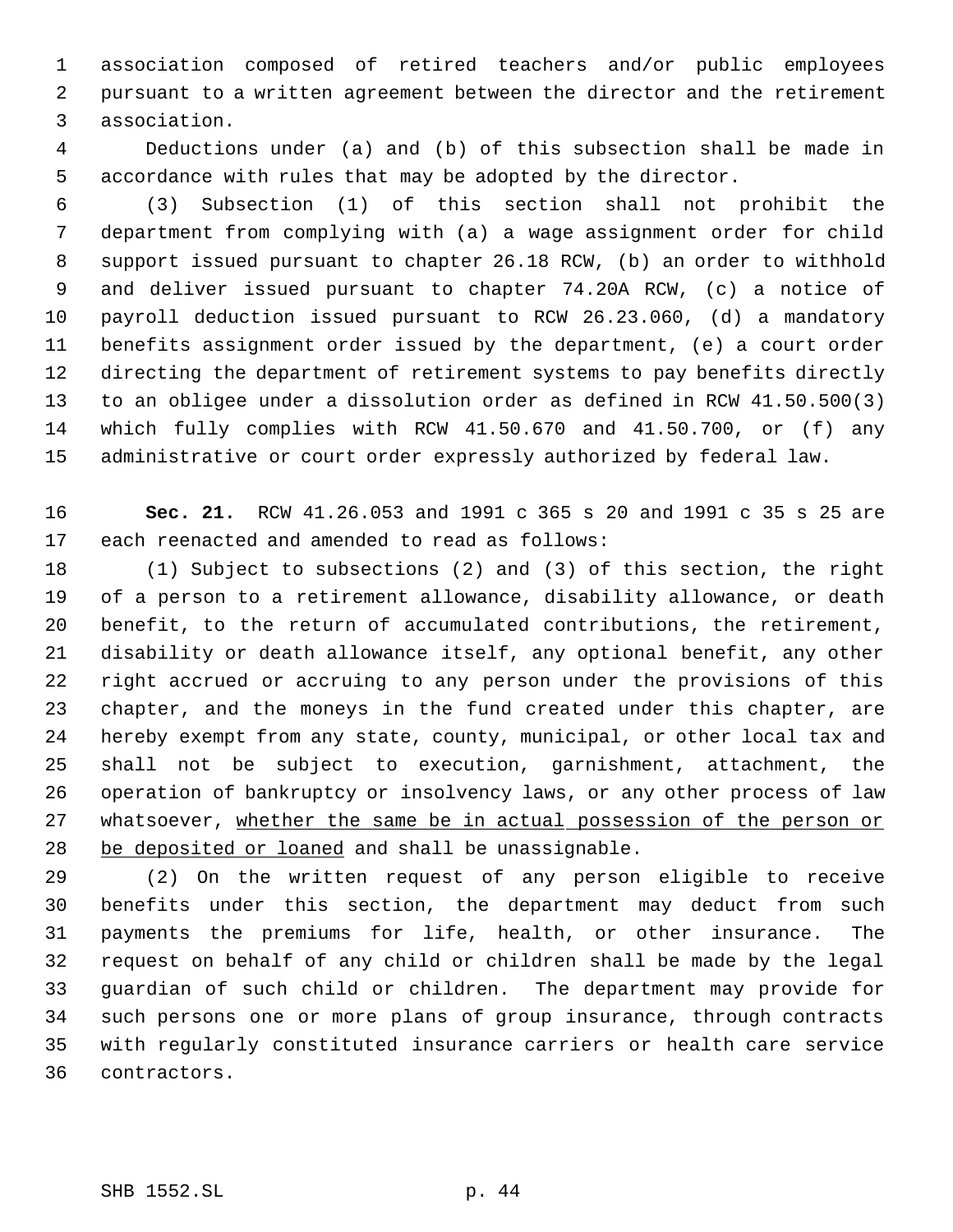association composed of retired teachers and/or public employees pursuant to a written agreement between the director and the retirement association.

Deductions under (a) and (b) of this subsection shall be made in accordance with rules that may be adopted by the director.

(3) Subsection (1) of this section shall not prohibit the department from complying with (a) a wage assignment order for child support issued pursuant to chapter 26.18 RCW, (b) an order to withhold and deliver issued pursuant to chapter 74.20A RCW, (c) a notice of payroll deduction issued pursuant to RCW 26.23.060, (d) a mandatory benefits assignment order issued by the department, (e) a court order directing the department of retirement systems to pay benefits directly to an obligee under a dissolution order as defined in RCW 41.50.500(3) which fully complies with RCW 41.50.670 and 41.50.700, or (f) any administrative or court order expressly authorized by federal law.

**Sec. 21.** RCW 41.26.053 and 1991 c 365 s 20 and 1991 c 35 s 25 are each reenacted and amended to read as follows:

(1) Subject to subsections (2) and (3) of this section, the right of a person to a retirement allowance, disability allowance, or death benefit, to the return of accumulated contributions, the retirement, disability or death allowance itself, any optional benefit, any other right accrued or accruing to any person under the provisions of this chapter, and the moneys in the fund created under this chapter, are hereby exempt from any state, county, municipal, or other local tax and shall not be subject to execution, garnishment, attachment, the operation of bankruptcy or insolvency laws, or any other process of law whatsoever, <u>whether the same be in actual possession of the person or be deposited or loaned</u> and shall be unassignable.

(2) On the written request of any person eligible to receive benefits under this section, the department may deduct from such payments the premiums for life, health, or other insurance. The request on behalf of any child or children shall be made by the legal guardian of such child or children. The department may provide for such persons one or more plans of group insurance, through contracts with regularly constituted insurance carriers or health care service contractors.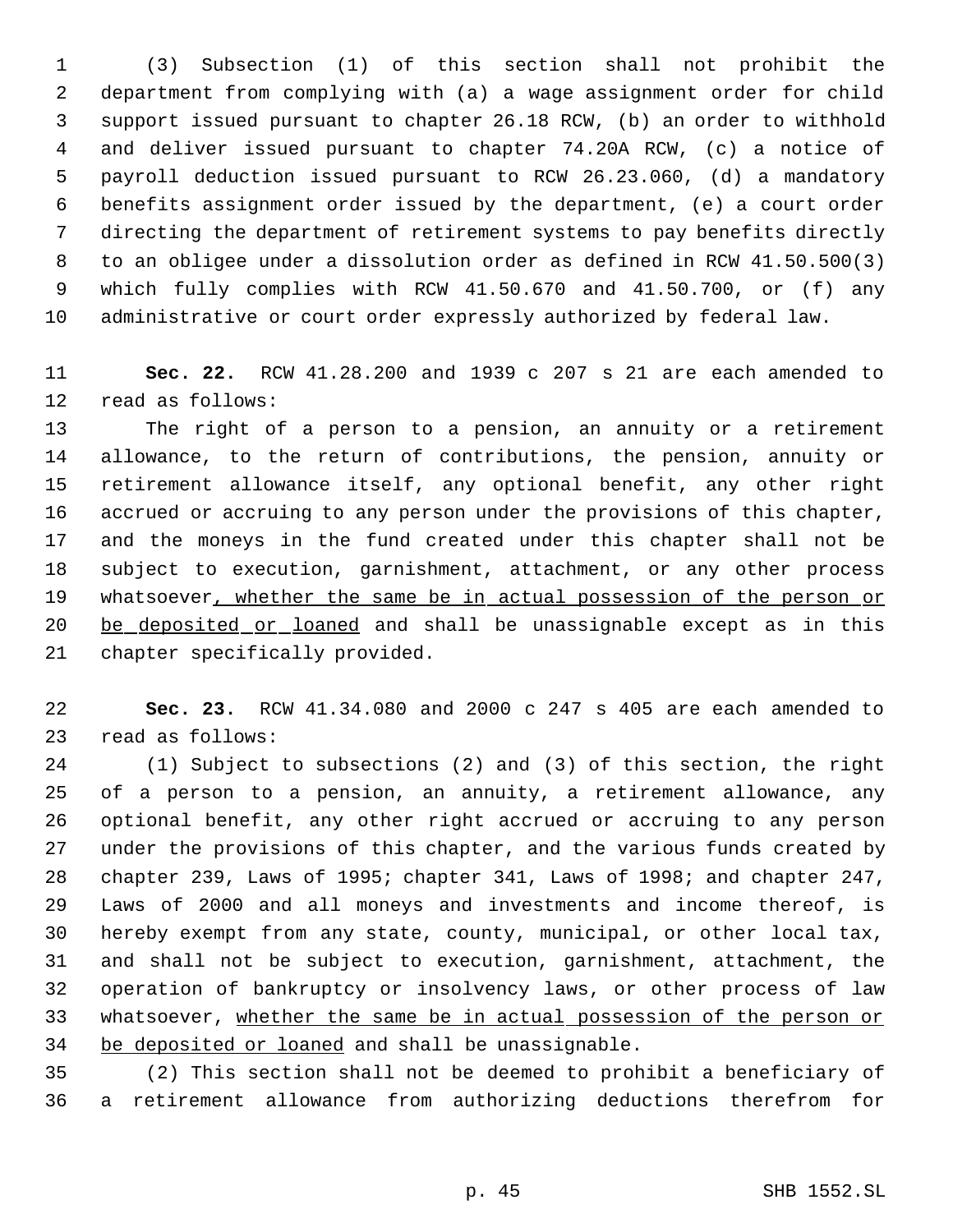(3) Subsection (1) of this section shall not prohibit the department from complying with (a) a wage assignment order for child support issued pursuant to chapter 26.18 RCW, (b) an order to withhold and deliver issued pursuant to chapter 74.20A RCW, (c) a notice of payroll deduction issued pursuant to RCW 26.23.060, (d) a mandatory benefits assignment order issued by the department, (e) a court order directing the department of retirement systems to pay benefits directly to an obligee under a dissolution order as defined in RCW 41.50.500(3) which fully complies with RCW 41.50.670 and 41.50.700, or (f) any administrative or court order expressly authorized by federal law.

**Sec. 22.** RCW 41.28.200 and 1939 c 207 s 21 are each amended to read as follows:

The right of a person to a pension, an annuity or a retirement allowance, to the return of contributions, the pension, annuity or retirement allowance itself, any optional benefit, any other right accrued or accruing to any person under the provisions of this chapter, and the moneys in the fund created under this chapter shall not be subject to execution, garnishment, attachment, or any other process whatsoever<u>, whether the same be in actual possession of the person or be deposited or loaned</u> and shall be unassignable except as in this chapter specifically provided.

**Sec. 23.** RCW 41.34.080 and 2000 c 247 s 405 are each amended to read as follows:

(1) Subject to subsections (2) and (3) of this section, the right of a person to a pension, an annuity, a retirement allowance, any optional benefit, any other right accrued or accruing to any person under the provisions of this chapter, and the various funds created by chapter 239, Laws of 1995; chapter 341, Laws of 1998; and chapter 247, Laws of 2000 and all moneys and investments and income thereof, is hereby exempt from any state, county, municipal, or other local tax, and shall not be subject to execution, garnishment, attachment, the operation of bankruptcy or insolvency laws, or other process of law whatsoever, <u>whether the same be in actual possession of the person or be deposited or loaned</u> and shall be unassignable.

(2) This section shall not be deemed to prohibit a beneficiary of a retirement allowance from authorizing deductions therefrom for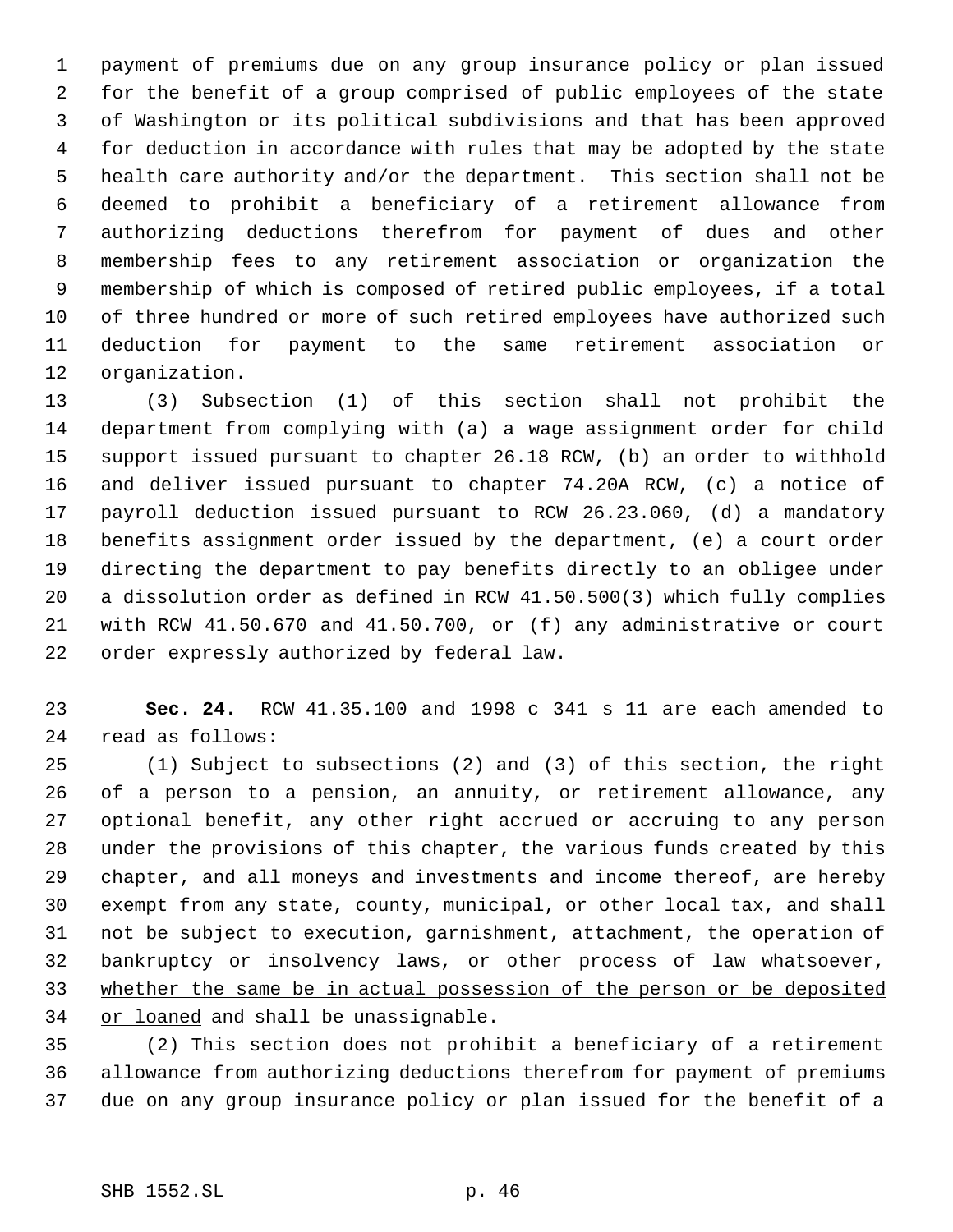payment of premiums due on any group insurance policy or plan issued for the benefit of a group comprised of public employees of the state of Washington or its political subdivisions and that has been approved for deduction in accordance with rules that may be adopted by the state health care authority and/or the department. This section shall not be deemed to prohibit a beneficiary of a retirement allowance from authorizing deductions therefrom for payment of dues and other membership fees to any retirement association or organization the membership of which is composed of retired public employees, if a total of three hundred or more of such retired employees have authorized such deduction for payment to the same retirement association or organization.

(3) Subsection (1) of this section shall not prohibit the department from complying with (a) a wage assignment order for child support issued pursuant to chapter 26.18 RCW, (b) an order to withhold and deliver issued pursuant to chapter 74.20A RCW, (c) a notice of payroll deduction issued pursuant to RCW 26.23.060, (d) a mandatory benefits assignment order issued by the department, (e) a court order directing the department to pay benefits directly to an obligee under a dissolution order as defined in RCW 41.50.500(3) which fully complies with RCW 41.50.670 and 41.50.700, or (f) any administrative or court order expressly authorized by federal law.

**Sec. 24.** RCW 41.35.100 and 1998 c 341 s 11 are each amended to read as follows:

(1) Subject to subsections (2) and (3) of this section, the right of a person to a pension, an annuity, or retirement allowance, any optional benefit, any other right accrued or accruing to any person under the provisions of this chapter, the various funds created by this chapter, and all moneys and investments and income thereof, are hereby exempt from any state, county, municipal, or other local tax, and shall not be subject to execution, garnishment, attachment, the operation of bankruptcy or insolvency laws, or other process of law whatsoever, <u>whether the same be in actual possession of the person or be deposited or loaned</u> and shall be unassignable.

(2) This section does not prohibit a beneficiary of a retirement allowance from authorizing deductions therefrom for payment of premiums due on any group insurance policy or plan issued for the benefit of a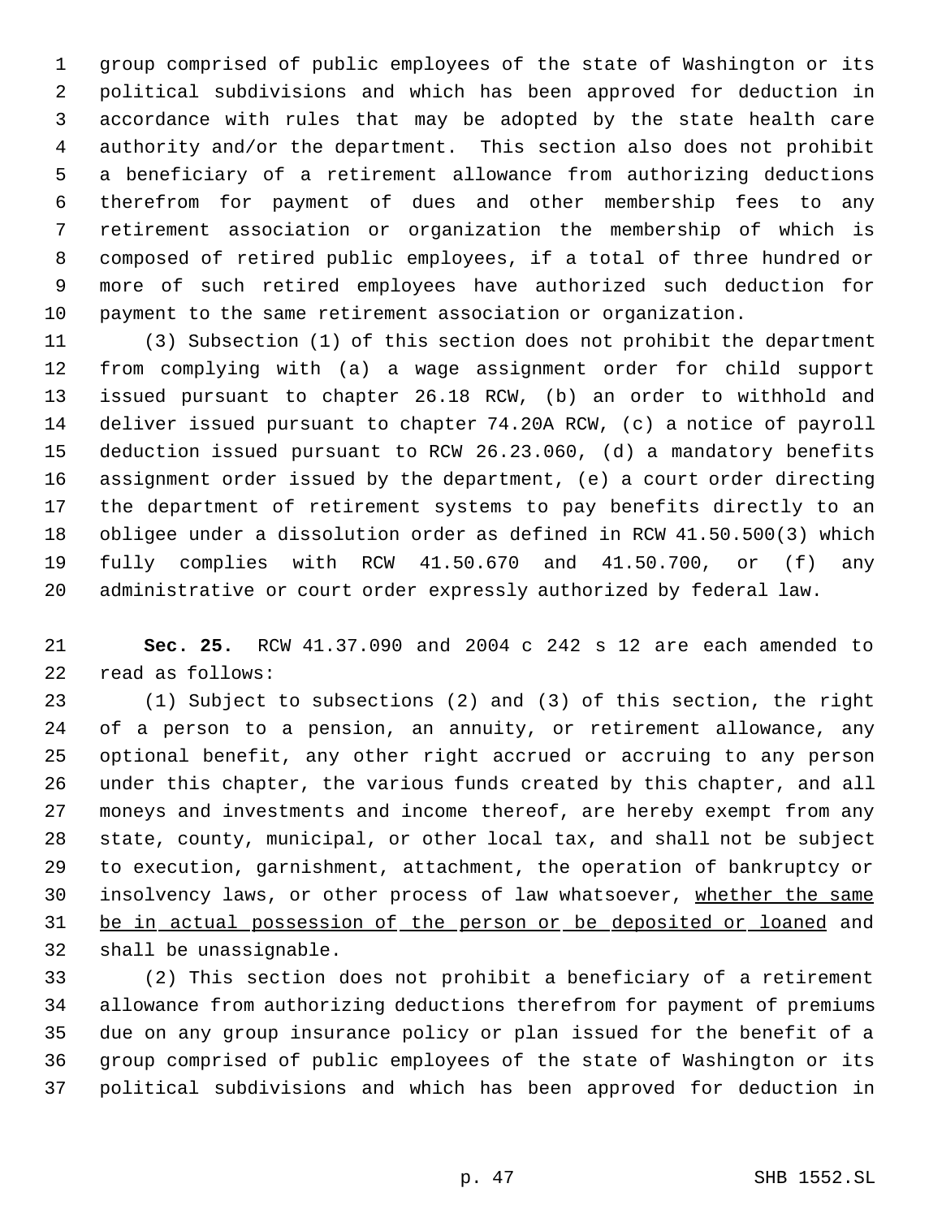group comprised of public employees of the state of Washington or its political subdivisions and which has been approved for deduction in accordance with rules that may be adopted by the state health care authority and/or the department. This section also does not prohibit a beneficiary of a retirement allowance from authorizing deductions therefrom for payment of dues and other membership fees to any retirement association or organization the membership of which is composed of retired public employees, if a total of three hundred or more of such retired employees have authorized such deduction for payment to the same retirement association or organization.

(3) Subsection (1) of this section does not prohibit the department from complying with (a) a wage assignment order for child support issued pursuant to chapter 26.18 RCW, (b) an order to withhold and deliver issued pursuant to chapter 74.20A RCW, (c) a notice of payroll deduction issued pursuant to RCW 26.23.060, (d) a mandatory benefits assignment order issued by the department, (e) a court order directing the department of retirement systems to pay benefits directly to an obligee under a dissolution order as defined in RCW 41.50.500(3) which fully complies with RCW 41.50.670 and 41.50.700, or (f) any administrative or court order expressly authorized by federal law.

**Sec. 25.** RCW 41.37.090 and 2004 c 242 s 12 are each amended to read as follows:

(1) Subject to subsections (2) and (3) of this section, the right of a person to a pension, an annuity, or retirement allowance, any optional benefit, any other right accrued or accruing to any person under this chapter, the various funds created by this chapter, and all moneys and investments and income thereof, are hereby exempt from any state, county, municipal, or other local tax, and shall not be subject to execution, garnishment, attachment, the operation of bankruptcy or insolvency laws, or other process of law whatsoever, whether the same be in actual possession of the person or be deposited or loaned and shall be unassignable.

(2) This section does not prohibit a beneficiary of a retirement allowance from authorizing deductions therefrom for payment of premiums due on any group insurance policy or plan issued for the benefit of a group comprised of public employees of the state of Washington or its political subdivisions and which has been approved for deduction in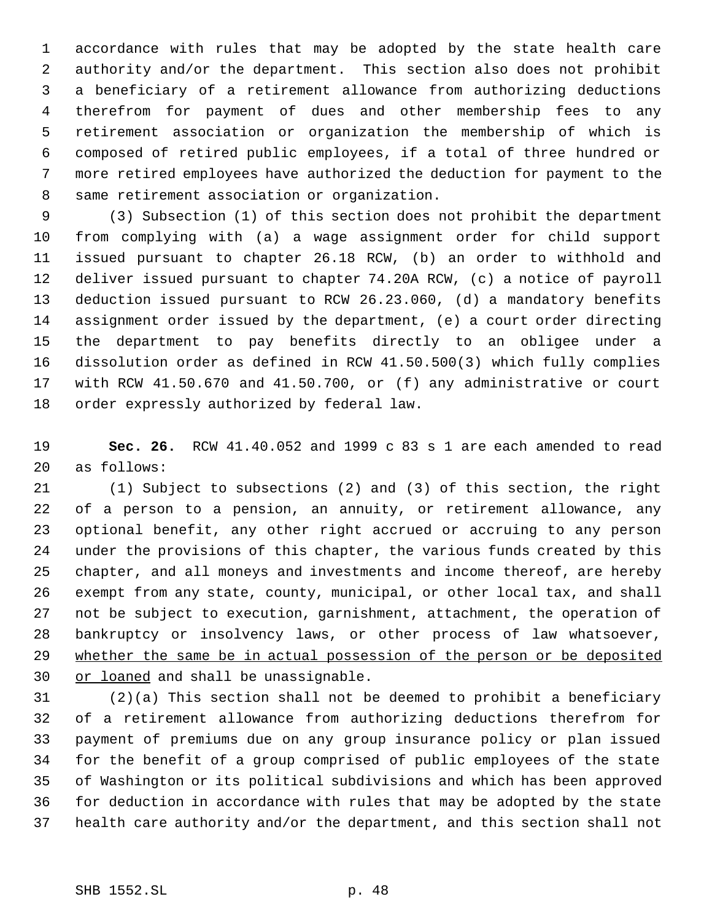accordance with rules that may be adopted by the state health care authority and/or the department. This section also does not prohibit a beneficiary of a retirement allowance from authorizing deductions therefrom for payment of dues and other membership fees to any retirement association or organization the membership of which is composed of retired public employees, if a total of three hundred or more retired employees have authorized the deduction for payment to the same retirement association or organization.

(3) Subsection (1) of this section does not prohibit the department from complying with (a) a wage assignment order for child support issued pursuant to chapter 26.18 RCW, (b) an order to withhold and deliver issued pursuant to chapter 74.20A RCW, (c) a notice of payroll deduction issued pursuant to RCW 26.23.060, (d) a mandatory benefits assignment order issued by the department, (e) a court order directing the department to pay benefits directly to an obligee under a dissolution order as defined in RCW 41.50.500(3) which fully complies with RCW 41.50.670 and 41.50.700, or (f) any administrative or court order expressly authorized by federal law.

**Sec. 26.** RCW 41.40.052 and 1999 c 83 s 1 are each amended to read as follows:

(1) Subject to subsections (2) and (3) of this section, the right of a person to a pension, an annuity, or retirement allowance, any optional benefit, any other right accrued or accruing to any person under the provisions of this chapter, the various funds created by this chapter, and all moneys and investments and income thereof, are hereby exempt from any state, county, municipal, or other local tax, and shall not be subject to execution, garnishment, attachment, the operation of bankruptcy or insolvency laws, or other process of law whatsoever, <u>whether the same be in actual possession of the person or be deposited or loaned</u> and shall be unassignable.

(2)(a) This section shall not be deemed to prohibit a beneficiary of a retirement allowance from authorizing deductions therefrom for payment of premiums due on any group insurance policy or plan issued for the benefit of a group comprised of public employees of the state of Washington or its political subdivisions and which has been approved for deduction in accordance with rules that may be adopted by the state health care authority and/or the department, and this section shall not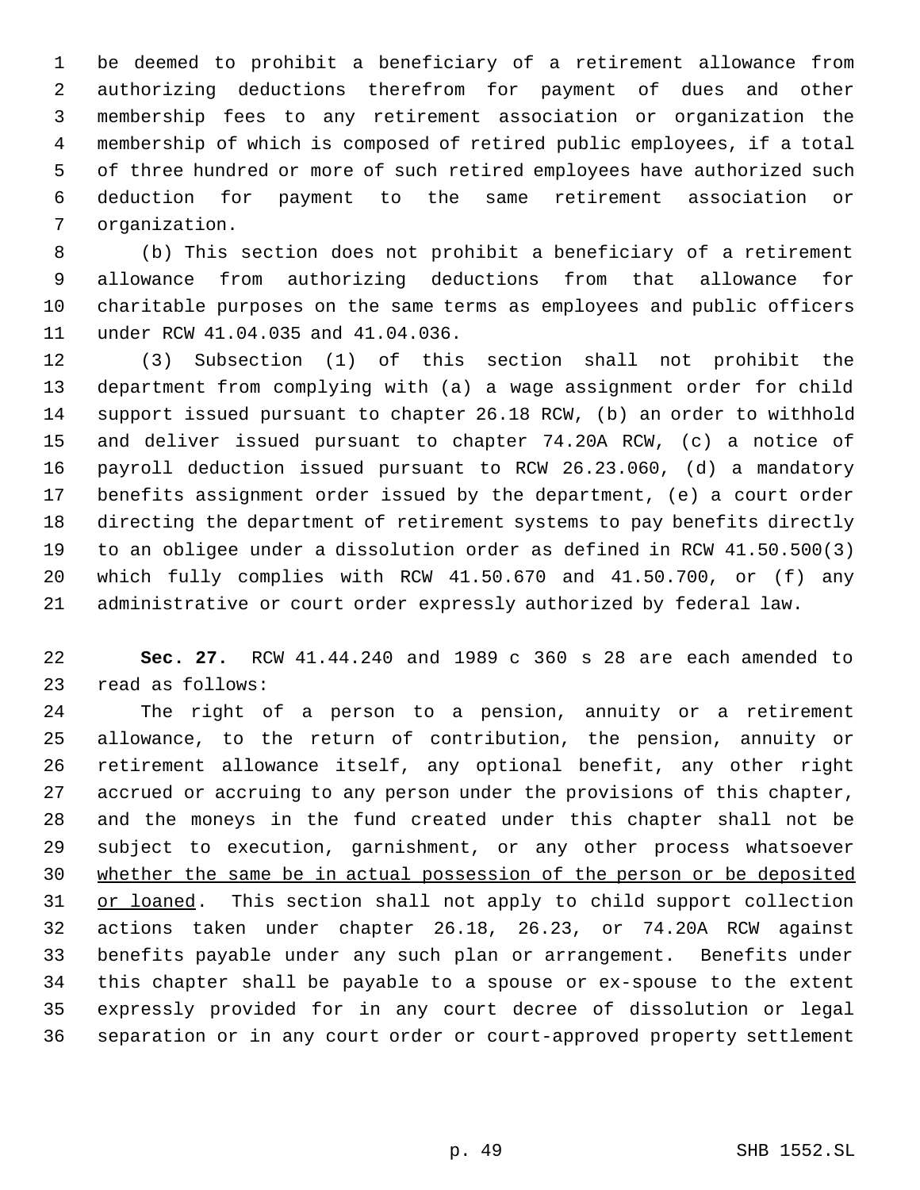be deemed to prohibit a beneficiary of a retirement allowance from authorizing deductions therefrom for payment of dues and other membership fees to any retirement association or organization the membership of which is composed of retired public employees, if a total of three hundred or more of such retired employees have authorized such deduction for payment to the same retirement association or organization.

(b) This section does not prohibit a beneficiary of a retirement allowance from authorizing deductions from that allowance for charitable purposes on the same terms as employees and public officers under RCW 41.04.035 and 41.04.036.

(3) Subsection (1) of this section shall not prohibit the department from complying with (a) a wage assignment order for child support issued pursuant to chapter 26.18 RCW, (b) an order to withhold and deliver issued pursuant to chapter 74.20A RCW, (c) a notice of payroll deduction issued pursuant to RCW 26.23.060, (d) a mandatory benefits assignment order issued by the department, (e) a court order directing the department of retirement systems to pay benefits directly to an obligee under a dissolution order as defined in RCW 41.50.500(3) which fully complies with RCW 41.50.670 and 41.50.700, or (f) any administrative or court order expressly authorized by federal law.

**Sec. 27.** RCW 41.44.240 and 1989 c 360 s 28 are each amended to read as follows:

The right of a person to a pension, annuity or a retirement allowance, to the return of contribution, the pension, annuity or retirement allowance itself, any optional benefit, any other right accrued or accruing to any person under the provisions of this chapter, and the moneys in the fund created under this chapter shall not be subject to execution, garnishment, or any other process whatsoever <u>whether the same be in actual possession of the person or be deposited or loaned</u>. This section shall not apply to child support collection actions taken under chapter 26.18, 26.23, or 74.20A RCW against benefits payable under any such plan or arrangement. Benefits under this chapter shall be payable to a spouse or ex-spouse to the extent expressly provided for in any court decree of dissolution or legal separation or in any court order or court-approved property settlement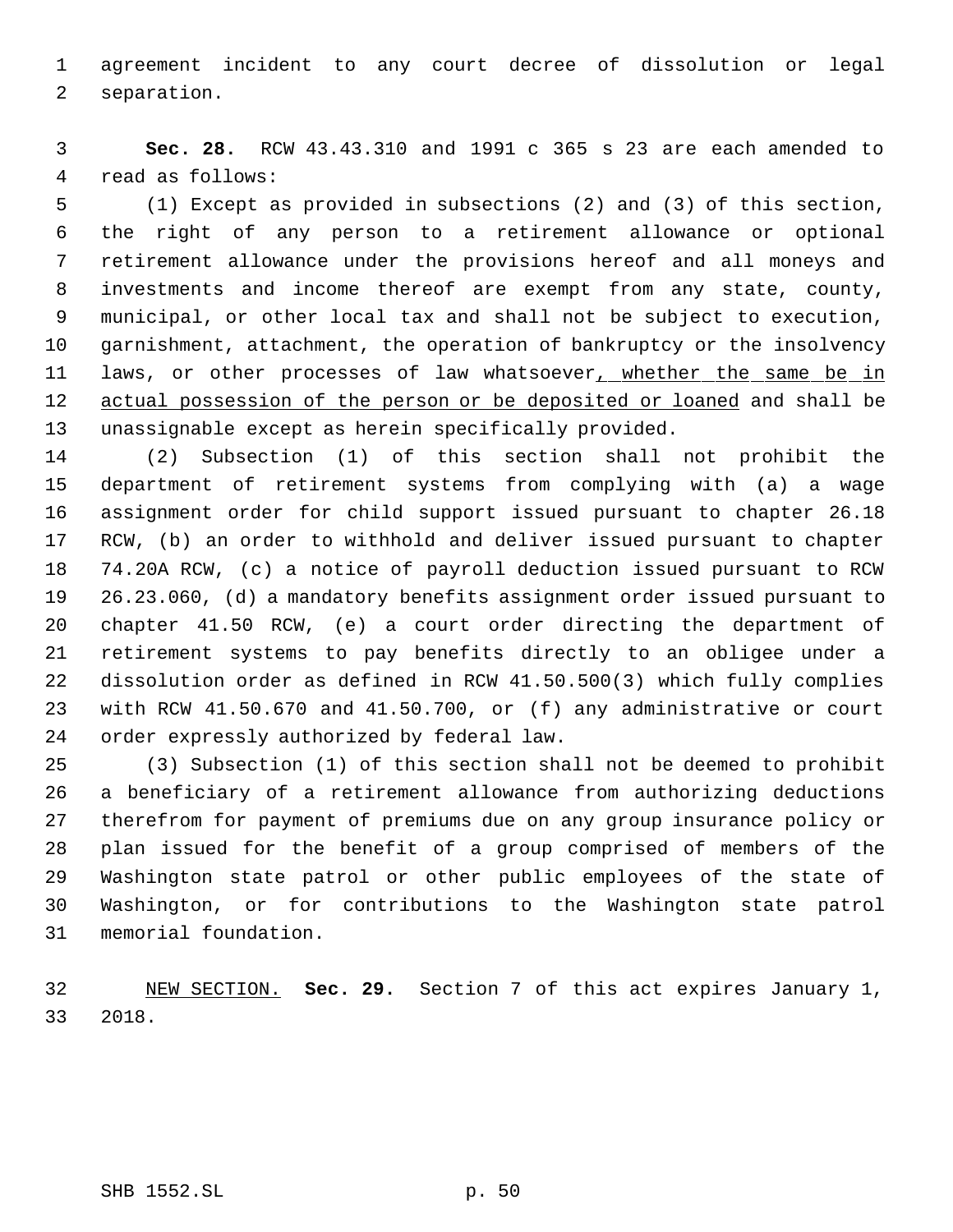agreement incident to any court decree of dissolution or legal separation.

**Sec. 28.** RCW 43.43.310 and 1991 c 365 s 23 are each amended to read as follows:

(1) Except as provided in subsections (2) and (3) of this section, the right of any person to a retirement allowance or optional retirement allowance under the provisions hereof and all moneys and investments and income thereof are exempt from any state, county, municipal, or other local tax and shall not be subject to execution, garnishment, attachment, the operation of bankruptcy or the insolvency laws, or other processes of law whatsoever, whether the same be in actual possession of the person or be deposited or loaned and shall be unassignable except as herein specifically provided.

(2) Subsection (1) of this section shall not prohibit the department of retirement systems from complying with (a) a wage assignment order for child support issued pursuant to chapter 26.18 RCW, (b) an order to withhold and deliver issued pursuant to chapter 74.20A RCW, (c) a notice of payroll deduction issued pursuant to RCW 26.23.060, (d) a mandatory benefits assignment order issued pursuant to chapter 41.50 RCW, (e) a court order directing the department of retirement systems to pay benefits directly to an obligee under a dissolution order as defined in RCW 41.50.500(3) which fully complies with RCW 41.50.670 and 41.50.700, or (f) any administrative or court order expressly authorized by federal law.

(3) Subsection (1) of this section shall not be deemed to prohibit a beneficiary of a retirement allowance from authorizing deductions therefrom for payment of premiums due on any group insurance policy or plan issued for the benefit of a group comprised of members of the Washington state patrol or other public employees of the state of Washington, or for contributions to the Washington state patrol memorial foundation.

NEW SECTION. **Sec. 29.** Section 7 of this act expires January 1, 2018.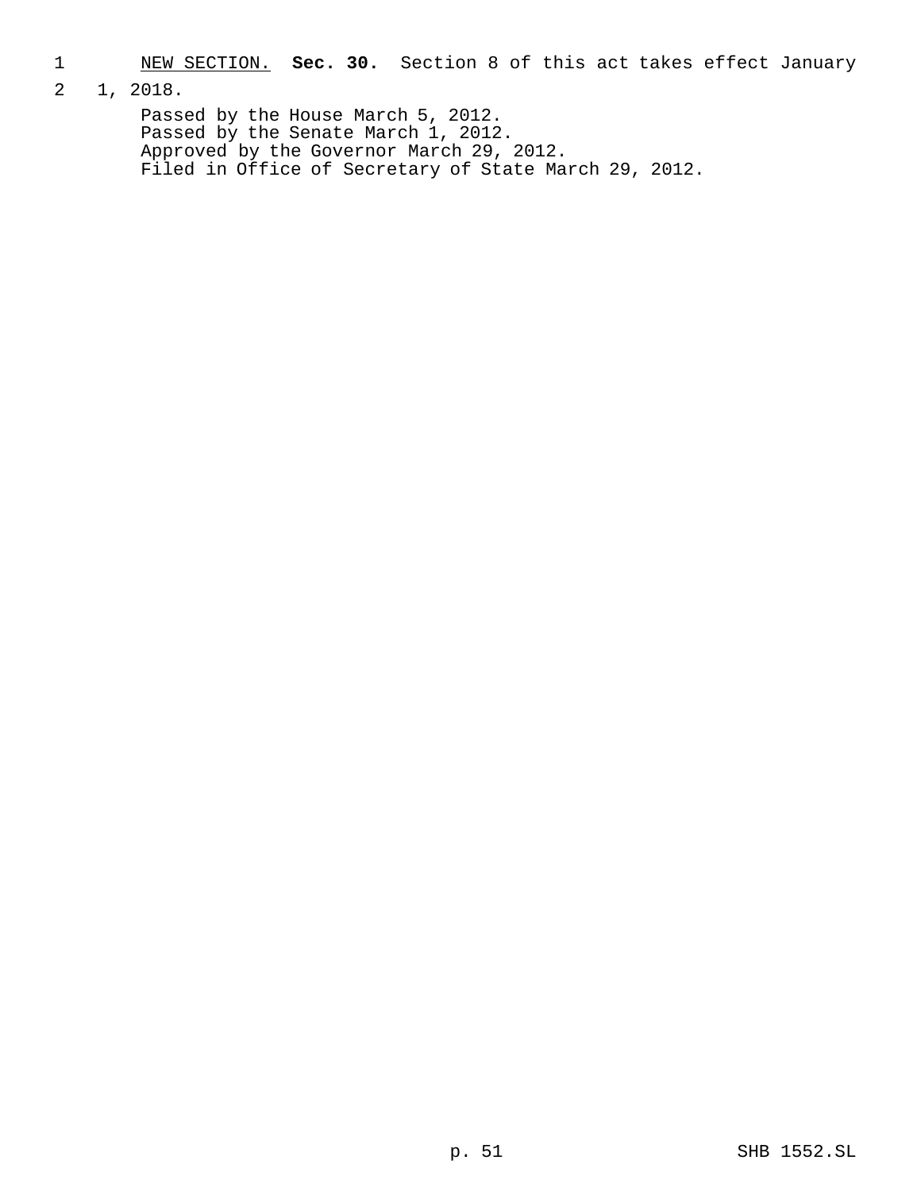NEW SECTION. **Sec. 30.** Section 8 of this act takes effect January 1, 2018.

Passed by the House March 5, 2012.
Passed by the Senate March 1, 2012.
Approved by the Governor March 29, 2012.
Filed in Office of Secretary of State March 29, 2012.